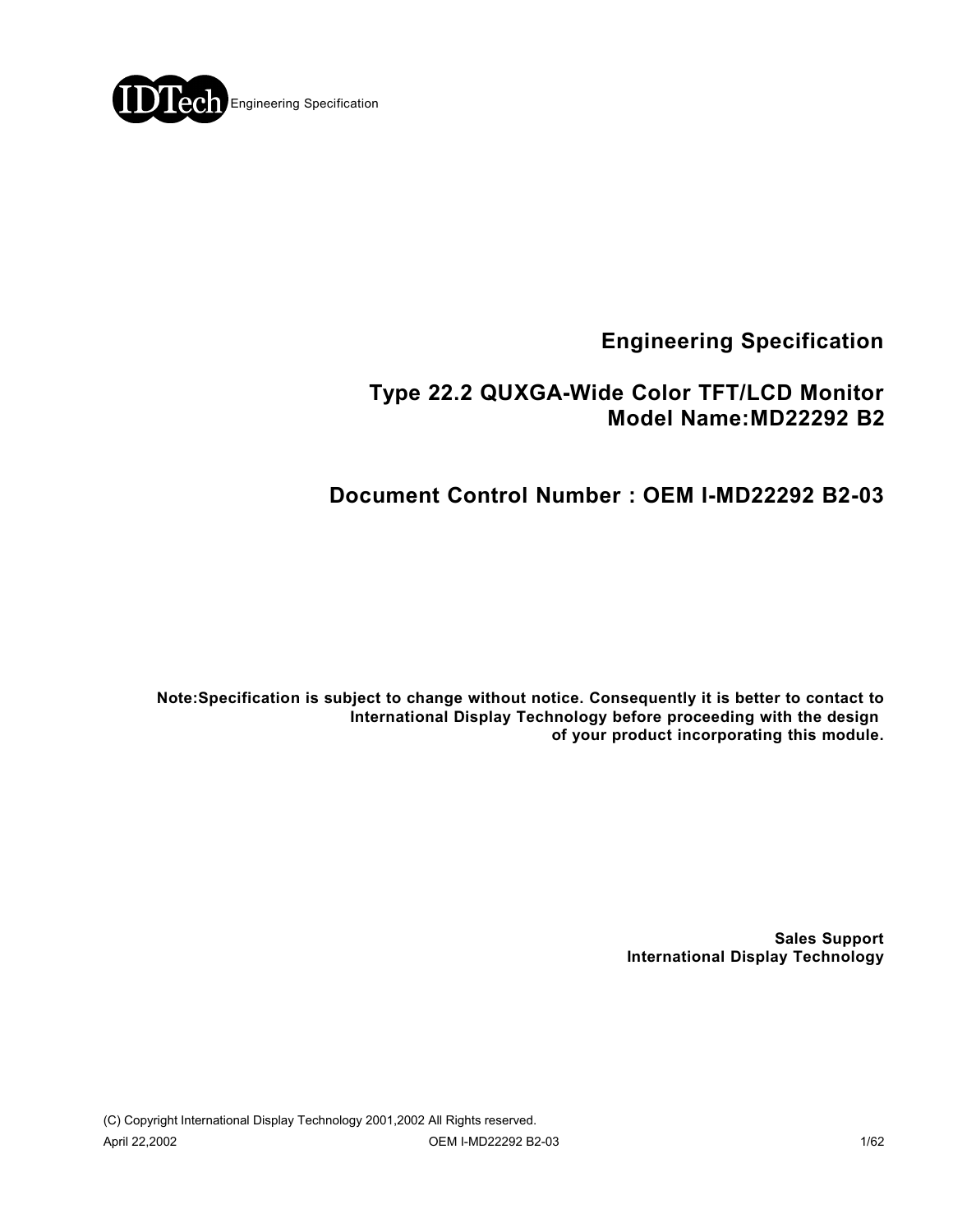# Engineering Specification

## Type 22.2 QUXGA-Wide Color TFT/LCD Monitor
## Model Name:MD22292 B2

## Document Control Number : OEM I-MD22292 B2-03

**Note:Specification is subject to change without notice. Consequently it is better to contact to International Display Technology before proceeding with the design of your product incorporating this module.**

**Sales Support**
**International Display Technology**

(C) Copyright International Display Technology 2001,2002 All Rights reserved.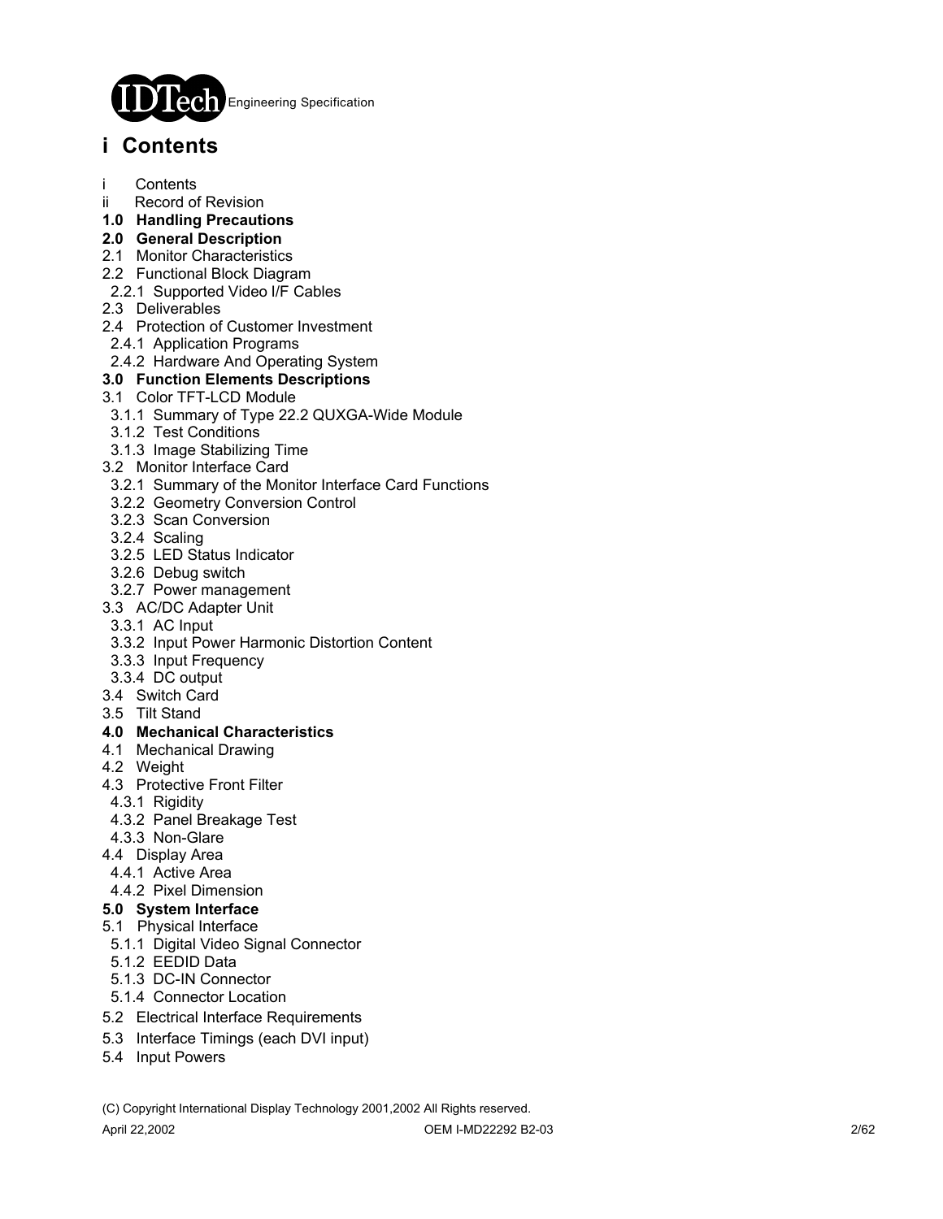# i Contents

i Contents
ii Record of Revision
**1.0 Handling Precautions**
**2.0 General Description**
2.1 Monitor Characteristics
2.2 Functional Block Diagram
 2.2.1 Supported Video I/F Cables
2.3 Deliverables
2.4 Protection of Customer Investment
 2.4.1 Application Programs
 2.4.2 Hardware And Operating System
**3.0 Function Elements Descriptions**
3.1 Color TFT-LCD Module
 3.1.1 Summary of Type 22.2 QUXGA-Wide Module
 3.1.2 Test Conditions
 3.1.3 Image Stabilizing Time
3.2 Monitor Interface Card
 3.2.1 Summary of the Monitor Interface Card Functions
 3.2.2 Geometry Conversion Control
 3.2.3 Scan Conversion
 3.2.4 Scaling
 3.2.5 LED Status Indicator
 3.2.6 Debug switch
 3.2.7 Power management
3.3 AC/DC Adapter Unit
 3.3.1 AC Input
 3.3.2 Input Power Harmonic Distortion Content
 3.3.3 Input Frequency
 3.3.4 DC output
3.4 Switch Card
3.5 Tilt Stand
**4.0 Mechanical Characteristics**
4.1 Mechanical Drawing
4.2 Weight
4.3 Protective Front Filter
 4.3.1 Rigidity
 4.3.2 Panel Breakage Test
 4.3.3 Non-Glare
4.4 Display Area
 4.4.1 Active Area
 4.4.2 Pixel Dimension
**5.0 System Interface**
5.1 Physical Interface
 5.1.1 Digital Video Signal Connector
 5.1.2 EEDID Data
 5.1.3 DC-IN Connector
 5.1.4 Connector Location
5.2 Electrical Interface Requirements
5.3 Interface Timings (each DVI input)
5.4 Input Powers

(C) Copyright International Display Technology 2001,2002 All Rights reserved.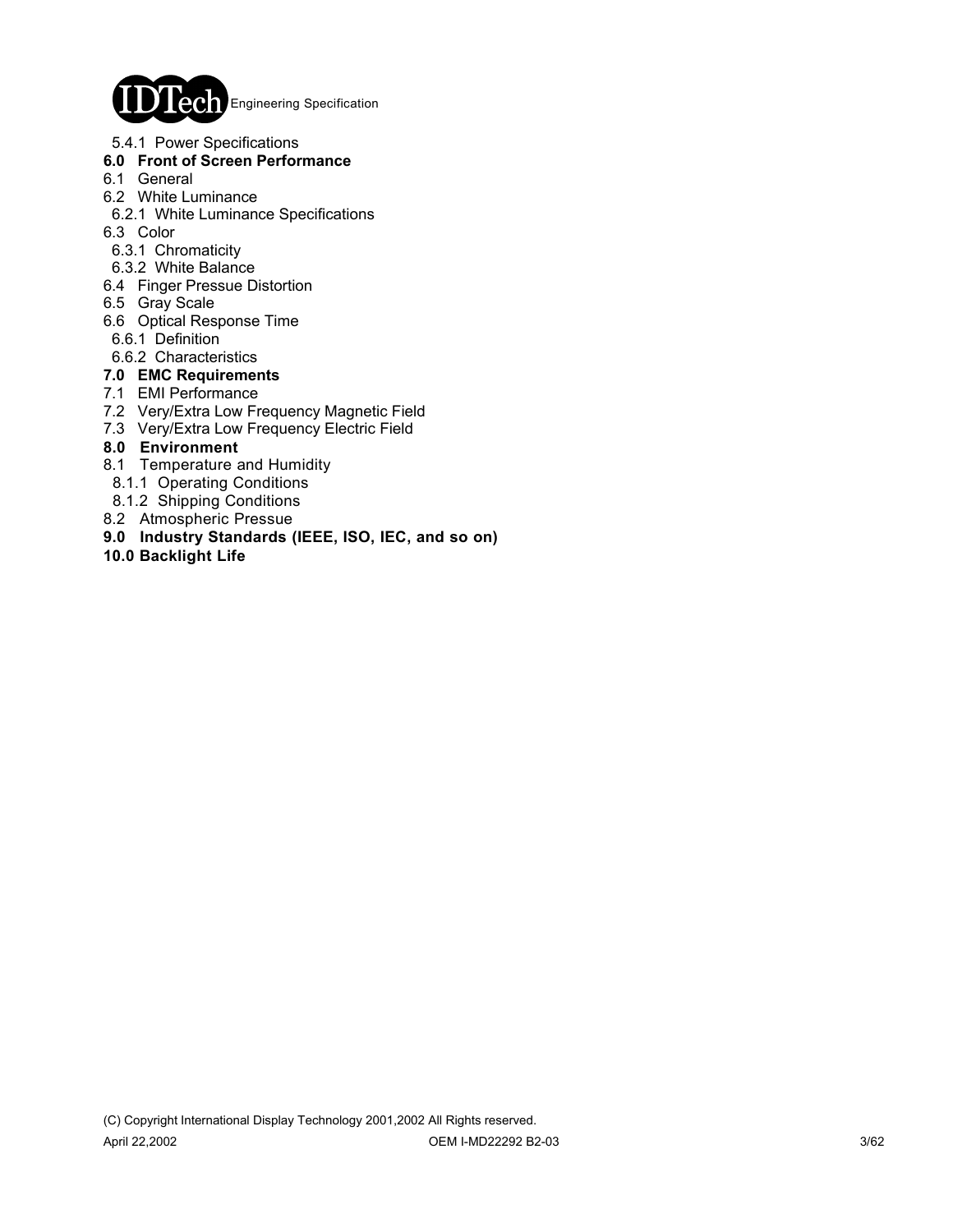5.4.1 Power Specifications

**6.0 Front of Screen Performance**

6.1 General

6.2 White Luminance

6.2.1 White Luminance Specifications

6.3 Color

6.3.1 Chromaticity

6.3.2 White Balance

6.4 Finger Pressue Distortion

6.5 Gray Scale

6.6 Optical Response Time

6.6.1 Definition

6.6.2 Characteristics

**7.0 EMC Requirements**

7.1 EMI Performance

7.2 Very/Extra Low Frequency Magnetic Field

7.3 Very/Extra Low Frequency Electric Field

**8.0 Environment**

8.1 Temperature and Humidity

8.1.1 Operating Conditions

8.1.2 Shipping Conditions

8.2 Atmospheric Pressue

**9.0 Industry Standards (IEEE, ISO, IEC, and so on)**

**10.0 Backlight Life**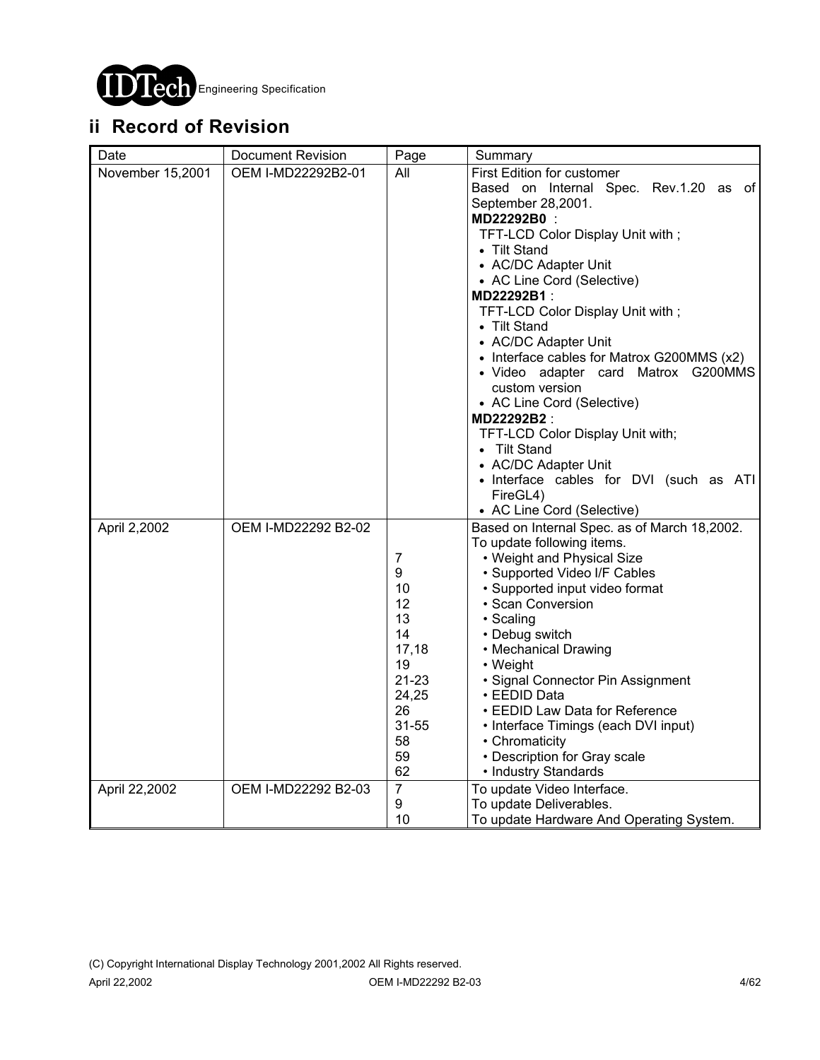## ii Record of Revision

| Date | Document Revision | Page | Summary |
|---|---|---|---|
| November 15,2001 | OEM I-MD22292B2-01 | All | First Edition for customer<br>Based on Internal Spec. Rev.1.20 as of September 28,2001.<br>**MD22292B0** :<br>TFT-LCD Color Display Unit with ;<br>• Tilt Stand<br>• AC/DC Adapter Unit<br>• AC Line Cord (Selective)<br>**MD22292B1** :<br>TFT-LCD Color Display Unit with ;<br>• Tilt Stand<br>• AC/DC Adapter Unit<br>• Interface cables for Matrox G200MMS (x2)<br>• Video adapter card Matrox G200MMS custom version<br>• AC Line Cord (Selective)<br>**MD22292B2** :<br>TFT-LCD Color Display Unit with;<br>• Tilt Stand<br>• AC/DC Adapter Unit<br>• Interface cables for DVI (such as ATI FireGL4)<br>• AC Line Cord (Selective) |
| April 2,2002 | OEM I-MD22292 B2-02 | <br><br>7<br>9<br>10<br>12<br>13<br>14<br>17,18<br>19<br>21-23<br>24,25<br>26<br>31-55<br>58<br>59<br>62 | Based on Internal Spec. as of March 18,2002.<br>To update following items.<br>• Weight and Physical Size<br>• Supported Video I/F Cables<br>• Supported input video format<br>• Scan Conversion<br>• Scaling<br>• Debug switch<br>• Mechanical Drawing<br>• Weight<br>• Signal Connector Pin Assignment<br>• EEDID Data<br>• EEDID Law Data for Reference<br>• Interface Timings (each DVI input)<br>• Chromaticity<br>• Description for Gray scale<br>• Industry Standards |
| April 22,2002 | OEM I-MD22292 B2-03 | 7<br>9<br>10 | To update Video Interface.<br>To update Deliverables.<br>To update Hardware And Operating System. |

(C) Copyright International Display Technology 2001,2002 All Rights reserved.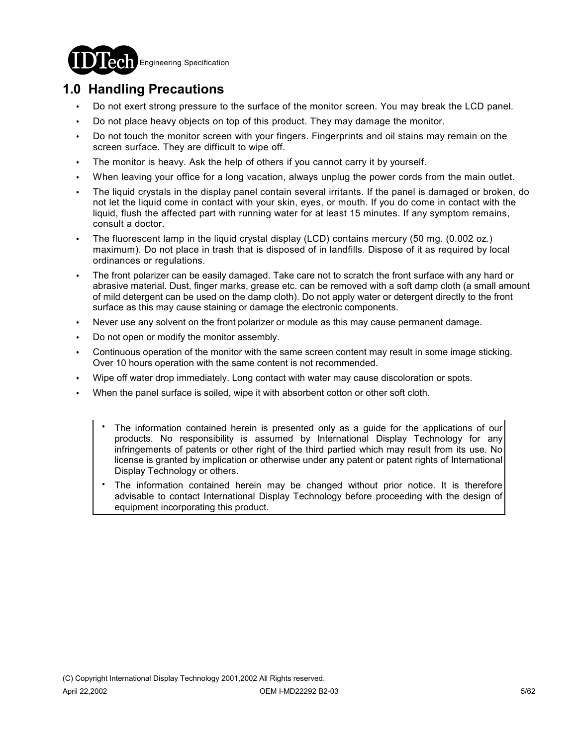## 1.0 Handling Precautions

- Do not exert strong pressure to the surface of the monitor screen. You may break the LCD panel.
- Do not place heavy objects on top of this product. They may damage the monitor.
- Do not touch the monitor screen with your fingers. Fingerprints and oil stains may remain on the screen surface. They are difficult to wipe off.
- The monitor is heavy. Ask the help of others if you cannot carry it by yourself.
- When leaving your office for a long vacation, always unplug the power cords from the main outlet.
- The liquid crystals in the display panel contain several irritants. If the panel is damaged or broken, do not let the liquid come in contact with your skin, eyes, or mouth. If you do come in contact with the liquid, flush the affected part with running water for at least 15 minutes. If any symptom remains, consult a doctor.
- The fluorescent lamp in the liquid crystal display (LCD) contains mercury (50 mg. (0.002 oz.) maximum). Do not place in trash that is disposed of in landfills. Dispose of it as required by local ordinances or regulations.
- The front polarizer can be easily damaged. Take care not to scratch the front surface with any hard or abrasive material. Dust, finger marks, grease etc. can be removed with a soft damp cloth (a small amount of mild detergent can be used on the damp cloth). Do not apply water or detergent directly to the front surface as this may cause staining or damage the electronic components.
- Never use any solvent on the front polarizer or module as this may cause permanent damage.
- Do not open or modify the monitor assembly.
- Continuous operation of the monitor with the same screen content may result in some image sticking. Over 10 hours operation with the same content is not recommended.
- Wipe off water drop immediately. Long contact with water may cause discoloration or spots.
- When the panel surface is soiled, wipe it with absorbent cotton or other soft cloth.

> - The information contained herein is presented only as a guide for the applications of our products. No responsibility is assumed by International Display Technology for any infringements of patents or other right of the third partied which may result from its use. No license is granted by implication or otherwise under any patent or patent rights of International Display Technology or others.
> - The information contained herein may be changed without prior notice. It is therefore advisable to contact International Display Technology before proceeding with the design of equipment incorporating this product.

(C) Copyright International Display Technology 2001,2002 All Rights reserved.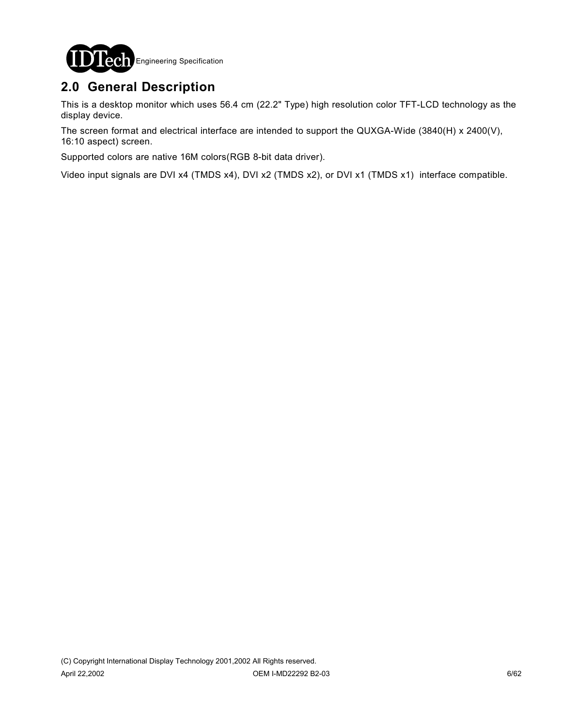## 2.0 General Description

This is a desktop monitor which uses 56.4 cm (22.2" Type) high resolution color TFT-LCD technology as the display device.

The screen format and electrical interface are intended to support the QUXGA-Wide (3840(H) x 2400(V), 16:10 aspect) screen.

Supported colors are native 16M colors(RGB 8-bit data driver).

Video input signals are DVI x4 (TMDS x4), DVI x2 (TMDS x2), or DVI x1 (TMDS x1) interface compatible.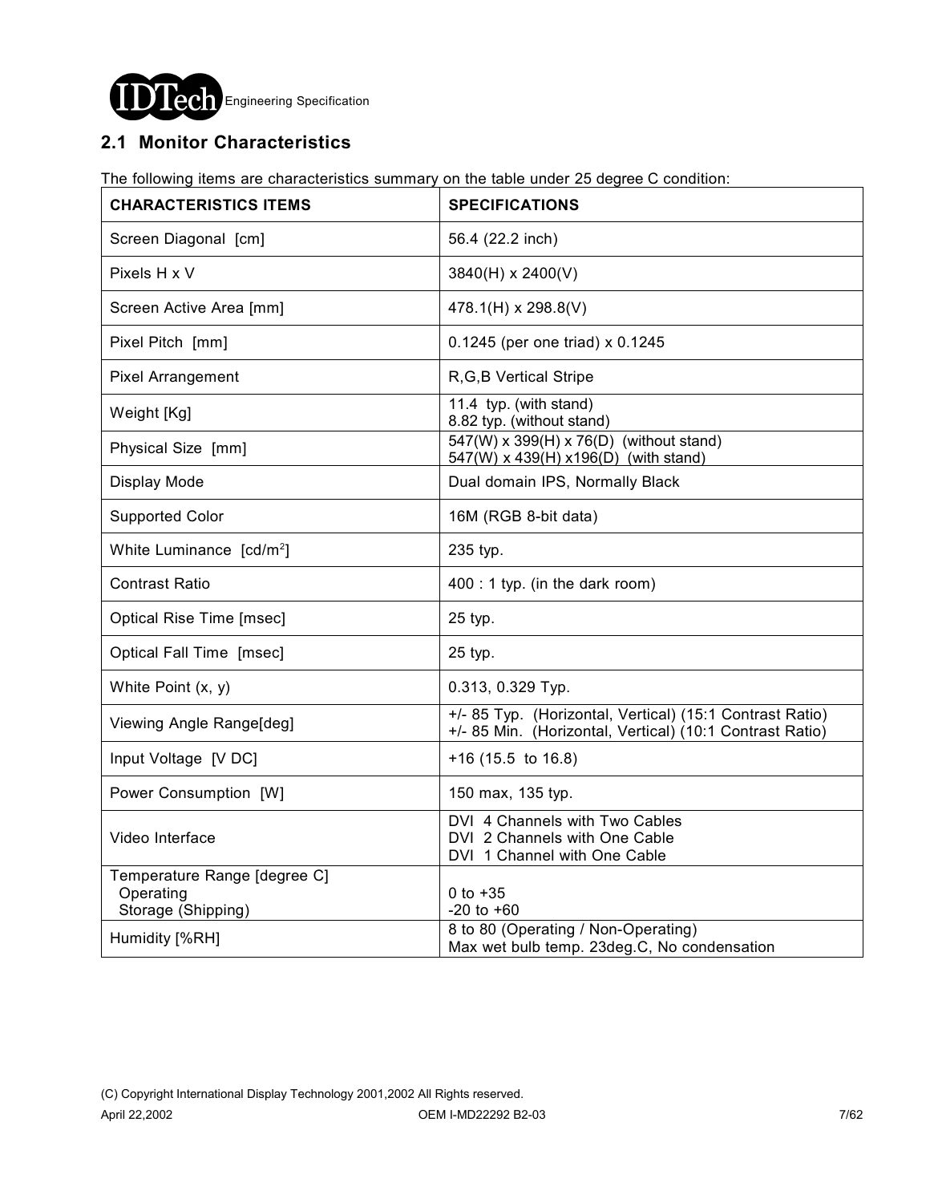## 2.1 Monitor Characteristics

The following items are characteristics summary on the table under 25 degree C condition:

| CHARACTERISTICS ITEMS | SPECIFICATIONS |
|---|---|
| Screen Diagonal [cm] | 56.4 (22.2 inch) |
| Pixels H x V | 3840(H) x 2400(V) |
| Screen Active Area [mm] | 478.1(H) x 298.8(V) |
| Pixel Pitch [mm] | 0.1245 (per one triad) x 0.1245 |
| Pixel Arrangement | R,G,B Vertical Stripe |
| Weight [Kg] | 11.4 typ. (with stand)<br>8.82 typ. (without stand) |
| Physical Size [mm] | 547(W) x 399(H) x 76(D) (without stand)<br>547(W) x 439(H) x196(D) (with stand) |
| Display Mode | Dual domain IPS, Normally Black |
| Supported Color | 16M (RGB 8-bit data) |
| White Luminance [cd/m$^2$] | 235 typ. |
| Contrast Ratio | 400 : 1 typ. (in the dark room) |
| Optical Rise Time [msec] | 25 typ. |
| Optical Fall Time [msec] | 25 typ. |
| White Point (x, y) | 0.313, 0.329 Typ. |
| Viewing Angle Range[deg] | +/- 85 Typ. (Horizontal, Vertical) (15:1 Contrast Ratio)<br>+/- 85 Min. (Horizontal, Vertical) (10:1 Contrast Ratio) |
| Input Voltage [V DC] | +16 (15.5 to 16.8) |
| Power Consumption [W] | 150 max, 135 typ. |
| Video Interface | DVI 4 Channels with Two Cables<br>DVI 2 Channels with One Cable<br>DVI 1 Channel with One Cable |
| Temperature Range [degree C]<br>Operating<br>Storage (Shipping) | <br>0 to +35<br>-20 to +60 |
| Humidity [%RH] | 8 to 80 (Operating / Non-Operating)<br>Max wet bulb temp. 23deg.C, No condensation |

(C) Copyright International Display Technology 2001,2002 All Rights reserved.

April 22,2002 OEM I-MD22292 B2-03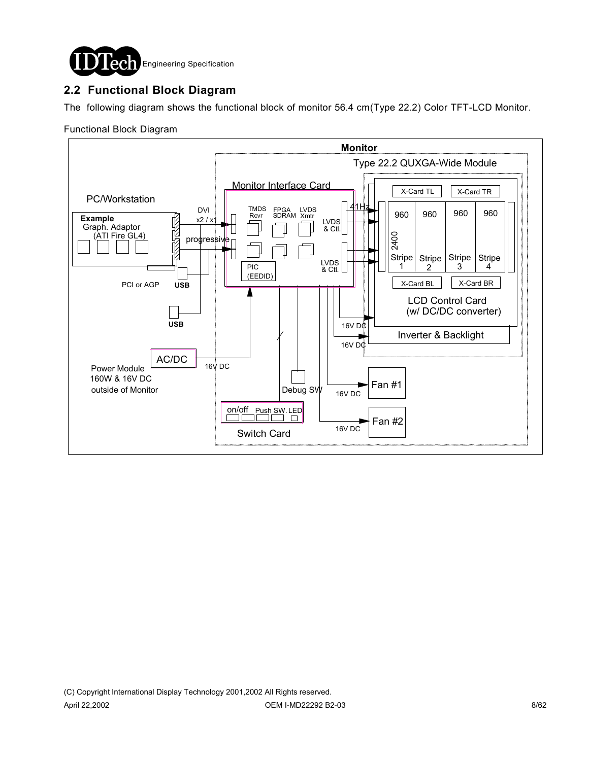## 2.2 Functional Block Diagram

The following diagram shows the functional block of monitor 56.4 cm(Type 22.2) Color TFT-LCD Monitor.

Functional Block Diagram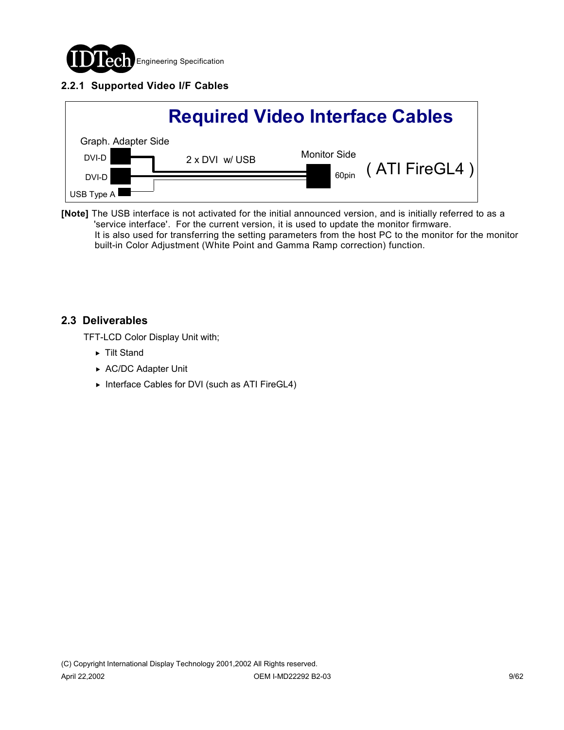### 2.2.1 Supported Video I/F Cables

**Required Video Interface Cables**

Graph. Adapter Side

DVI-D

DVI-D

USB Type A

2 x DVI w/ USB

Monitor Side

60pin

( ATI FireGL4 )

**[Note]** The USB interface is not activated for the initial announced version, and is initially referred to as a 'service interface'. For the current version, it is used to update the monitor firmware. It is also used for transferring the setting parameters from the host PC to the monitor for the monitor built-in Color Adjustment (White Point and Gamma Ramp correction) function.

## 2.3 Deliverables

TFT-LCD Color Display Unit with;

- Tilt Stand
- AC/DC Adapter Unit
- Interface Cables for DVI (such as ATI FireGL4)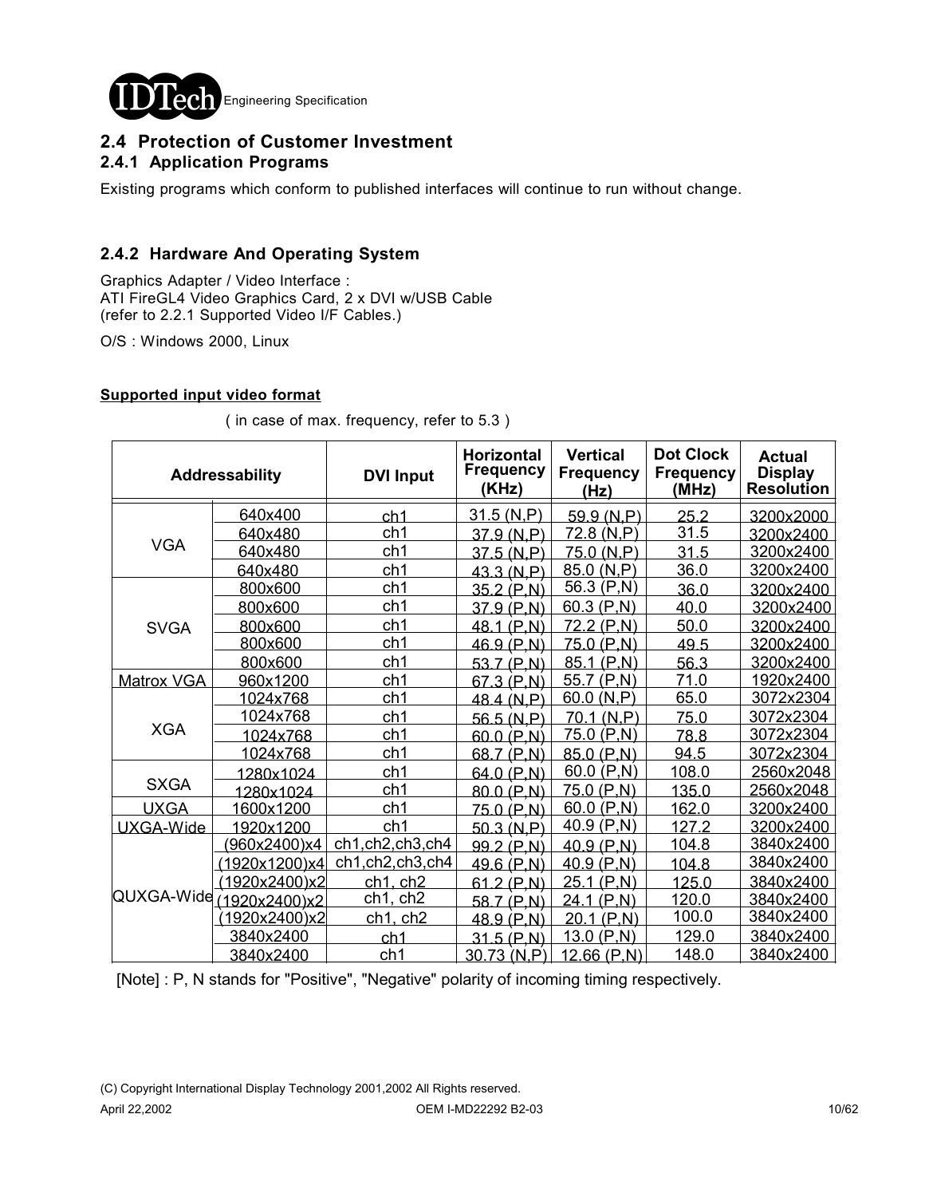## 2.4 Protection of Customer Investment

### 2.4.1 Application Programs

Existing programs which conform to published interfaces will continue to run without change.

### 2.4.2 Hardware And Operating System

Graphics Adapter / Video Interface :
ATI FireGL4 Video Graphics Card, 2 x DVI w/USB Cable
(refer to 2.2.1 Supported Video I/F Cables.)

O/S : Windows 2000, Linux

**Supported input video format**

( in case of max. frequency, refer to 5.3 )

| Addressability | | DVI Input | Horizontal Frequency (KHz) | Vertical Frequency (Hz) | Dot Clock Frequency (MHz) | Actual Display Resolution |
|---|---|---|---|---|---|---|
| VGA | 640x400 | ch1 | 31.5 (N,P) | 59.9 (N,P) | 25.2 | 3200x2000 |
| | 640x480 | ch1 | 37.9 (N,P) | 72.8 (N,P) | 31.5 | 3200x2400 |
| | 640x480 | ch1 | 37.5 (N,P) | 75.0 (N,P) | 31.5 | 3200x2400 |
| | 640x480 | ch1 | 43.3 (N,P) | 85.0 (N,P) | 36.0 | 3200x2400 |
| SVGA | 800x600 | ch1 | 35.2 (P,N) | 56.3 (P,N) | 36.0 | 3200x2400 |
| | 800x600 | ch1 | 37.9 (P,N) | 60.3 (P,N) | 40.0 | 3200x2400 |
| | 800x600 | ch1 | 48.1 (P,N) | 72.2 (P,N) | 50.0 | 3200x2400 |
| | 800x600 | ch1 | 46.9 (P,N) | 75.0 (P,N) | 49.5 | 3200x2400 |
| | 800x600 | ch1 | 53.7 (P,N) | 85.1 (P,N) | 56.3 | 3200x2400 |
| Matrox VGA | 960x1200 | ch1 | 67.3 (P,N) | 55.7 (P,N) | 71.0 | 1920x2400 |
| XGA | 1024x768 | ch1 | 48.4 (N,P) | 60.0 (N,P) | 65.0 | 3072x2304 |
| | 1024x768 | ch1 | 56.5 (N,P) | 70.1 (N,P) | 75.0 | 3072x2304 |
| | 1024x768 | ch1 | 60.0 (P,N) | 75.0 (P,N) | 78.8 | 3072x2304 |
| | 1024x768 | ch1 | 68.7 (P,N) | 85.0 (P,N) | 94.5 | 3072x2304 |
| SXGA | 1280x1024 | ch1 | 64.0 (P,N) | 60.0 (P,N) | 108.0 | 2560x2048 |
| | 1280x1024 | ch1 | 80.0 (P,N) | 75.0 (P,N) | 135.0 | 2560x2048 |
| UXGA | 1600x1200 | ch1 | 75.0 (P,N) | 60.0 (P,N) | 162.0 | 3200x2400 |
| UXGA-Wide | 1920x1200 | ch1 | 50.3 (N,P) | 40.9 (P,N) | 127.2 | 3200x2400 |
| QUXGA-Wide | (960x2400)x4 | ch1,ch2,ch3,ch4 | 99.2 (P,N) | 40.9 (P,N) | 104.8 | 3840x2400 |
| | (1920x1200)x4 | ch1,ch2,ch3,ch4 | 49.6 (P,N) | 40.9 (P,N) | 104.8 | 3840x2400 |
| | (1920x2400)x2 | ch1, ch2 | 61.2 (P,N) | 25.1 (P,N) | 125.0 | 3840x2400 |
| | (1920x2400)x2 | ch1, ch2 | 58.7 (P,N) | 24.1 (P,N) | 120.0 | 3840x2400 |
| | (1920x2400)x2 | ch1, ch2 | 48.9 (P,N) | 20.1 (P,N) | 100.0 | 3840x2400 |
| | 3840x2400 | ch1 | 31.5 (P,N) | 13.0 (P,N) | 129.0 | 3840x2400 |
| | 3840x2400 | ch1 | 30.73 (N,P) | 12.66 (P,N) | 148.0 | 3840x2400 |

[Note] : P, N stands for "Positive", "Negative" polarity of incoming timing respectively.

(C) Copyright International Display Technology 2001,2002 All Rights reserved.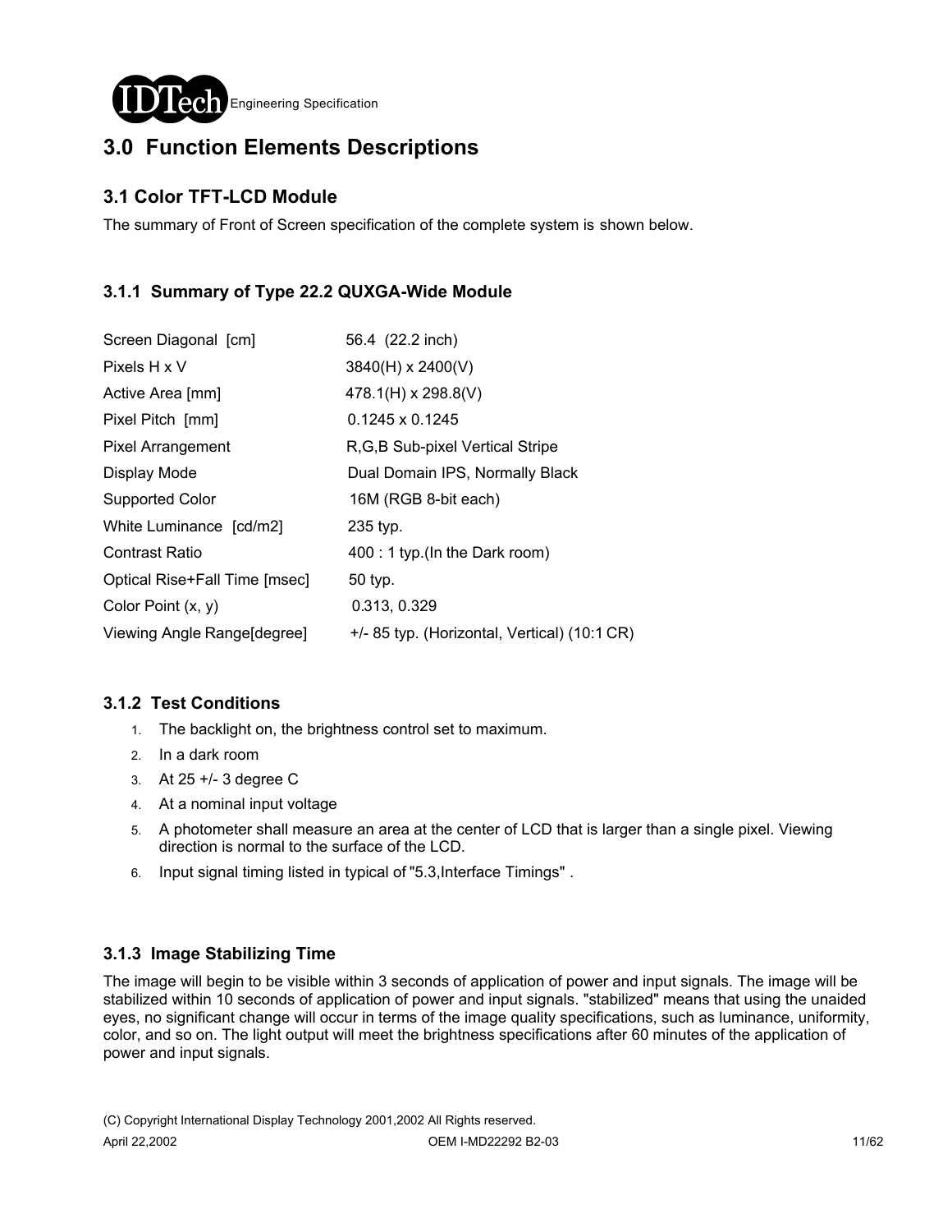# 3.0 Function Elements Descriptions

## 3.1 Color TFT-LCD Module

The summary of Front of Screen specification of the complete system is shown below.

### 3.1.1 Summary of Type 22.2 QUXGA-Wide Module

| | |
|---|---|
| Screen Diagonal [cm] | 56.4 (22.2 inch) |
| Pixels H x V | 3840(H) x 2400(V) |
| Active Area [mm] | 478.1(H) x 298.8(V) |
| Pixel Pitch [mm] | 0.1245 x 0.1245 |
| Pixel Arrangement | R,G,B Sub-pixel Vertical Stripe |
| Display Mode | Dual Domain IPS, Normally Black |
| Supported Color | 16M (RGB 8-bit each) |
| White Luminance [cd/m2] | 235 typ. |
| Contrast Ratio | 400 : 1 typ.(In the Dark room) |
| Optical Rise+Fall Time [msec] | 50 typ. |
| Color Point (x, y) | 0.313, 0.329 |
| Viewing Angle Range[degree] | +/- 85 typ. (Horizontal, Vertical) (10:1 CR) |

### 3.1.2 Test Conditions

1. The backlight on, the brightness control set to maximum.
2. In a dark room
3. At 25 +/- 3 degree C
4. At a nominal input voltage
5. A photometer shall measure an area at the center of LCD that is larger than a single pixel. Viewing direction is normal to the surface of the LCD.
6. Input signal timing listed in typical of "5.3,Interface Timings" .

### 3.1.3 Image Stabilizing Time

The image will begin to be visible within 3 seconds of application of power and input signals. The image will be stabilized within 10 seconds of application of power and input signals. "stabilized" means that using the unaided eyes, no significant change will occur in terms of the image quality specifications, such as luminance, uniformity, color, and so on. The light output will meet the brightness specifications after 60 minutes of the application of power and input signals.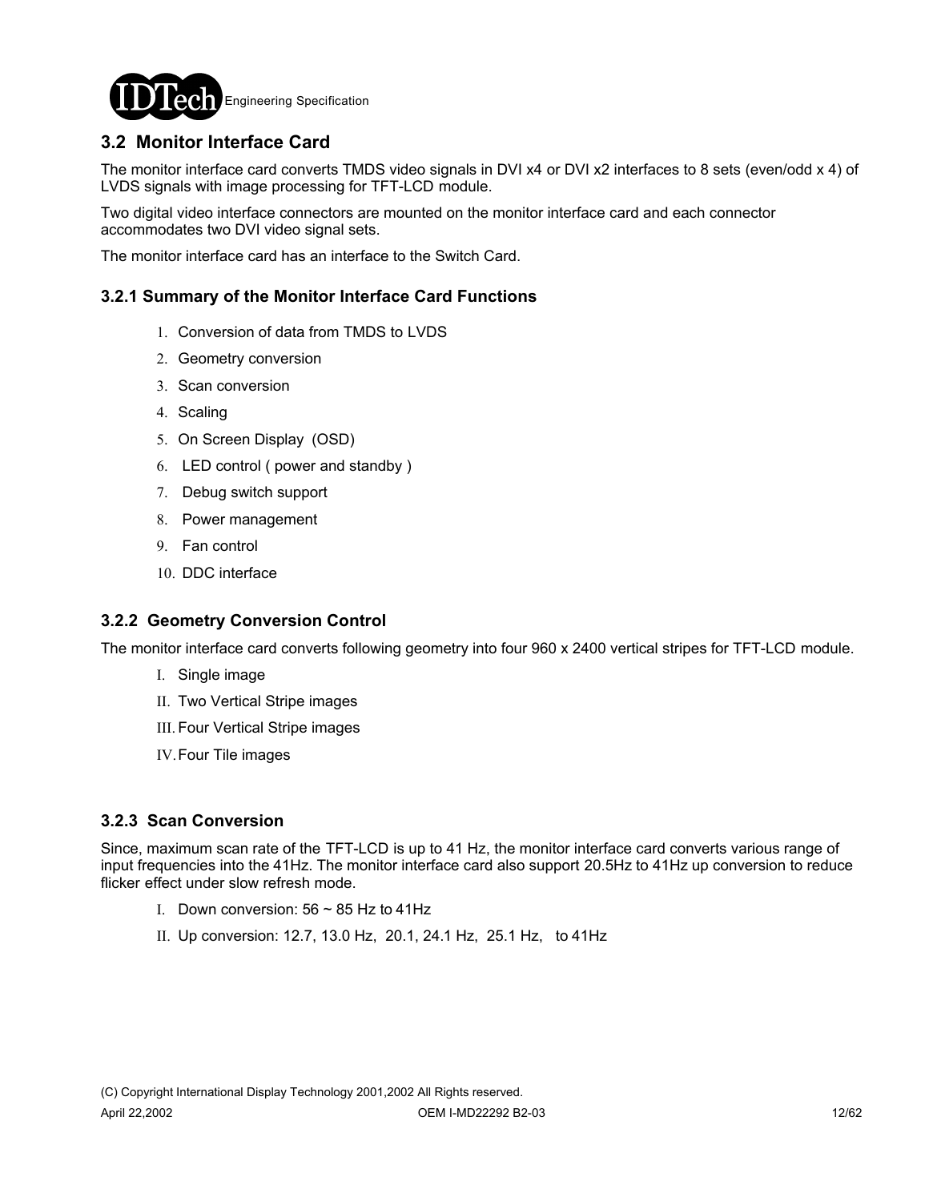## 3.2 Monitor Interface Card

The monitor interface card converts TMDS video signals in DVI x4 or DVI x2 interfaces to 8 sets (even/odd x 4) of LVDS signals with image processing for TFT-LCD module.

Two digital video interface connectors are mounted on the monitor interface card and each connector accommodates two DVI video signal sets.

The monitor interface card has an interface to the Switch Card.

### 3.2.1 Summary of the Monitor Interface Card Functions

1. Conversion of data from TMDS to LVDS
2. Geometry conversion
3. Scan conversion
4. Scaling
5. On Screen Display (OSD)
6. LED control ( power and standby )
7. Debug switch support
8. Power management
9. Fan control
10. DDC interface

### 3.2.2 Geometry Conversion Control

The monitor interface card converts following geometry into four 960 x 2400 vertical stripes for TFT-LCD module.

I. Single image
II. Two Vertical Stripe images
III. Four Vertical Stripe images
IV. Four Tile images

### 3.2.3 Scan Conversion

Since, maximum scan rate of the TFT-LCD is up to 41 Hz, the monitor interface card converts various range of input frequencies into the 41Hz. The monitor interface card also support 20.5Hz to 41Hz up conversion to reduce flicker effect under slow refresh mode.

I. Down conversion: 56 ~ 85 Hz to 41Hz
II. Up conversion: 12.7, 13.0 Hz, 20.1, 24.1 Hz, 25.1 Hz, to 41Hz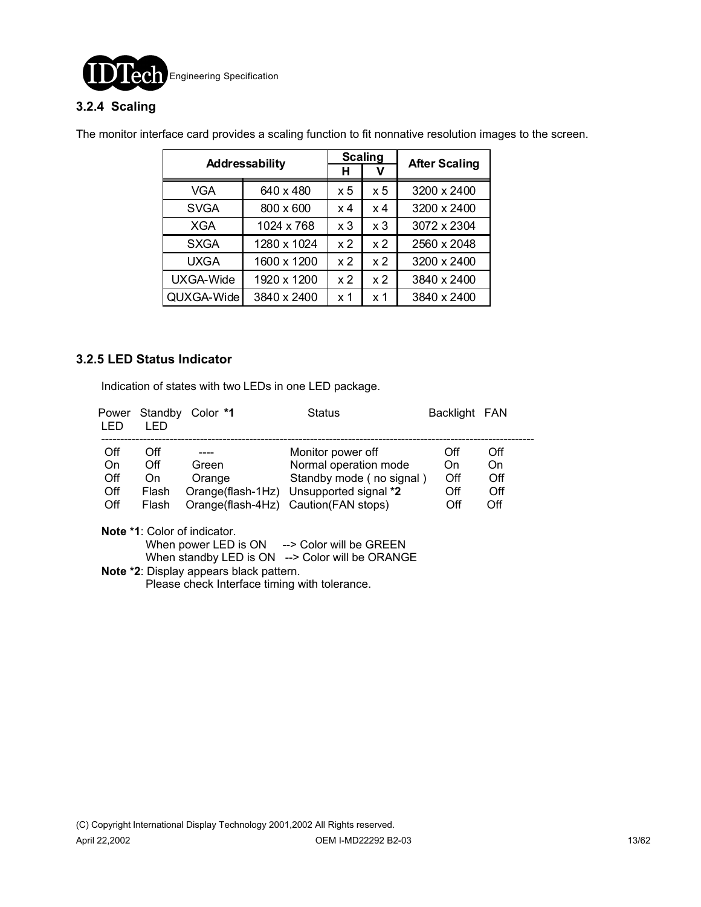### 3.2.4 Scaling

The monitor interface card provides a scaling function to fit nonnative resolution images to the screen.

| Addressability | | Scaling H | Scaling V | After Scaling |
|---|---|---|---|---|
| VGA | 640 x 480 | x 5 | x 5 | 3200 x 2400 |
| SVGA | 800 x 600 | x 4 | x 4 | 3200 x 2400 |
| XGA | 1024 x 768 | x 3 | x 3 | 3072 x 2304 |
| SXGA | 1280 x 1024 | x 2 | x 2 | 2560 x 2048 |
| UXGA | 1600 x 1200 | x 2 | x 2 | 3200 x 2400 |
| UXGA-Wide | 1920 x 1200 | x 2 | x 2 | 3840 x 2400 |
| QUXGA-Wide | 3840 x 2400 | x 1 | x 1 | 3840 x 2400 |

### 3.2.5 LED Status Indicator

Indication of states with two LEDs in one LED package.

| Power LED | Standby LED | Color *1 | Status | Backlight | FAN |
|---|---|---|---|---|---|
| Off | Off | ---- | Monitor power off | Off | Off |
| On | Off | Green | Normal operation mode | On | On |
| Off | On | Orange | Standby mode ( no signal ) | Off | Off |
| Off | Flash | Orange(flash-1Hz) | Unsupported signal *2 | Off | Off |
| Off | Flash | Orange(flash-4Hz) | Caution(FAN stops) | Off | Off |

**Note *1**: Color of indicator.
When power LED is ON --> Color will be GREEN
When standby LED is ON --> Color will be ORANGE

**Note *2**: Display appears black pattern.
Please check Interface timing with tolerance.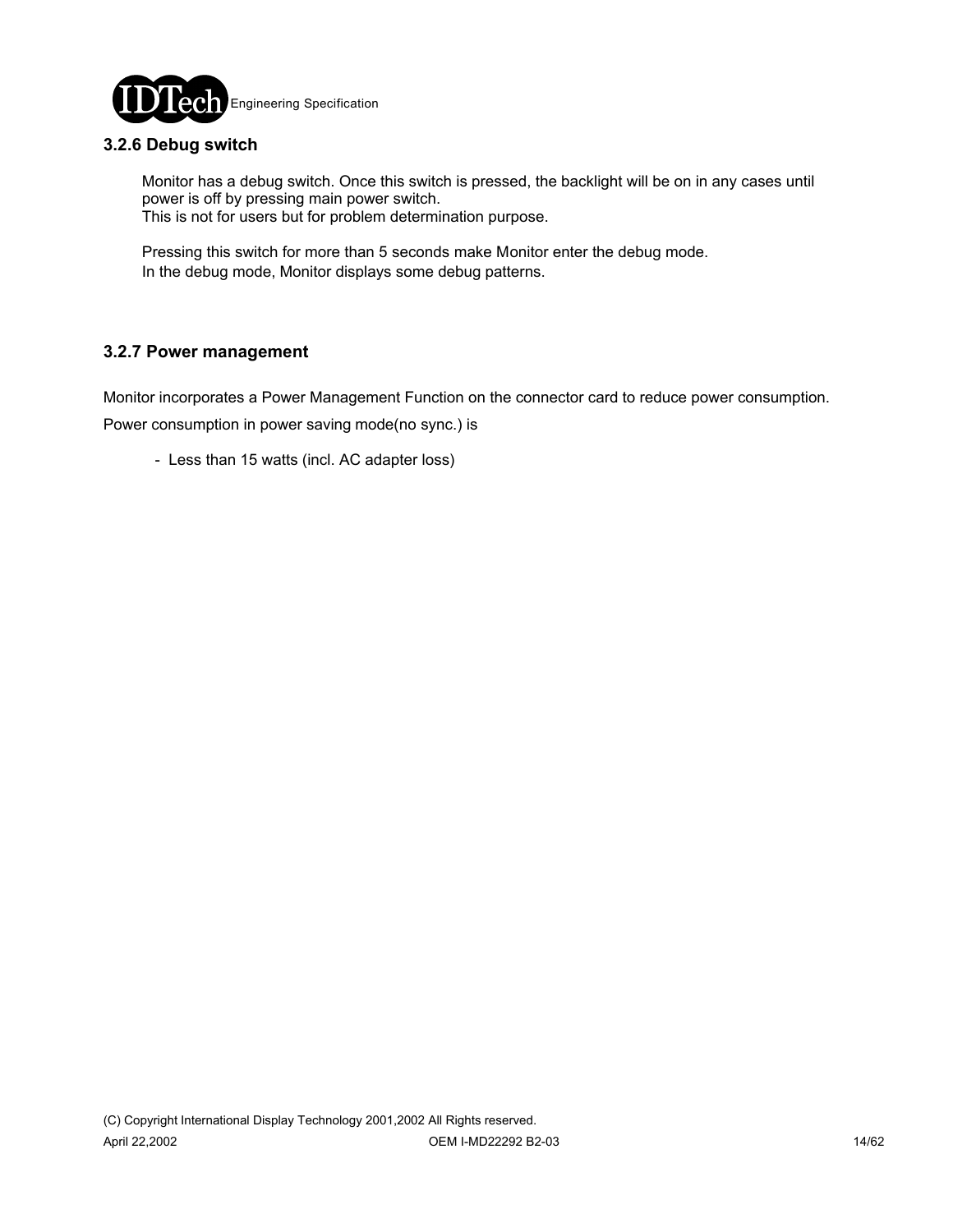### 3.2.6 Debug switch

Monitor has a debug switch. Once this switch is pressed, the backlight will be on in any cases until power is off by pressing main power switch.
This is not for users but for problem determination purpose.

Pressing this switch for more than 5 seconds make Monitor enter the debug mode.
In the debug mode, Monitor displays some debug patterns.

### 3.2.7 Power management

Monitor incorporates a Power Management Function on the connector card to reduce power consumption.

Power consumption in power saving mode(no sync.) is

- Less than 15 watts (incl. AC adapter loss)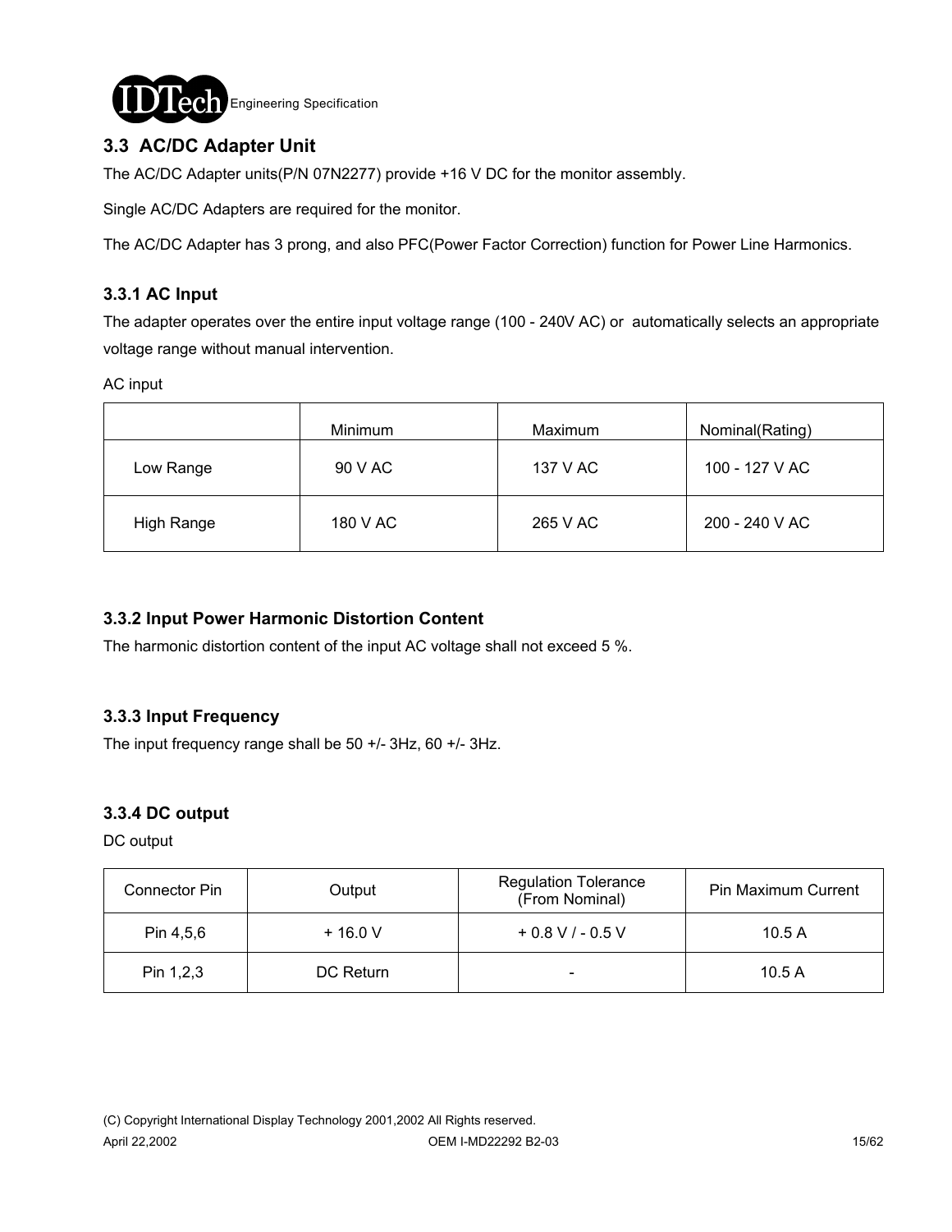## 3.3 AC/DC Adapter Unit

The AC/DC Adapter units(P/N 07N2277) provide +16 V DC for the monitor assembly.

Single AC/DC Adapters are required for the monitor.

The AC/DC Adapter has 3 prong, and also PFC(Power Factor Correction) function for Power Line Harmonics.

### 3.3.1 AC Input

The adapter operates over the entire input voltage range (100 - 240V AC) or automatically selects an appropriate voltage range without manual intervention.

AC input

| | Minimum | Maximum | Nominal(Rating) |
|---|---|---|---|
| Low Range | 90 V AC | 137 V AC | 100 - 127 V AC |
| High Range | 180 V AC | 265 V AC | 200 - 240 V AC |

### 3.3.2 Input Power Harmonic Distortion Content

The harmonic distortion content of the input AC voltage shall not exceed 5 %.

### 3.3.3 Input Frequency

The input frequency range shall be 50 +/- 3Hz, 60 +/- 3Hz.

### 3.3.4 DC output

DC output

| Connector Pin | Output | Regulation Tolerance (From Nominal) | Pin Maximum Current |
|---|---|---|---|
| Pin 4,5,6 | + 16.0 V | + 0.8 V / - 0.5 V | 10.5 A |
| Pin 1,2,3 | DC Return | - | 10.5 A |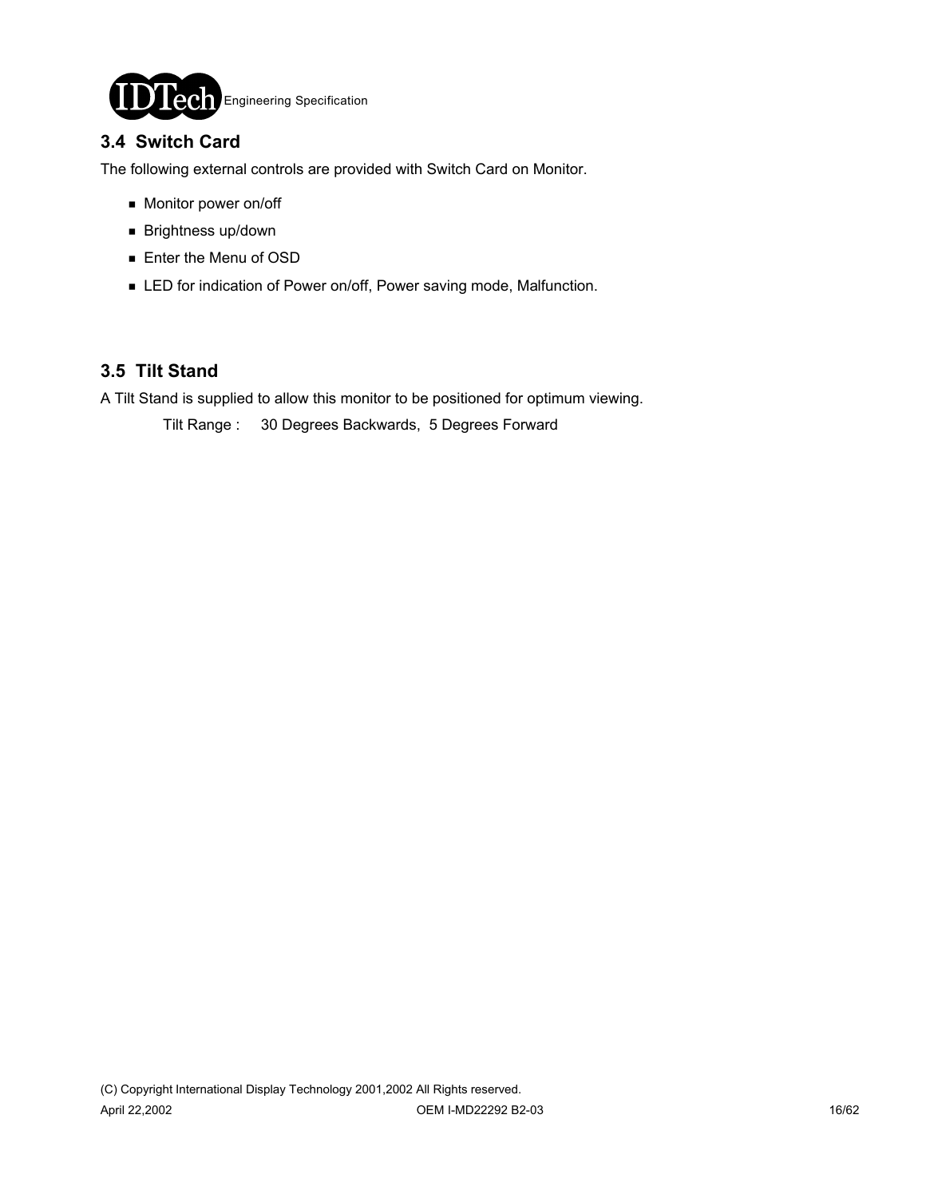## 3.4 Switch Card

The following external controls are provided with Switch Card on Monitor.

- Monitor power on/off
- Brightness up/down
- Enter the Menu of OSD
- LED for indication of Power on/off, Power saving mode, Malfunction.

## 3.5 Tilt Stand

A Tilt Stand is supplied to allow this monitor to be positioned for optimum viewing.

Tilt Range : 30 Degrees Backwards, 5 Degrees Forward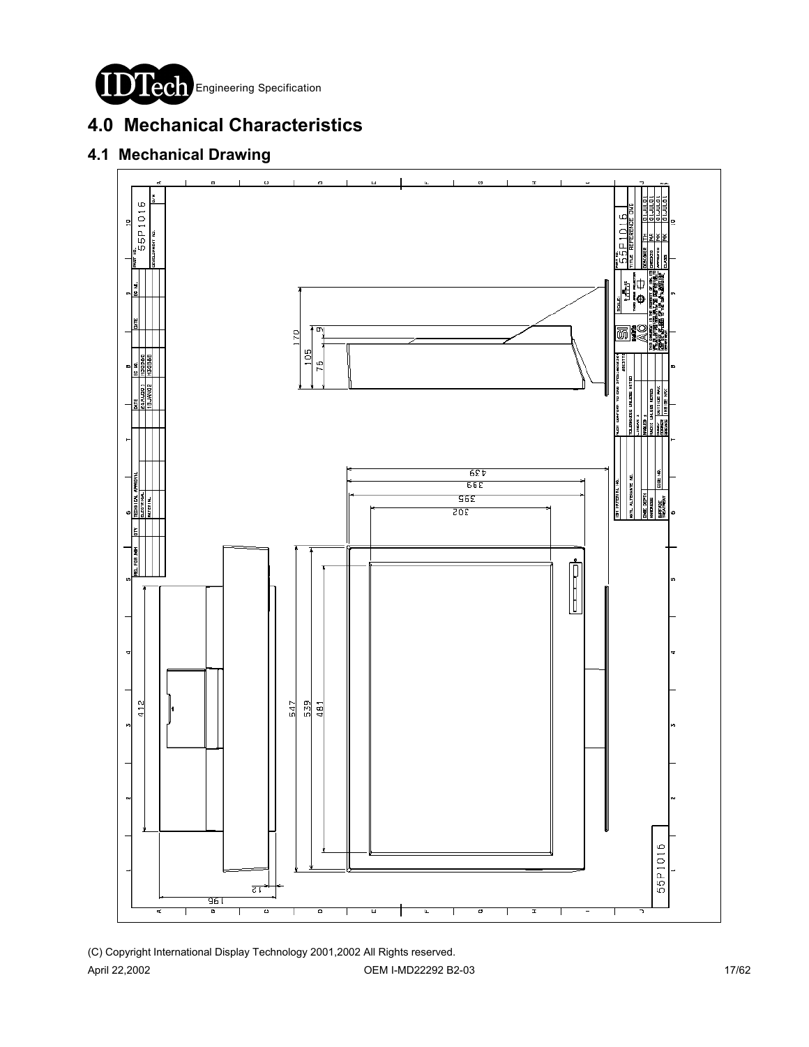# 4.0 Mechanical Characteristics

## 4.1 Mechanical Drawing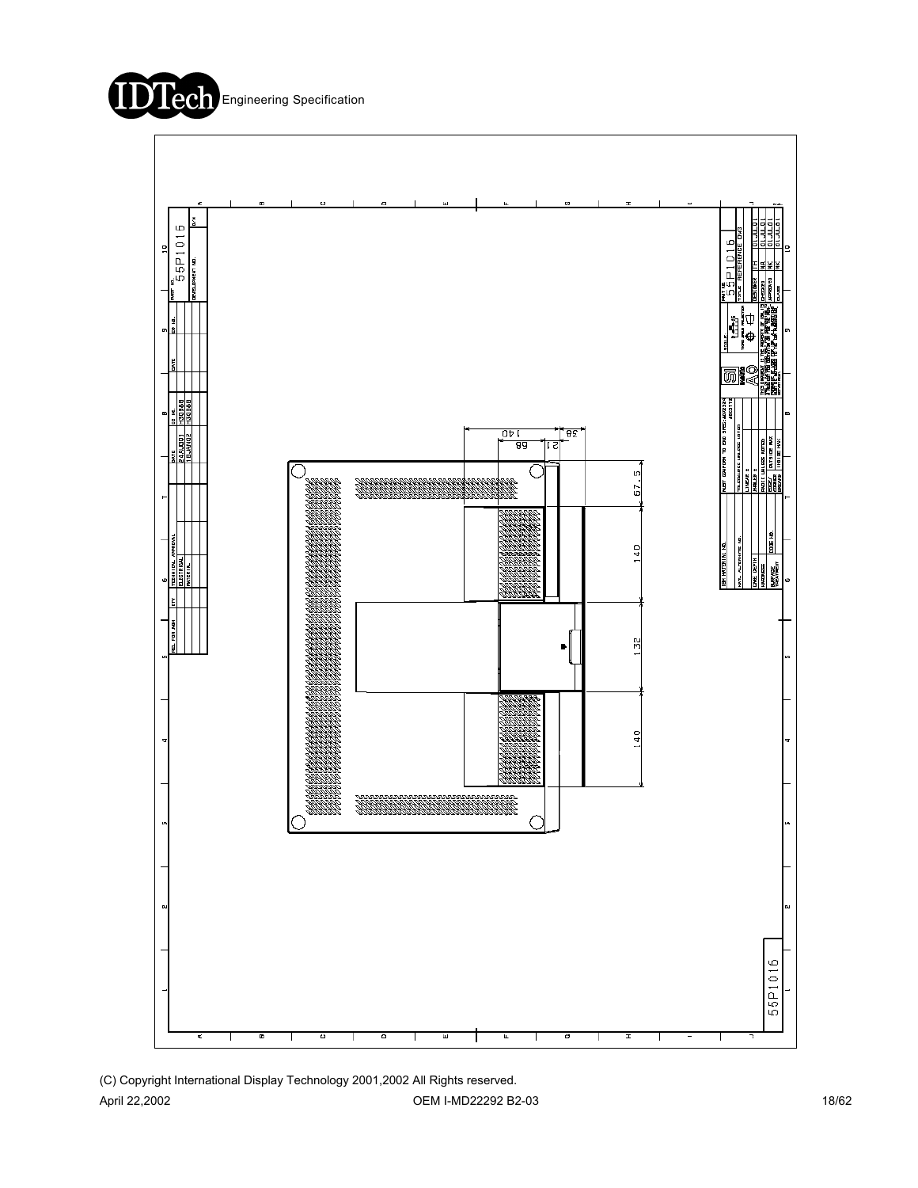55P1016

140

68

21

38

67.5

140

132

140

55P1016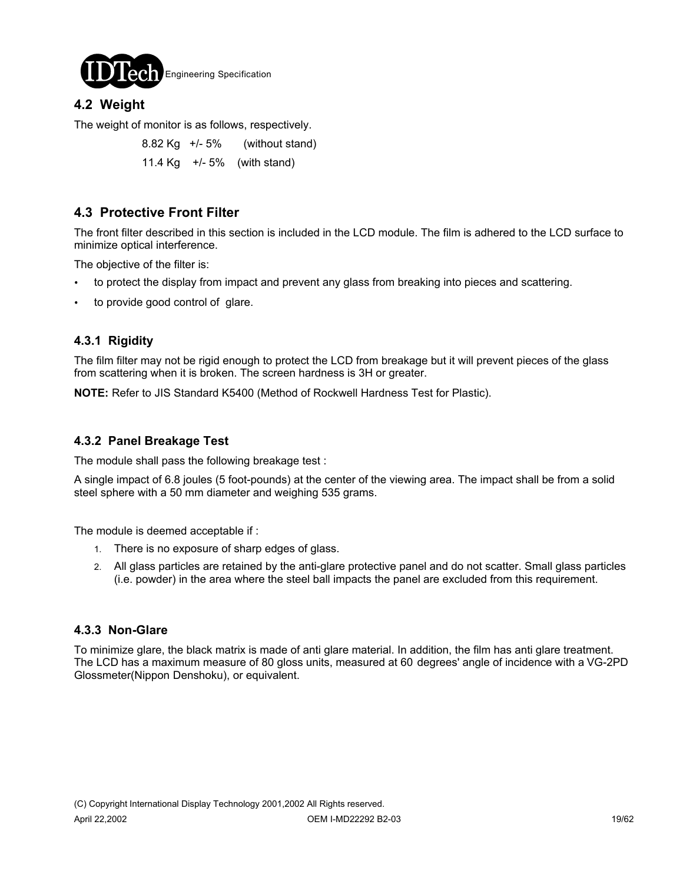## 4.2 Weight

The weight of monitor is as follows, respectively.

8.82 Kg +/- 5% (without stand)

11.4 Kg +/- 5% (with stand)

## 4.3 Protective Front Filter

The front filter described in this section is included in the LCD module. The film is adhered to the LCD surface to minimize optical interference.

The objective of the filter is:

- to protect the display from impact and prevent any glass from breaking into pieces and scattering.
- to provide good control of glare.

### 4.3.1 Rigidity

The film filter may not be rigid enough to protect the LCD from breakage but it will prevent pieces of the glass from scattering when it is broken. The screen hardness is 3H or greater.

**NOTE:** Refer to JIS Standard K5400 (Method of Rockwell Hardness Test for Plastic).

### 4.3.2 Panel Breakage Test

The module shall pass the following breakage test :

A single impact of 6.8 joules (5 foot-pounds) at the center of the viewing area. The impact shall be from a solid steel sphere with a 50 mm diameter and weighing 535 grams.

The module is deemed acceptable if :

1. There is no exposure of sharp edges of glass.
2. All glass particles are retained by the anti-glare protective panel and do not scatter. Small glass particles (i.e. powder) in the area where the steel ball impacts the panel are excluded from this requirement.

### 4.3.3 Non-Glare

To minimize glare, the black matrix is made of anti glare material. In addition, the film has anti glare treatment. The LCD has a maximum measure of 80 gloss units, measured at 60 degrees' angle of incidence with a VG-2PD Glossmeter(Nippon Denshoku), or equivalent.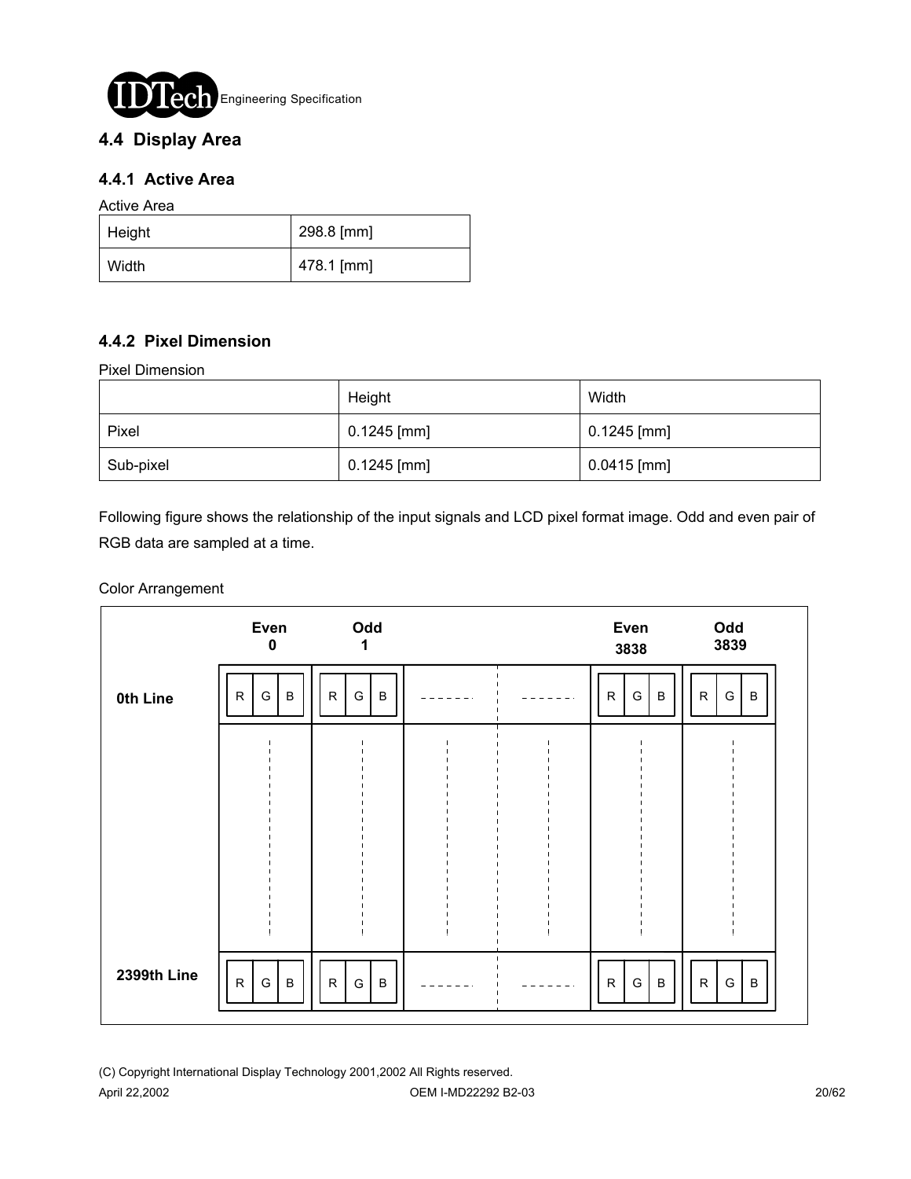## 4.4 Display Area

### 4.4.1 Active Area

Active Area

| Height | 298.8 [mm] |
|---|---|
| Width | 478.1 [mm] |

### 4.4.2 Pixel Dimension

Pixel Dimension

| | Height | Width |
|---|---|---|
| Pixel | 0.1245 [mm] | 0.1245 [mm] |
| Sub-pixel | 0.1245 [mm] | 0.0415 [mm] |

Following figure shows the relationship of the input signals and LCD pixel format image. Odd and even pair of RGB data are sampled at a time.

Color Arrangement

| | Even 0 | Odd 1 | ... | ... | Even 3838 | Odd 3839 |
|---|---|---|---|---|---|---|
| 0th Line | R G B | R G B | ------ | ------ | R G B | R G B |
| ⋮ | ⋮ | ⋮ | ⋮ | ⋮ | ⋮ | ⋮ |
| 2399th Line | R G B | R G B | ------ | ------ | R G B | R G B |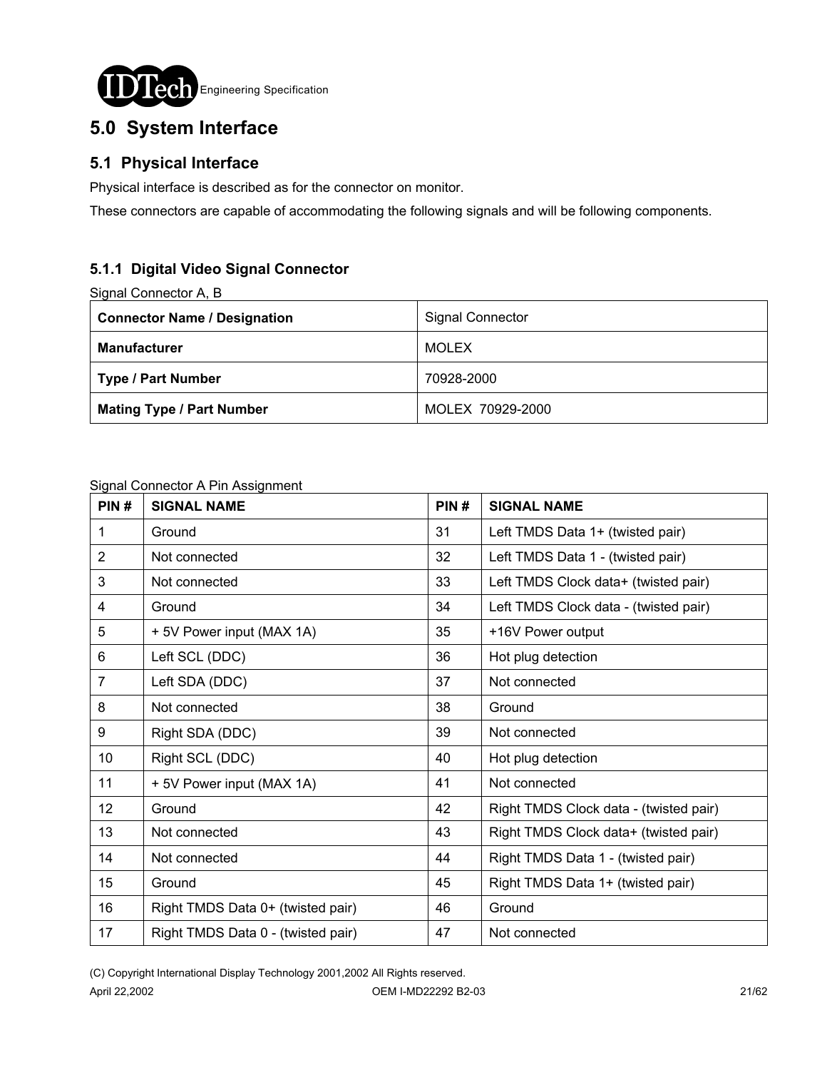# 5.0 System Interface

## 5.1 Physical Interface

Physical interface is described as for the connector on monitor.

These connectors are capable of accommodating the following signals and will be following components.

### 5.1.1 Digital Video Signal Connector

Signal Connector A, B

| **Connector Name / Designation** | Signal Connector |
|---|---|
| **Manufacturer** | MOLEX |
| **Type / Part Number** | 70928-2000 |
| **Mating Type / Part Number** | MOLEX 70929-2000 |

Signal Connector A Pin Assignment

| PIN # | SIGNAL NAME | PIN # | SIGNAL NAME |
|---|---|---|---|
| 1 | Ground | 31 | Left TMDS Data 1+ (twisted pair) |
| 2 | Not connected | 32 | Left TMDS Data 1 - (twisted pair) |
| 3 | Not connected | 33 | Left TMDS Clock data+ (twisted pair) |
| 4 | Ground | 34 | Left TMDS Clock data - (twisted pair) |
| 5 | + 5V Power input (MAX 1A) | 35 | +16V Power output |
| 6 | Left SCL (DDC) | 36 | Hot plug detection |
| 7 | Left SDA (DDC) | 37 | Not connected |
| 8 | Not connected | 38 | Ground |
| 9 | Right SDA (DDC) | 39 | Not connected |
| 10 | Right SCL (DDC) | 40 | Hot plug detection |
| 11 | + 5V Power input (MAX 1A) | 41 | Not connected |
| 12 | Ground | 42 | Right TMDS Clock data - (twisted pair) |
| 13 | Not connected | 43 | Right TMDS Clock data+ (twisted pair) |
| 14 | Not connected | 44 | Right TMDS Data 1 - (twisted pair) |
| 15 | Ground | 45 | Right TMDS Data 1+ (twisted pair) |
| 16 | Right TMDS Data 0+ (twisted pair) | 46 | Ground |
| 17 | Right TMDS Data 0 - (twisted pair) | 47 | Not connected |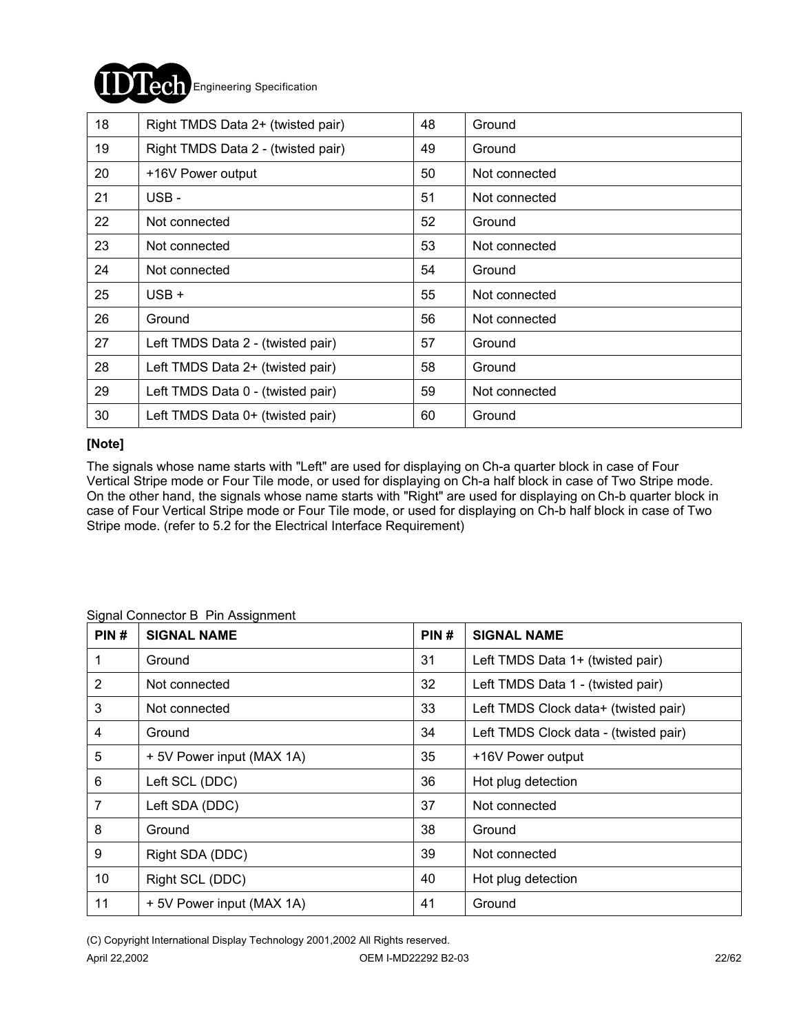| 18 | Right TMDS Data 2+ (twisted pair) | 48 | Ground |
|---|---|---|---|
| 19 | Right TMDS Data 2 - (twisted pair) | 49 | Ground |
| 20 | +16V Power output | 50 | Not connected |
| 21 | USB - | 51 | Not connected |
| 22 | Not connected | 52 | Ground |
| 23 | Not connected | 53 | Not connected |
| 24 | Not connected | 54 | Ground |
| 25 | USB + | 55 | Not connected |
| 26 | Ground | 56 | Not connected |
| 27 | Left TMDS Data 2 - (twisted pair) | 57 | Ground |
| 28 | Left TMDS Data 2+ (twisted pair) | 58 | Ground |
| 29 | Left TMDS Data 0 - (twisted pair) | 59 | Not connected |
| 30 | Left TMDS Data 0+ (twisted pair) | 60 | Ground |

**[Note]**

The signals whose name starts with "Left" are used for displaying on Ch-a quarter block in case of Four Vertical Stripe mode or Four Tile mode, or used for displaying on Ch-a half block in case of Two Stripe mode. On the other hand, the signals whose name starts with "Right" are used for displaying on Ch-b quarter block in case of Four Vertical Stripe mode or Four Tile mode, or used for displaying on Ch-b half block in case of Two Stripe mode. (refer to 5.2 for the Electrical Interface Requirement)

Signal Connector B Pin Assignment

| PIN # | SIGNAL NAME | PIN # | SIGNAL NAME |
|---|---|---|---|
| 1 | Ground | 31 | Left TMDS Data 1+ (twisted pair) |
| 2 | Not connected | 32 | Left TMDS Data 1 - (twisted pair) |
| 3 | Not connected | 33 | Left TMDS Clock data+ (twisted pair) |
| 4 | Ground | 34 | Left TMDS Clock data - (twisted pair) |
| 5 | + 5V Power input (MAX 1A) | 35 | +16V Power output |
| 6 | Left SCL (DDC) | 36 | Hot plug detection |
| 7 | Left SDA (DDC) | 37 | Not connected |
| 8 | Ground | 38 | Ground |
| 9 | Right SDA (DDC) | 39 | Not connected |
| 10 | Right SCL (DDC) | 40 | Hot plug detection |
| 11 | + 5V Power input (MAX 1A) | 41 | Ground |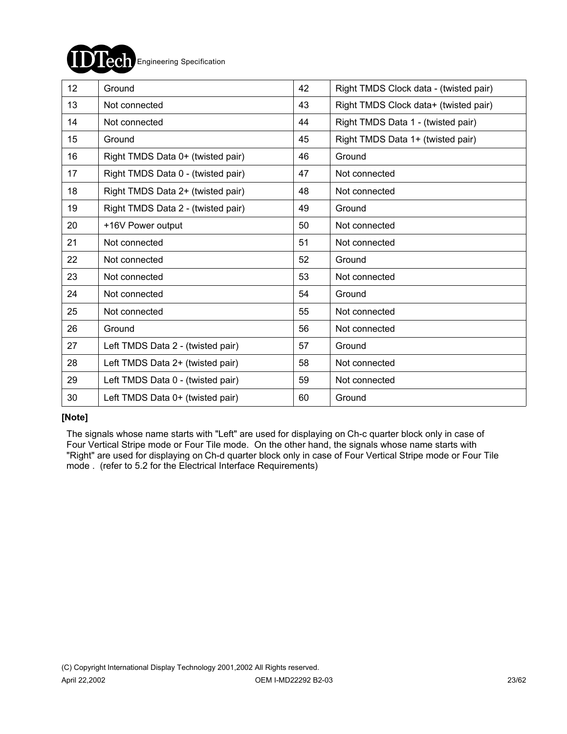| 12 | Ground | 42 | Right TMDS Clock data - (twisted pair) |
|---|---|---|---|
| 13 | Not connected | 43 | Right TMDS Clock data+ (twisted pair) |
| 14 | Not connected | 44 | Right TMDS Data 1 - (twisted pair) |
| 15 | Ground | 45 | Right TMDS Data 1+ (twisted pair) |
| 16 | Right TMDS Data 0+ (twisted pair) | 46 | Ground |
| 17 | Right TMDS Data 0 - (twisted pair) | 47 | Not connected |
| 18 | Right TMDS Data 2+ (twisted pair) | 48 | Not connected |
| 19 | Right TMDS Data 2 - (twisted pair) | 49 | Ground |
| 20 | +16V Power output | 50 | Not connected |
| 21 | Not connected | 51 | Not connected |
| 22 | Not connected | 52 | Ground |
| 23 | Not connected | 53 | Not connected |
| 24 | Not connected | 54 | Ground |
| 25 | Not connected | 55 | Not connected |
| 26 | Ground | 56 | Not connected |
| 27 | Left TMDS Data 2 - (twisted pair) | 57 | Ground |
| 28 | Left TMDS Data 2+ (twisted pair) | 58 | Not connected |
| 29 | Left TMDS Data 0 - (twisted pair) | 59 | Not connected |
| 30 | Left TMDS Data 0+ (twisted pair) | 60 | Ground |

**[Note]**

The signals whose name starts with "Left" are used for displaying on Ch-c quarter block only in case of Four Vertical Stripe mode or Four Tile mode. On the other hand, the signals whose name starts with "Right" are used for displaying on Ch-d quarter block only in case of Four Vertical Stripe mode or Four Tile mode . (refer to 5.2 for the Electrical Interface Requirements)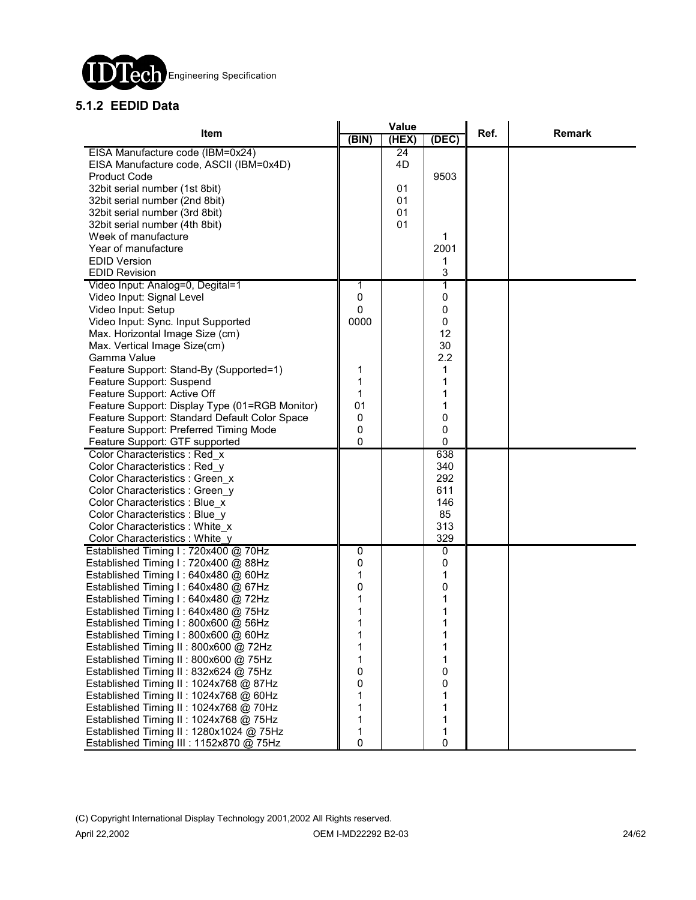## 5.1.2 EEDID Data

| Item | Value | | | Ref. | Remark |
|---|---|---|---|---|---|
| | (BIN) | (HEX) | (DEC) | | |
| EISA Manufacture code (IBM=0x24) | | 24 | | | |
| EISA Manufacture code, ASCII (IBM=0x4D) | | 4D | | | |
| Product Code | | | 9503 | | |
| 32bit serial number (1st 8bit) | | 01 | | | |
| 32bit serial number (2nd 8bit) | | 01 | | | |
| 32bit serial number (3rd 8bit) | | 01 | | | |
| 32bit serial number (4th 8bit) | | 01 | | | |
| Week of manufacture | | | 1 | | |
| Year of manufacture | | | 2001 | | |
| EDID Version | | | 1 | | |
| EDID Revision | | | 3 | | |
| Video Input: Analog=0, Degital=1 | 1 | | 1 | | |
| Video Input: Signal Level | 0 | | 0 | | |
| Video Input: Setup | 0 | | 0 | | |
| Video Input: Sync. Input Supported | 0000 | | 0 | | |
| Max. Horizontal Image Size (cm) | | | 12 | | |
| Max. Vertical Image Size(cm) | | | 30 | | |
| Gamma Value | | | 2.2 | | |
| Feature Support: Stand-By (Supported=1) | 1 | | 1 | | |
| Feature Support: Suspend | 1 | | 1 | | |
| Feature Support: Active Off | 1 | | 1 | | |
| Feature Support: Display Type (01=RGB Monitor) | 01 | | 1 | | |
| Feature Support: Standard Default Color Space | 0 | | 0 | | |
| Feature Support: Preferred Timing Mode | 0 | | 0 | | |
| Feature Support: GTF supported | 0 | | 0 | | |
| Color Characteristics : Red_x | | | 638 | | |
| Color Characteristics : Red_y | | | 340 | | |
| Color Characteristics : Green_x | | | 292 | | |
| Color Characteristics : Green_y | | | 611 | | |
| Color Characteristics : Blue_x | | | 146 | | |
| Color Characteristics : Blue_y | | | 85 | | |
| Color Characteristics : White_x | | | 313 | | |
| Color Characteristics : White_y | | | 329 | | |
| Established Timing I : 720x400 @ 70Hz | 0 | | 0 | | |
| Established Timing I : 720x400 @ 88Hz | 0 | | 0 | | |
| Established Timing I : 640x480 @ 60Hz | 1 | | 1 | | |
| Established Timing I : 640x480 @ 67Hz | 0 | | 0 | | |
| Established Timing I : 640x480 @ 72Hz | 1 | | 1 | | |
| Established Timing I : 640x480 @ 75Hz | 1 | | 1 | | |
| Established Timing I : 800x600 @ 56Hz | 1 | | 1 | | |
| Established Timing I : 800x600 @ 60Hz | 1 | | 1 | | |
| Established Timing II : 800x600 @ 72Hz | 1 | | 1 | | |
| Established Timing II : 800x600 @ 75Hz | 1 | | 1 | | |
| Established Timing II : 832x624 @ 75Hz | 0 | | 0 | | |
| Established Timing II : 1024x768 @ 87Hz | 0 | | 0 | | |
| Established Timing II : 1024x768 @ 60Hz | 1 | | 1 | | |
| Established Timing II : 1024x768 @ 70Hz | 1 | | 1 | | |
| Established Timing II : 1024x768 @ 75Hz | 1 | | 1 | | |
| Established Timing II : 1280x1024 @ 75Hz | 1 | | 1 | | |
| Established Timing III : 1152x870 @ 75Hz | 0 | | 0 | | |

(C) Copyright International Display Technology 2001,2002 All Rights reserved.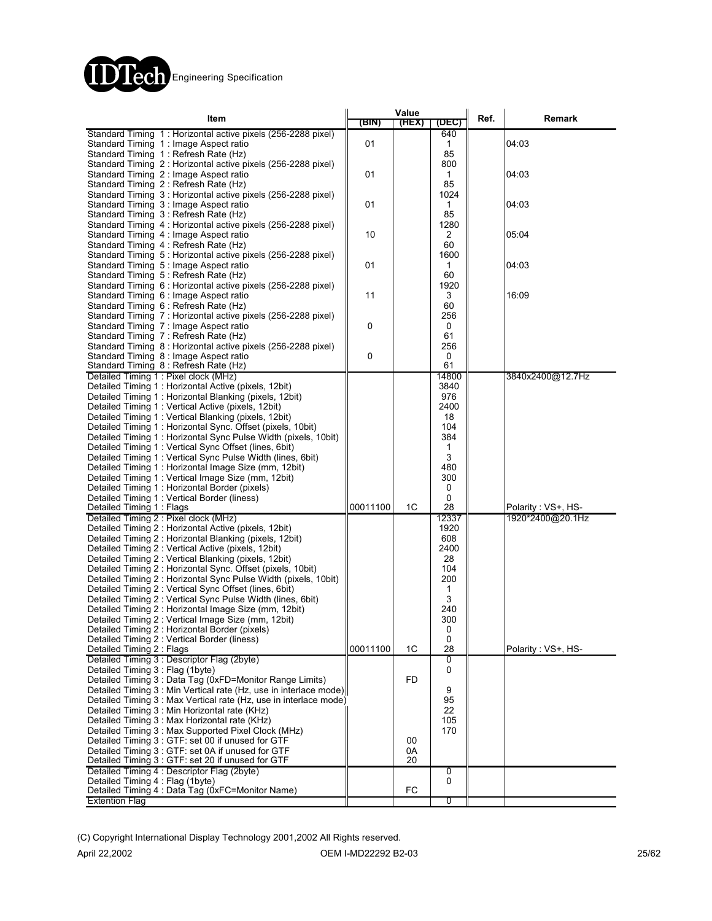| Item | Value (BIN) | Value (HEX) | Value (DEC) | Ref. | Remark |
|---|---|---|---|---|---|
| Standard Timing 1 : Horizontal active pixels (256-2288 pixel) | | | 640 | | |
| Standard Timing 1 : Image Aspect ratio | 01 | | 1 | | 04:03 |
| Standard Timing 1 : Refresh Rate (Hz) | | | 85 | | |
| Standard Timing 2 : Horizontal active pixels (256-2288 pixel) | | | 800 | | |
| Standard Timing 2 : Image Aspect ratio | 01 | | 1 | | 04:03 |
| Standard Timing 2 : Refresh Rate (Hz) | | | 85 | | |
| Standard Timing 3 : Horizontal active pixels (256-2288 pixel) | | | 1024 | | |
| Standard Timing 3 : Image Aspect ratio | 01 | | 1 | | 04:03 |
| Standard Timing 3 : Refresh Rate (Hz) | | | 85 | | |
| Standard Timing 4 : Horizontal active pixels (256-2288 pixel) | | | 1280 | | |
| Standard Timing 4 : Image Aspect ratio | 10 | | 2 | | 05:04 |
| Standard Timing 4 : Refresh Rate (Hz) | | | 60 | | |
| Standard Timing 5 : Horizontal active pixels (256-2288 pixel) | | | 1600 | | |
| Standard Timing 5 : Image Aspect ratio | 01 | | 1 | | 04:03 |
| Standard Timing 5 : Refresh Rate (Hz) | | | 60 | | |
| Standard Timing 6 : Horizontal active pixels (256-2288 pixel) | | | 1920 | | |
| Standard Timing 6 : Image Aspect ratio | 11 | | 3 | | 16:09 |
| Standard Timing 6 : Refresh Rate (Hz) | | | 60 | | |
| Standard Timing 7 : Horizontal active pixels (256-2288 pixel) | | | 256 | | |
| Standard Timing 7 : Image Aspect ratio | 0 | | 0 | | |
| Standard Timing 7 : Refresh Rate (Hz) | | | 61 | | |
| Standard Timing 8 : Horizontal active pixels (256-2288 pixel) | | | 256 | | |
| Standard Timing 8 : Image Aspect ratio | 0 | | 0 | | |
| Standard Timing 8 : Refresh Rate (Hz) | | | 61 | | |
| Detailed Timing 1 : Pixel clock (MHz) | | | 14800 | | 3840x2400@12.7Hz |
| Detailed Timing 1 : Horizontal Active (pixels, 12bit) | | | 3840 | | |
| Detailed Timing 1 : Horizontal Blanking (pixels, 12bit) | | | 976 | | |
| Detailed Timing 1 : Vertical Active (pixels, 12bit) | | | 2400 | | |
| Detailed Timing 1 : Vertical Blanking (pixels, 12bit) | | | 18 | | |
| Detailed Timing 1 : Horizontal Sync. Offset (pixels, 10bit) | | | 104 | | |
| Detailed Timing 1 : Horizontal Sync Pulse Width (pixels, 10bit) | | | 384 | | |
| Detailed Timing 1 : Vertical Sync Offset (lines, 6bit) | | | 1 | | |
| Detailed Timing 1 : Vertical Sync Pulse Width (lines, 6bit) | | | 3 | | |
| Detailed Timing 1 : Horizontal Image Size (mm, 12bit) | | | 480 | | |
| Detailed Timing 1 : Vertical Image Size (mm, 12bit) | | | 300 | | |
| Detailed Timing 1 : Horizontal Border (pixels) | | | 0 | | |
| Detailed Timing 1 : Vertical Border (liness) | | | 0 | | |
| Detailed Timing 1 : Flags | 00011100 | 1C | 28 | | Polarity : VS+, HS- |
| Detailed Timing 2 : Pixel clock (MHz) | | | 12337 | | 1920*2400@20.1Hz |
| Detailed Timing 2 : Horizontal Active (pixels, 12bit) | | | 1920 | | |
| Detailed Timing 2 : Horizontal Blanking (pixels, 12bit) | | | 608 | | |
| Detailed Timing 2 : Vertical Active (pixels, 12bit) | | | 2400 | | |
| Detailed Timing 2 : Vertical Blanking (pixels, 12bit) | | | 28 | | |
| Detailed Timing 2 : Horizontal Sync. Offset (pixels, 10bit) | | | 104 | | |
| Detailed Timing 2 : Horizontal Sync Pulse Width (pixels, 10bit) | | | 200 | | |
| Detailed Timing 2 : Vertical Sync Offset (lines, 6bit) | | | 1 | | |
| Detailed Timing 2 : Vertical Sync Pulse Width (lines, 6bit) | | | 3 | | |
| Detailed Timing 2 : Horizontal Image Size (mm, 12bit) | | | 240 | | |
| Detailed Timing 2 : Vertical Image Size (mm, 12bit) | | | 300 | | |
| Detailed Timing 2 : Horizontal Border (pixels) | | | 0 | | |
| Detailed Timing 2 : Vertical Border (liness) | | | 0 | | |
| Detailed Timing 2 : Flags | 00011100 | 1C | 28 | | Polarity : VS+, HS- |
| Detailed Timing 3 : Descriptor Flag (2byte) | | | 0 | | |
| Detailed Timing 3 : Flag (1byte) | | | 0 | | |
| Detailed Timing 3 : Data Tag (0xFD=Monitor Range Limits) | | FD | | | |
| Detailed Timing 3 : Min Vertical rate (Hz, use in interlace mode) | | | 9 | | |
| Detailed Timing 3 : Max Vertical rate (Hz, use in interlace mode) | | | 95 | | |
| Detailed Timing 3 : Min Horizontal rate (KHz) | | | 22 | | |
| Detailed Timing 3 : Max Horizontal rate (KHz) | | | 105 | | |
| Detailed Timing 3 : Max Supported Pixel Clock (MHz) | | | 170 | | |
| Detailed Timing 3 : GTF: set 00 if unused for GTF | | 00 | | | |
| Detailed Timing 3 : GTF: set 0A if unused for GTF | | 0A | | | |
| Detailed Timing 3 : GTF: set 20 if unused for GTF | | 20 | | | |
| Detailed Timing 4 : Descriptor Flag (2byte) | | | 0 | | |
| Detailed Timing 4 : Flag (1byte) | | | 0 | | |
| Detailed Timing 4 : Data Tag (0xFC=Monitor Name) | | FC | | | |
| Extention Flag | | | 0 | | |

(C) Copyright International Display Technology 2001,2002 All Rights reserved.

April 22,2002 OEM I-MD22292 B2-03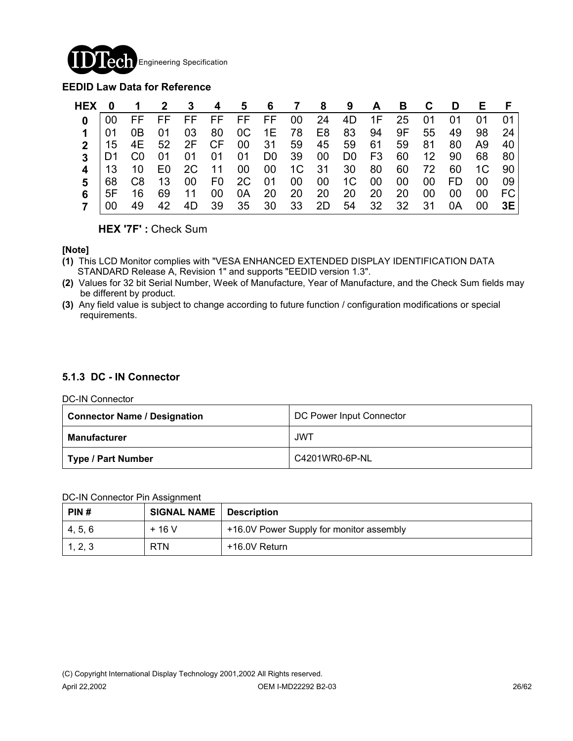**EEDID Law Data for Reference**

| HEX | 0 | 1 | 2 | 3 | 4 | 5 | 6 | 7 | 8 | 9 | A | B | C | D | E | F |
|---|---|---|---|---|---|---|---|---|---|---|---|---|---|---|---|---|
| **0** | 00 | FF | FF | FF | FF | FF | FF | 00 | 24 | 4D | 1F | 25 | 01 | 01 | 01 | 01 |
| **1** | 01 | 0B | 01 | 03 | 80 | 0C | 1E | 78 | E8 | 83 | 94 | 9F | 55 | 49 | 98 | 24 |
| **2** | 15 | 4E | 52 | 2F | CF | 00 | 31 | 59 | 45 | 59 | 61 | 59 | 81 | 80 | A9 | 40 |
| **3** | D1 | C0 | 01 | 01 | 01 | 01 | D0 | 39 | 00 | D0 | F3 | 60 | 12 | 90 | 68 | 80 |
| **4** | 13 | 10 | E0 | 2C | 11 | 00 | 00 | 1C | 31 | 30 | 80 | 60 | 72 | 60 | 1C | 90 |
| **5** | 68 | C8 | 13 | 00 | F0 | 2C | 01 | 00 | 00 | 1C | 00 | 00 | 00 | FD | 00 | 09 |
| **6** | 5F | 16 | 69 | 11 | 00 | 0A | 20 | 20 | 20 | 20 | 20 | 20 | 00 | 00 | 00 | FC |
| **7** | 00 | 49 | 42 | 4D | 39 | 35 | 30 | 33 | 2D | 54 | 32 | 32 | 31 | 0A | 00 | **3E** |

**HEX '7F' :** Check Sum

**[Note]**

**(1)** This LCD Monitor complies with "VESA ENHANCED EXTENDED DISPLAY IDENTIFICATION DATA STANDARD Release A, Revision 1" and supports "EEDID version 1.3".

**(2)** Values for 32 bit Serial Number, Week of Manufacture, Year of Manufacture, and the Check Sum fields may be different by product.

**(3)** Any field value is subject to change according to future function / configuration modifications or special requirements.

### 5.1.3 DC - IN Connector

DC-IN Connector

| **Connector Name / Designation** | DC Power Input Connector |
|---|---|
| **Manufacturer** | JWT |
| **Type / Part Number** | C4201WR0-6P-NL |

DC-IN Connector Pin Assignment

| PIN # | SIGNAL NAME | Description |
|---|---|---|
| 4, 5, 6 | + 16 V | +16.0V Power Supply for monitor assembly |
| 1, 2, 3 | RTN | +16.0V Return |

(C) Copyright International Display Technology 2001,2002 All Rights reserved.

April 22,2002 OEM I-MD22292 B2-03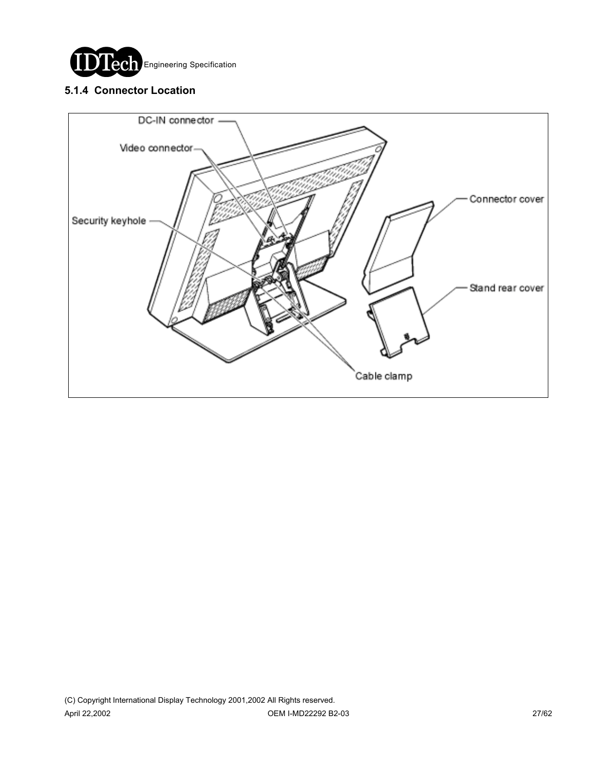### 5.1.4 Connector Location

DC-IN connector

Video connector

Security keyhole

Connector cover

Stand rear cover

Cable clamp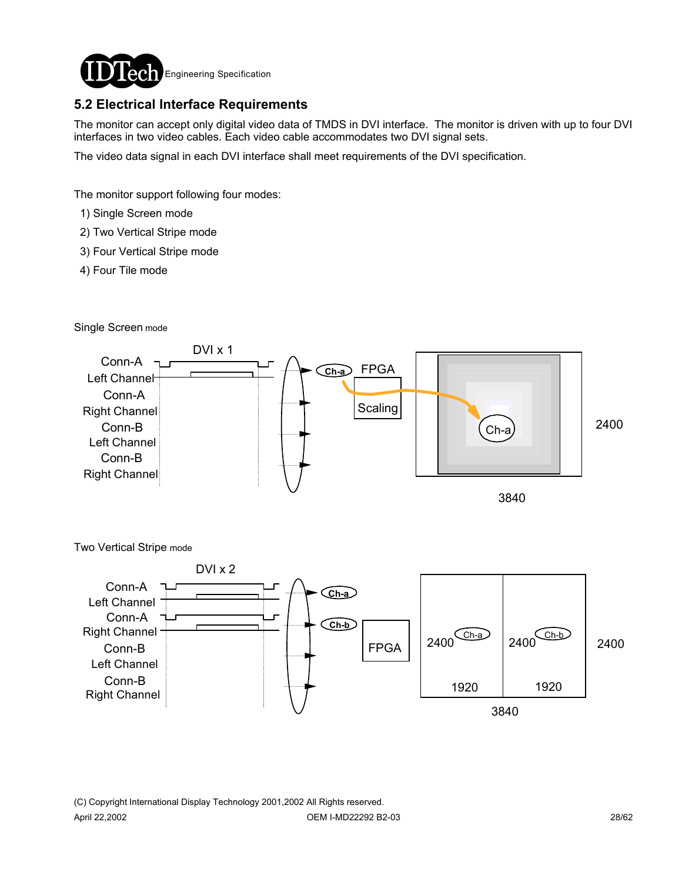## 5.2 Electrical Interface Requirements

The monitor can accept only digital video data of TMDS in DVI interface. The monitor is driven with up to four DVI interfaces in two video cables. Each video cable accommodates two DVI signal sets.

The video data signal in each DVI interface shall meet requirements of the DVI specification.

The monitor support following four modes:

1) Single Screen mode
2) Two Vertical Stripe mode
3) Four Vertical Stripe mode
4) Four Tile mode

Single Screen mode

DVI x 1

Conn-A Left Channel
Conn-A Right Channel
Conn-B Left Channel
Conn-B Right Channel

Ch-a → FPGA Scaling → Ch-a

2400

3840

Two Vertical Stripe mode

DVI x 2

Conn-A Left Channel
Conn-A Right Channel
Conn-B Left Channel
Conn-B Right Channel

Ch-a
Ch-b
FPGA

| 2400 Ch-a 1920 | 2400 Ch-b 1920 |
|---|---|

2400

3840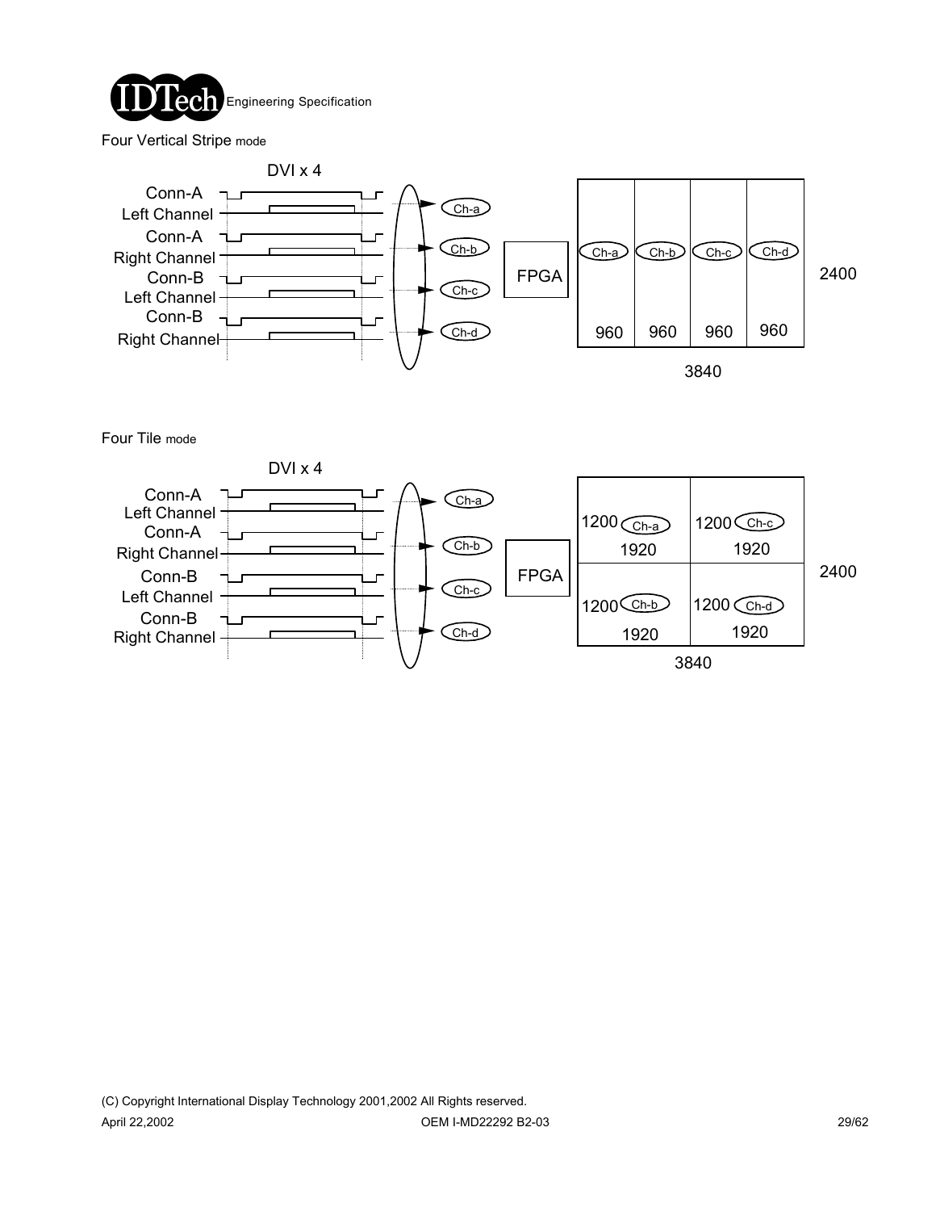Four Vertical Stripe mode

DVI x 4

Conn-A Left Channel
Conn-A Right Channel
Conn-B Left Channel
Conn-B Right Channel

Ch-a
Ch-b
Ch-c
Ch-d

FPGA

| Ch-a | Ch-b | Ch-c | Ch-d |
|---|---|---|---|
| 960 | 960 | 960 | 960 |

3840 × 2400

Four Tile mode

DVI x 4

Conn-A Left Channel
Conn-A Right Channel
Conn-B Left Channel
Conn-B Right Channel

Ch-a
Ch-b
Ch-c
Ch-d

FPGA

| | |
|---|---|
| 1200 Ch-a 1920 | 1200 Ch-c 1920 |
| 1200 Ch-b 1920 | 1200 Ch-d 1920 |

3840 × 2400

(C) Copyright International Display Technology 2001,2002 All Rights reserved.

April 22,2002 OEM I-MD22292 B2-03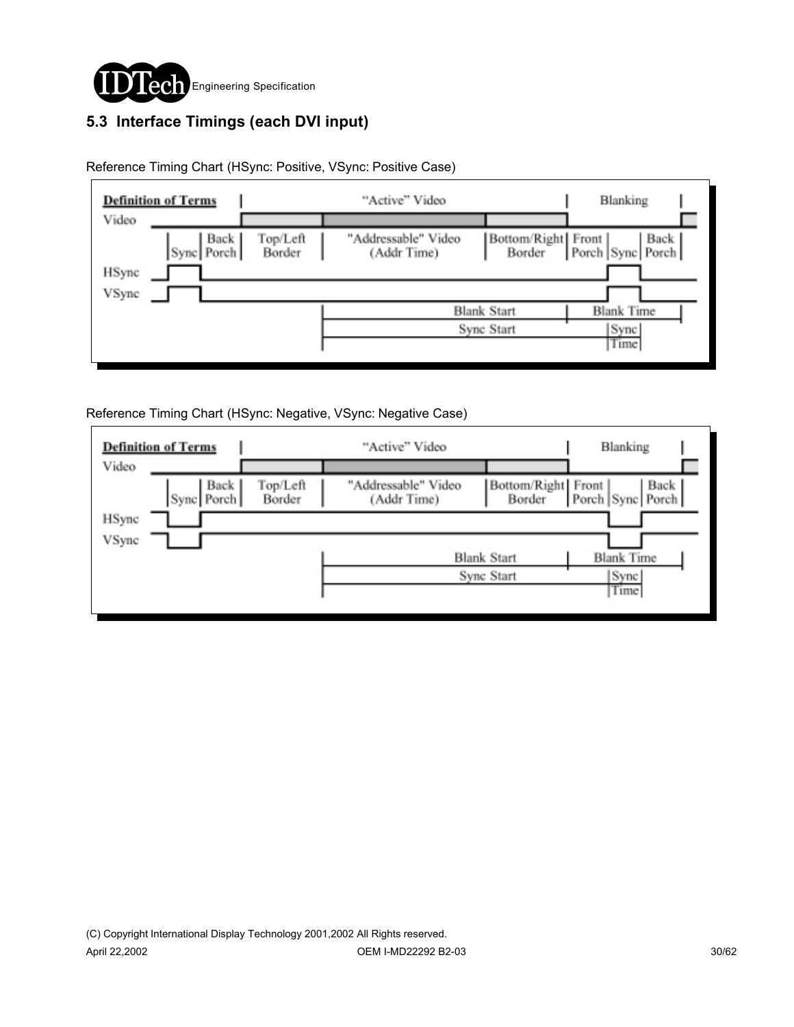## 5.3 Interface Timings (each DVI input)

Reference Timing Chart (HSync: Positive, VSync: Positive Case)

**Definition of Terms** | "Active" Video | Blanking

Video

Sync | Back Porch | Top/Left Border | "Addressable" Video (Addr Time) | Bottom/Right Border | Front Porch | Sync | Back Porch

HSync

VSync

Blank Start | Blank Time

Sync Start | Sync Time

Reference Timing Chart (HSync: Negative, VSync: Negative Case)

**Definition of Terms** | "Active" Video | Blanking

Video

Sync | Back Porch | Top/Left Border | "Addressable" Video (Addr Time) | Bottom/Right Border | Front Porch | Sync | Back Porch

HSync

VSync

Blank Start | Blank Time

Sync Start | Sync Time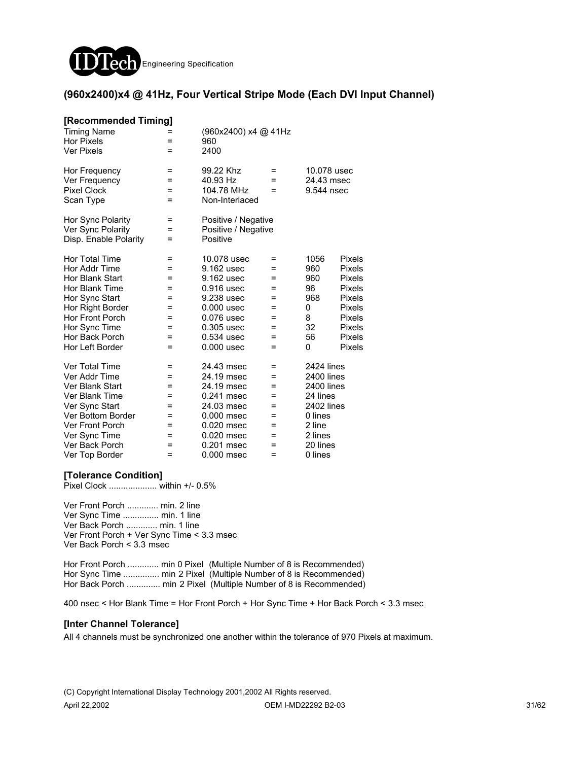## (960x2400)x4 @ 41Hz, Four Vertical Stripe Mode (Each DVI Input Channel)

### [Recommended Timing]

| | | | | |
|---|---|---|---|---|
| Timing Name | = | (960x2400) x4 @ 41Hz | | |
| Hor Pixels | = | 960 | | |
| Ver Pixels | = | 2400 | | |
| | | | | |
| Hor Frequency | = | 99.22 Khz | = | 10.078 usec |
| Ver Frequency | = | 40.93 Hz | = | 24.43 msec |
| Pixel Clock | = | 104.78 MHz | = | 9.544 nsec |
| Scan Type | = | Non-Interlaced | | |
| | | | | |
| Hor Sync Polarity | = | Positive / Negative | | |
| Ver Sync Polarity | = | Positive / Negative | | |
| Disp. Enable Polarity | = | Positive | | |
| | | | | |
| Hor Total Time | = | 10.078 usec | = | 1056 Pixels |
| Hor Addr Time | = | 9.162 usec | = | 960 Pixels |
| Hor Blank Start | = | 9.162 usec | = | 960 Pixels |
| Hor Blank Time | = | 0.916 usec | = | 96 Pixels |
| Hor Sync Start | = | 9.238 usec | = | 968 Pixels |
| Hor Right Border | = | 0.000 usec | = | 0 Pixels |
| Hor Front Porch | = | 0.076 usec | = | 8 Pixels |
| Hor Sync Time | = | 0.305 usec | = | 32 Pixels |
| Hor Back Porch | = | 0.534 usec | = | 56 Pixels |
| Hor Left Border | = | 0.000 usec | = | 0 Pixels |
| | | | | |
| Ver Total Time | = | 24.43 msec | = | 2424 lines |
| Ver Addr Time | = | 24.19 msec | = | 2400 lines |
| Ver Blank Start | = | 24.19 msec | = | 2400 lines |
| Ver Blank Time | = | 0.241 msec | = | 24 lines |
| Ver Sync Start | = | 24.03 msec | = | 2402 lines |
| Ver Bottom Border | = | 0.000 msec | = | 0 lines |
| Ver Front Porch | = | 0.020 msec | = | 2 line |
| Ver Sync Time | = | 0.020 msec | = | 2 lines |
| Ver Back Porch | = | 0.201 msec | = | 20 lines |
| Ver Top Border | = | 0.000 msec | = | 0 lines |

### [Tolerance Condition]

Pixel Clock .................... within +/- 0.5%

Ver Front Porch ............. min. 2 line
Ver Sync Time ............... min. 1 line
Ver Back Porch ............. min. 1 line
Ver Front Porch + Ver Sync Time < 3.3 msec
Ver Back Porch < 3.3 msec

Hor Front Porch ............. min 0 Pixel (Multiple Number of 8 is Recommended)
Hor Sync Time ............... min 2 Pixel (Multiple Number of 8 is Recommended)
Hor Back Porch .............. min 2 Pixel (Multiple Number of 8 is Recommended)

400 nsec < Hor Blank Time = Hor Front Porch + Hor Sync Time + Hor Back Porch < 3.3 msec

### [Inter Channel Tolerance]

All 4 channels must be synchronized one another within the tolerance of 970 Pixels at maximum.

(C) Copyright International Display Technology 2001,2002 All Rights reserved.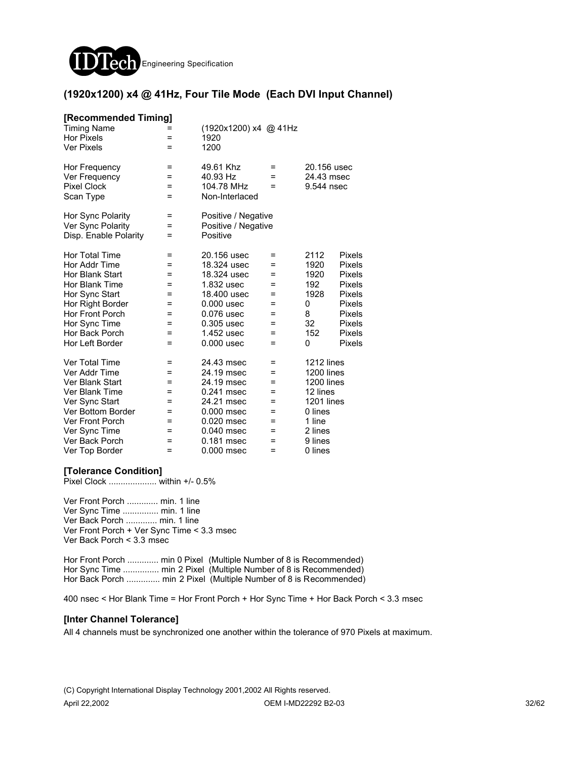## (1920x1200) x4 @ 41Hz, Four Tile Mode (Each DVI Input Channel)

### [Recommended Timing]

| | | | | | |
|---|---|---|---|---|---|
| Timing Name | = | (1920x1200) x4 @ 41Hz | | | |
| Hor Pixels | = | 1920 | | | |
| Ver Pixels | = | 1200 | | | |
| Hor Frequency | = | 49.61 Khz | = | 20.156 usec | |
| Ver Frequency | = | 40.93 Hz | = | 24.43 msec | |
| Pixel Clock | = | 104.78 MHz | = | 9.544 nsec | |
| Scan Type | = | Non-Interlaced | | | |
| Hor Sync Polarity | = | Positive / Negative | | | |
| Ver Sync Polarity | = | Positive / Negative | | | |
| Disp. Enable Polarity | = | Positive | | | |
| Hor Total Time | = | 20.156 usec | = | 2112 | Pixels |
| Hor Addr Time | = | 18.324 usec | = | 1920 | Pixels |
| Hor Blank Start | = | 18.324 usec | = | 1920 | Pixels |
| Hor Blank Time | = | 1.832 usec | = | 192 | Pixels |
| Hor Sync Start | = | 18.400 usec | = | 1928 | Pixels |
| Hor Right Border | = | 0.000 usec | = | 0 | Pixels |
| Hor Front Porch | = | 0.076 usec | = | 8 | Pixels |
| Hor Sync Time | = | 0.305 usec | = | 32 | Pixels |
| Hor Back Porch | = | 1.452 usec | = | 152 | Pixels |
| Hor Left Border | = | 0.000 usec | = | 0 | Pixels |
| Ver Total Time | = | 24.43 msec | = | 1212 lines | |
| Ver Addr Time | = | 24.19 msec | = | 1200 lines | |
| Ver Blank Start | = | 24.19 msec | = | 1200 lines | |
| Ver Blank Time | = | 0.241 msec | = | 12 lines | |
| Ver Sync Start | = | 24.21 msec | = | 1201 lines | |
| Ver Bottom Border | = | 0.000 msec | = | 0 lines | |
| Ver Front Porch | = | 0.020 msec | = | 1 line | |
| Ver Sync Time | = | 0.040 msec | = | 2 lines | |
| Ver Back Porch | = | 0.181 msec | = | 9 lines | |
| Ver Top Border | = | 0.000 msec | = | 0 lines | |

### [Tolerance Condition]

Pixel Clock .................... within +/- 0.5%

Ver Front Porch ............. min. 1 line
Ver Sync Time ............... min. 1 line
Ver Back Porch ............. min. 1 line
Ver Front Porch + Ver Sync Time < 3.3 msec
Ver Back Porch < 3.3 msec

Hor Front Porch ............. min 0 Pixel (Multiple Number of 8 is Recommended)
Hor Sync Time ............... min 2 Pixel (Multiple Number of 8 is Recommended)
Hor Back Porch .............. min 2 Pixel (Multiple Number of 8 is Recommended)

400 nsec < Hor Blank Time = Hor Front Porch + Hor Sync Time + Hor Back Porch < 3.3 msec

### [Inter Channel Tolerance]

All 4 channels must be synchronized one another within the tolerance of 970 Pixels at maximum.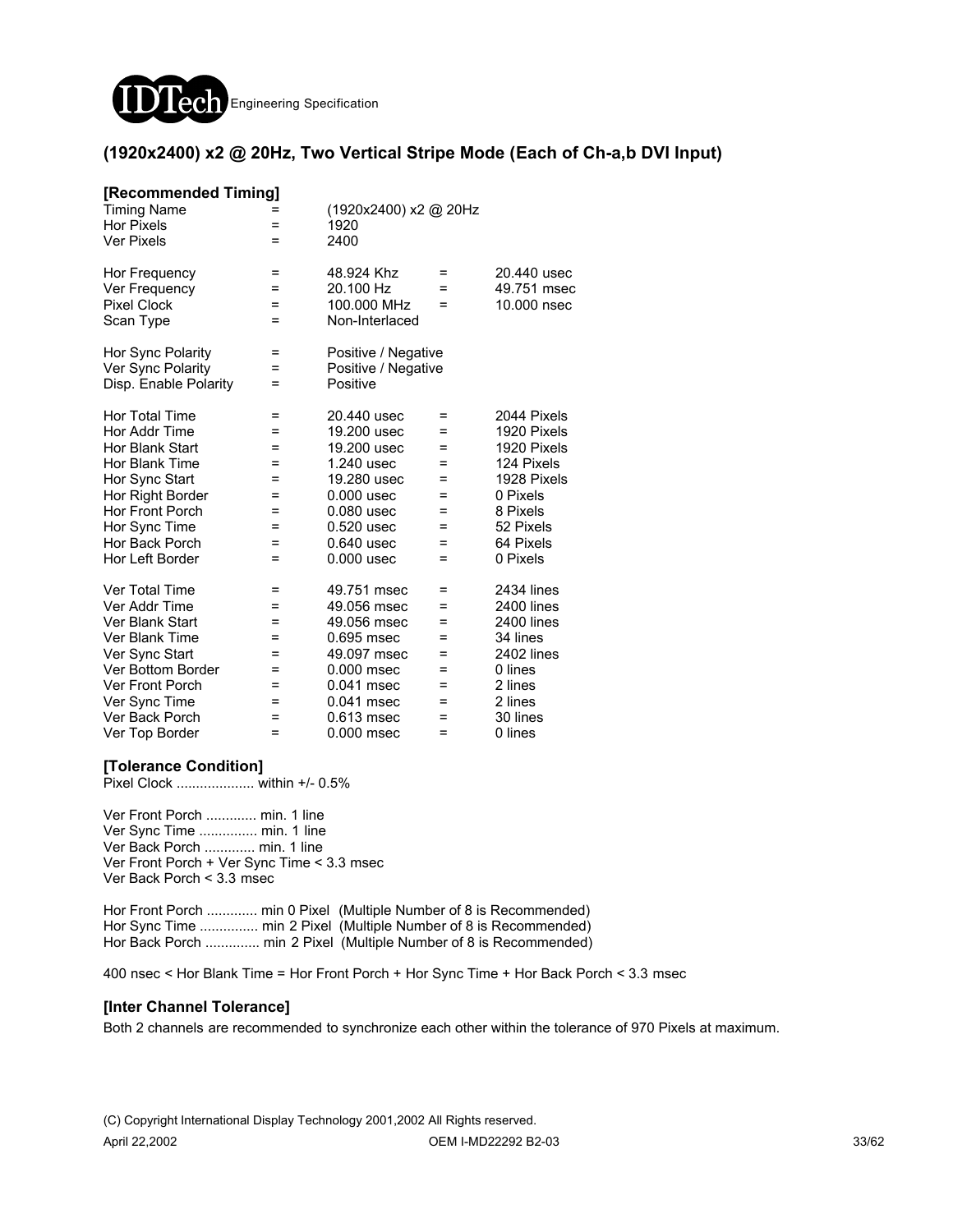## (1920x2400) x2 @ 20Hz, Two Vertical Stripe Mode (Each of Ch-a,b DVI Input)

### [Recommended Timing]

| | | | | |
|---|---|---|---|---|
| Timing Name | = | (1920x2400) x2 @ 20Hz | | |
| Hor Pixels | = | 1920 | | |
| Ver Pixels | = | 2400 | | |
| | | | | |
| Hor Frequency | = | 48.924 Khz | = | 20.440 usec |
| Ver Frequency | = | 20.100 Hz | = | 49.751 msec |
| Pixel Clock | = | 100.000 MHz | = | 10.000 nsec |
| Scan Type | = | Non-Interlaced | | |
| | | | | |
| Hor Sync Polarity | = | Positive / Negative | | |
| Ver Sync Polarity | = | Positive / Negative | | |
| Disp. Enable Polarity | = | Positive | | |
| | | | | |
| Hor Total Time | = | 20.440 usec | = | 2044 Pixels |
| Hor Addr Time | = | 19.200 usec | = | 1920 Pixels |
| Hor Blank Start | = | 19.200 usec | = | 1920 Pixels |
| Hor Blank Time | = | 1.240 usec | = | 124 Pixels |
| Hor Sync Start | = | 19.280 usec | = | 1928 Pixels |
| Hor Right Border | = | 0.000 usec | = | 0 Pixels |
| Hor Front Porch | = | 0.080 usec | = | 8 Pixels |
| Hor Sync Time | = | 0.520 usec | = | 52 Pixels |
| Hor Back Porch | = | 0.640 usec | = | 64 Pixels |
| Hor Left Border | = | 0.000 usec | = | 0 Pixels |
| | | | | |
| Ver Total Time | = | 49.751 msec | = | 2434 lines |
| Ver Addr Time | = | 49.056 msec | = | 2400 lines |
| Ver Blank Start | = | 49.056 msec | = | 2400 lines |
| Ver Blank Time | = | 0.695 msec | = | 34 lines |
| Ver Sync Start | = | 49.097 msec | = | 2402 lines |
| Ver Bottom Border | = | 0.000 msec | = | 0 lines |
| Ver Front Porch | = | 0.041 msec | = | 2 lines |
| Ver Sync Time | = | 0.041 msec | = | 2 lines |
| Ver Back Porch | = | 0.613 msec | = | 30 lines |
| Ver Top Border | = | 0.000 msec | = | 0 lines |

### [Tolerance Condition]

Pixel Clock .................... within +/- 0.5%

Ver Front Porch ............. min. 1 line
Ver Sync Time ............... min. 1 line
Ver Back Porch ............. min. 1 line
Ver Front Porch + Ver Sync Time < 3.3 msec
Ver Back Porch < 3.3 msec

Hor Front Porch ............. min 0 Pixel (Multiple Number of 8 is Recommended)
Hor Sync Time ............... min 2 Pixel (Multiple Number of 8 is Recommended)
Hor Back Porch .............. min 2 Pixel (Multiple Number of 8 is Recommended)

400 nsec < Hor Blank Time = Hor Front Porch + Hor Sync Time + Hor Back Porch < 3.3 msec

### [Inter Channel Tolerance]

Both 2 channels are recommended to synchronize each other within the tolerance of 970 Pixels at maximum.

(C) Copyright International Display Technology 2001,2002 All Rights reserved.

April 22,2002 OEM I-MD22292 B2-03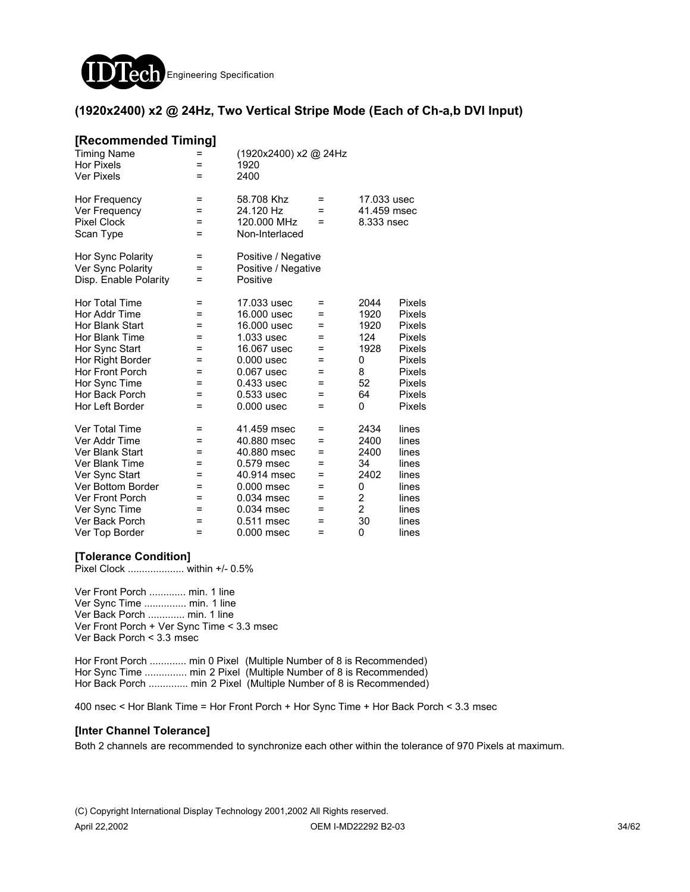## (1920x2400) x2 @ 24Hz, Two Vertical Stripe Mode (Each of Ch-a,b DVI Input)

### [Recommended Timing]

| | | | | | |
|---|---|---|---|---|---|
| Timing Name | = | (1920x2400) x2 @ 24Hz | | | |
| Hor Pixels | = | 1920 | | | |
| Ver Pixels | = | 2400 | | | |
| | | | | | |
| Hor Frequency | = | 58.708 Khz | = | 17.033 usec | |
| Ver Frequency | = | 24.120 Hz | = | 41.459 msec | |
| Pixel Clock | = | 120.000 MHz | = | 8.333 nsec | |
| Scan Type | = | Non-Interlaced | | | |
| | | | | | |
| Hor Sync Polarity | = | Positive / Negative | | | |
| Ver Sync Polarity | = | Positive / Negative | | | |
| Disp. Enable Polarity | = | Positive | | | |
| | | | | | |
| Hor Total Time | = | 17.033 usec | = | 2044 | Pixels |
| Hor Addr Time | = | 16.000 usec | = | 1920 | Pixels |
| Hor Blank Start | = | 16.000 usec | = | 1920 | Pixels |
| Hor Blank Time | = | 1.033 usec | = | 124 | Pixels |
| Hor Sync Start | = | 16.067 usec | = | 1928 | Pixels |
| Hor Right Border | = | 0.000 usec | = | 0 | Pixels |
| Hor Front Porch | = | 0.067 usec | = | 8 | Pixels |
| Hor Sync Time | = | 0.433 usec | = | 52 | Pixels |
| Hor Back Porch | = | 0.533 usec | = | 64 | Pixels |
| Hor Left Border | = | 0.000 usec | = | 0 | Pixels |
| | | | | | |
| Ver Total Time | = | 41.459 msec | = | 2434 | lines |
| Ver Addr Time | = | 40.880 msec | = | 2400 | lines |
| Ver Blank Start | = | 40.880 msec | = | 2400 | lines |
| Ver Blank Time | = | 0.579 msec | = | 34 | lines |
| Ver Sync Start | = | 40.914 msec | = | 2402 | lines |
| Ver Bottom Border | = | 0.000 msec | = | 0 | lines |
| Ver Front Porch | = | 0.034 msec | = | 2 | lines |
| Ver Sync Time | = | 0.034 msec | = | 2 | lines |
| Ver Back Porch | = | 0.511 msec | = | 30 | lines |
| Ver Top Border | = | 0.000 msec | = | 0 | lines |

### [Tolerance Condition]

Pixel Clock .................... within +/- 0.5%

Ver Front Porch ............. min. 1 line
Ver Sync Time ............... min. 1 line
Ver Back Porch ............. min. 1 line
Ver Front Porch + Ver Sync Time < 3.3 msec
Ver Back Porch < 3.3 msec

Hor Front Porch ............. min 0 Pixel (Multiple Number of 8 is Recommended)
Hor Sync Time ............... min 2 Pixel (Multiple Number of 8 is Recommended)
Hor Back Porch .............. min 2 Pixel (Multiple Number of 8 is Recommended)

400 nsec < Hor Blank Time = Hor Front Porch + Hor Sync Time + Hor Back Porch < 3.3 msec

### [Inter Channel Tolerance]

Both 2 channels are recommended to synchronize each other within the tolerance of 970 Pixels at maximum.

(C) Copyright International Display Technology 2001,2002 All Rights reserved.

April 22,2002 OEM I-MD22292 B2-03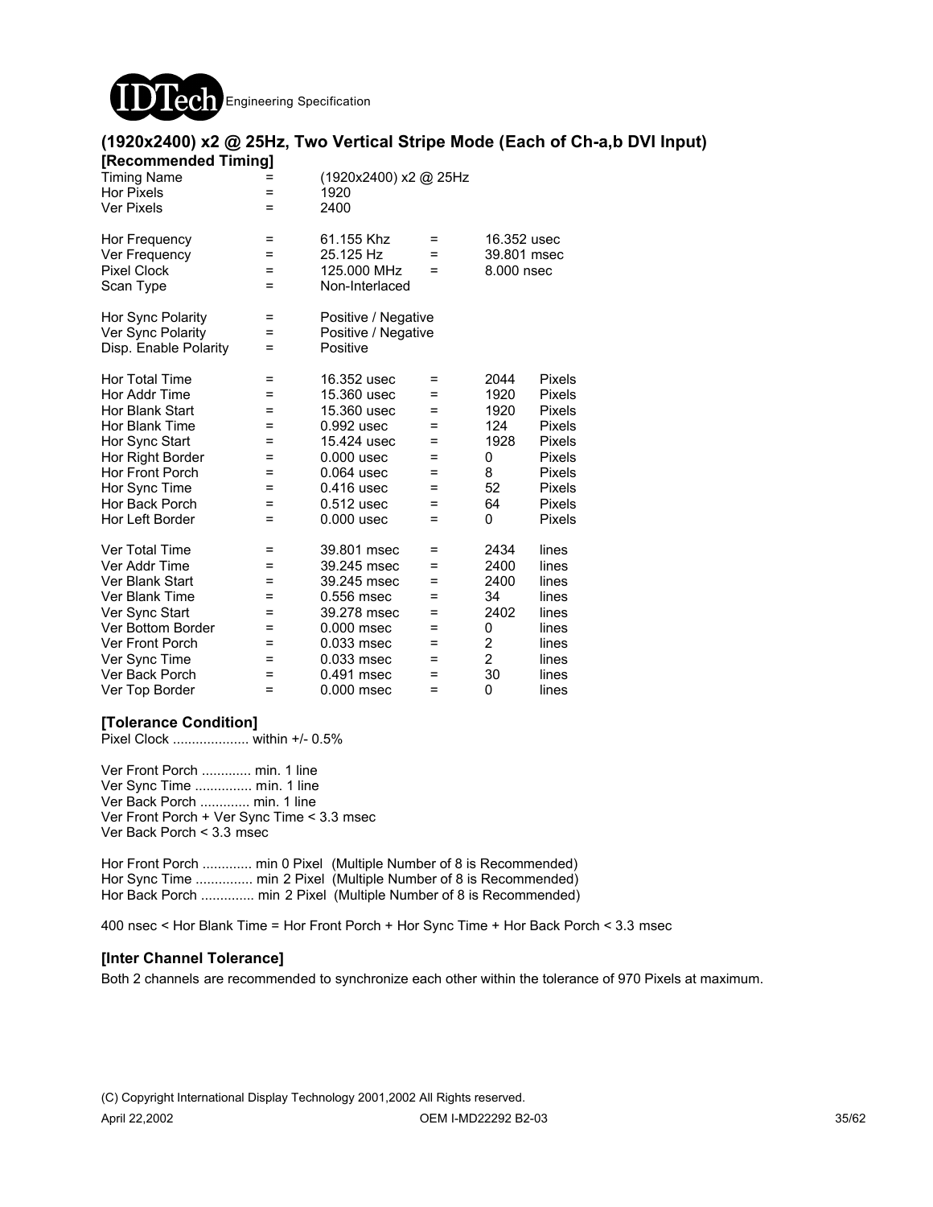## (1920x2400) x2 @ 25Hz, Two Vertical Stripe Mode (Each of Ch-a,b DVI Input)

### [Recommended Timing]

| | | | | | |
|---|---|---|---|---|---|
| Timing Name | = | (1920x2400) x2 @ 25Hz | | | |
| Hor Pixels | = | 1920 | | | |
| Ver Pixels | = | 2400 | | | |
| | | | | | |
| Hor Frequency | = | 61.155 Khz | = | 16.352 usec | |
| Ver Frequency | = | 25.125 Hz | = | 39.801 msec | |
| Pixel Clock | = | 125.000 MHz | = | 8.000 nsec | |
| Scan Type | = | Non-Interlaced | | | |
| | | | | | |
| Hor Sync Polarity | = | Positive / Negative | | | |
| Ver Sync Polarity | = | Positive / Negative | | | |
| Disp. Enable Polarity | = | Positive | | | |
| | | | | | |
| Hor Total Time | = | 16.352 usec | = | 2044 | Pixels |
| Hor Addr Time | = | 15.360 usec | = | 1920 | Pixels |
| Hor Blank Start | = | 15.360 usec | = | 1920 | Pixels |
| Hor Blank Time | = | 0.992 usec | = | 124 | Pixels |
| Hor Sync Start | = | 15.424 usec | = | 1928 | Pixels |
| Hor Right Border | = | 0.000 usec | = | 0 | Pixels |
| Hor Front Porch | = | 0.064 usec | = | 8 | Pixels |
| Hor Sync Time | = | 0.416 usec | = | 52 | Pixels |
| Hor Back Porch | = | 0.512 usec | = | 64 | Pixels |
| Hor Left Border | = | 0.000 usec | = | 0 | Pixels |
| | | | | | |
| Ver Total Time | = | 39.801 msec | = | 2434 | lines |
| Ver Addr Time | = | 39.245 msec | = | 2400 | lines |
| Ver Blank Start | = | 39.245 msec | = | 2400 | lines |
| Ver Blank Time | = | 0.556 msec | = | 34 | lines |
| Ver Sync Start | = | 39.278 msec | = | 2402 | lines |
| Ver Bottom Border | = | 0.000 msec | = | 0 | lines |
| Ver Front Porch | = | 0.033 msec | = | 2 | lines |
| Ver Sync Time | = | 0.033 msec | = | 2 | lines |
| Ver Back Porch | = | 0.491 msec | = | 30 | lines |
| Ver Top Border | = | 0.000 msec | = | 0 | lines |

### [Tolerance Condition]

Pixel Clock .................... within +/- 0.5%

Ver Front Porch ............. min. 1 line
Ver Sync Time ............... min. 1 line
Ver Back Porch ............. min. 1 line
Ver Front Porch + Ver Sync Time < 3.3 msec
Ver Back Porch < 3.3 msec

Hor Front Porch ............. min 0 Pixel (Multiple Number of 8 is Recommended)
Hor Sync Time ............... min 2 Pixel (Multiple Number of 8 is Recommended)
Hor Back Porch .............. min 2 Pixel (Multiple Number of 8 is Recommended)

400 nsec < Hor Blank Time = Hor Front Porch + Hor Sync Time + Hor Back Porch < 3.3 msec

### [Inter Channel Tolerance]

Both 2 channels are recommended to synchronize each other within the tolerance of 970 Pixels at maximum.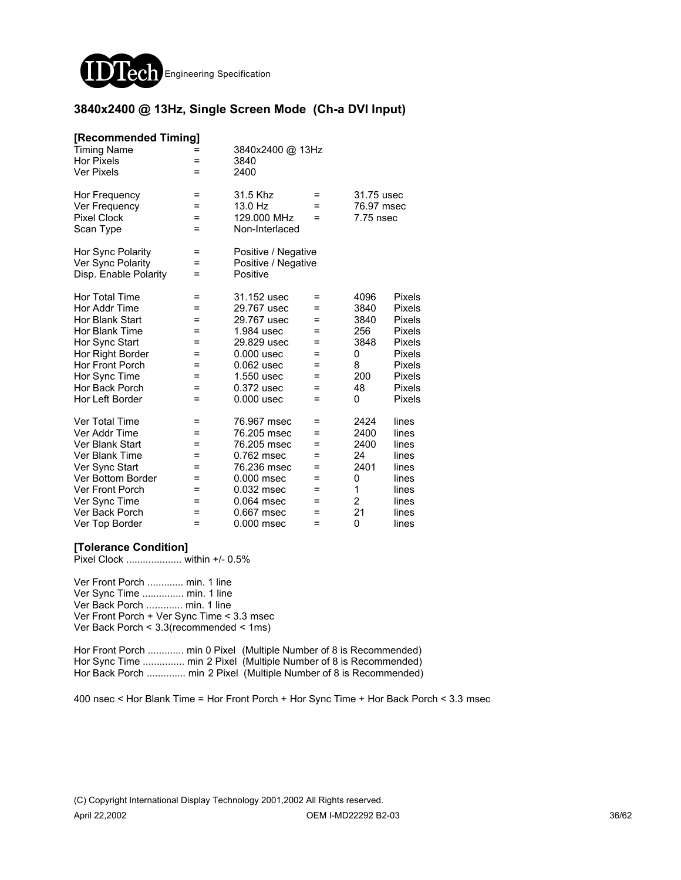## 3840x2400 @ 13Hz, Single Screen Mode (Ch-a DVI Input)

### [Recommended Timing]

| | | | | | |
|---|---|---|---|---|---|
| Timing Name | = | 3840x2400 @ 13Hz | | | |
| Hor Pixels | = | 3840 | | | |
| Ver Pixels | = | 2400 | | | |
| | | | | | |
| Hor Frequency | = | 31.5 Khz | = | 31.75 usec | |
| Ver Frequency | = | 13.0 Hz | = | 76.97 msec | |
| Pixel Clock | = | 129.000 MHz | = | 7.75 nsec | |
| Scan Type | = | Non-Interlaced | | | |
| | | | | | |
| Hor Sync Polarity | = | Positive / Negative | | | |
| Ver Sync Polarity | = | Positive / Negative | | | |
| Disp. Enable Polarity | = | Positive | | | |
| | | | | | |
| Hor Total Time | = | 31.152 usec | = | 4096 | Pixels |
| Hor Addr Time | = | 29.767 usec | = | 3840 | Pixels |
| Hor Blank Start | = | 29.767 usec | = | 3840 | Pixels |
| Hor Blank Time | = | 1.984 usec | = | 256 | Pixels |
| Hor Sync Start | = | 29.829 usec | = | 3848 | Pixels |
| Hor Right Border | = | 0.000 usec | = | 0 | Pixels |
| Hor Front Porch | = | 0.062 usec | = | 8 | Pixels |
| Hor Sync Time | = | 1.550 usec | = | 200 | Pixels |
| Hor Back Porch | = | 0.372 usec | = | 48 | Pixels |
| Hor Left Border | = | 0.000 usec | = | 0 | Pixels |
| | | | | | |
| Ver Total Time | = | 76.967 msec | = | 2424 | lines |
| Ver Addr Time | = | 76.205 msec | = | 2400 | lines |
| Ver Blank Start | = | 76.205 msec | = | 2400 | lines |
| Ver Blank Time | = | 0.762 msec | = | 24 | lines |
| Ver Sync Start | = | 76.236 msec | = | 2401 | lines |
| Ver Bottom Border | = | 0.000 msec | = | 0 | lines |
| Ver Front Porch | = | 0.032 msec | = | 1 | lines |
| Ver Sync Time | = | 0.064 msec | = | 2 | lines |
| Ver Back Porch | = | 0.667 msec | = | 21 | lines |
| Ver Top Border | = | 0.000 msec | = | 0 | lines |

### [Tolerance Condition]

Pixel Clock .................... within +/- 0.5%

Ver Front Porch ............. min. 1 line
Ver Sync Time ............... min. 1 line
Ver Back Porch ............. min. 1 line
Ver Front Porch + Ver Sync Time < 3.3 msec
Ver Back Porch < 3.3(recommended < 1ms)

Hor Front Porch ............. min 0 Pixel (Multiple Number of 8 is Recommended)
Hor Sync Time ............... min 2 Pixel (Multiple Number of 8 is Recommended)
Hor Back Porch .............. min 2 Pixel (Multiple Number of 8 is Recommended)

400 nsec < Hor Blank Time = Hor Front Porch + Hor Sync Time + Hor Back Porch < 3.3 msec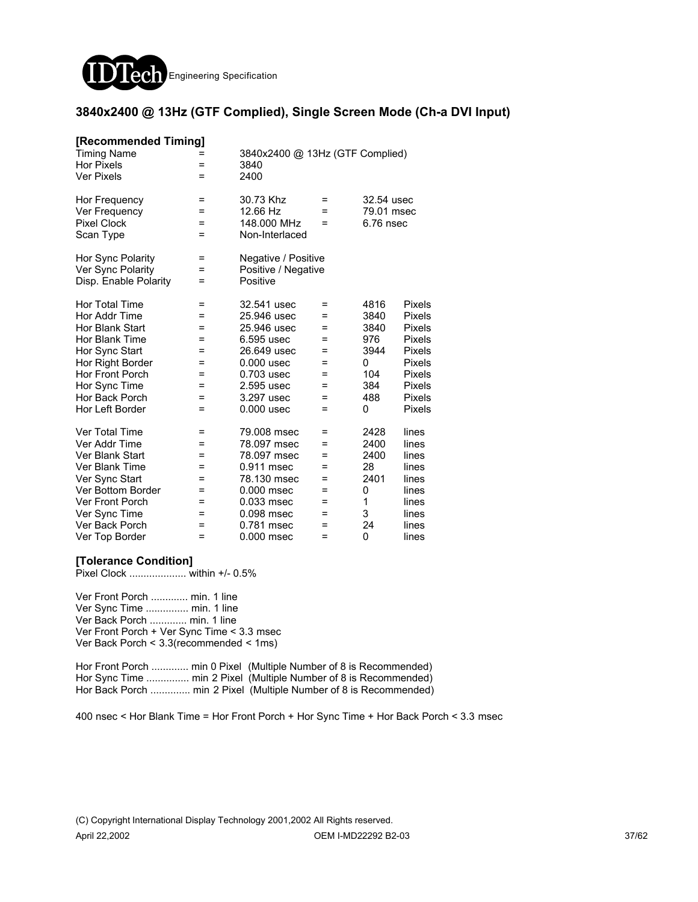## 3840x2400 @ 13Hz (GTF Complied), Single Screen Mode (Ch-a DVI Input)

**[Recommended Timing]**

| | | | | | |
|---|---|---|---|---|---|
| Timing Name | = | 3840x2400 @ 13Hz (GTF Complied) | | | |
| Hor Pixels | = | 3840 | | | |
| Ver Pixels | = | 2400 | | | |
| | | | | | |
| Hor Frequency | = | 30.73 Khz | = | 32.54 usec | |
| Ver Frequency | = | 12.66 Hz | = | 79.01 msec | |
| Pixel Clock | = | 148.000 MHz | = | 6.76 nsec | |
| Scan Type | = | Non-Interlaced | | | |
| | | | | | |
| Hor Sync Polarity | = | Negative / Positive | | | |
| Ver Sync Polarity | = | Positive / Negative | | | |
| Disp. Enable Polarity | = | Positive | | | |
| | | | | | |
| Hor Total Time | = | 32.541 usec | = | 4816 | Pixels |
| Hor Addr Time | = | 25.946 usec | = | 3840 | Pixels |
| Hor Blank Start | = | 25.946 usec | = | 3840 | Pixels |
| Hor Blank Time | = | 6.595 usec | = | 976 | Pixels |
| Hor Sync Start | = | 26.649 usec | = | 3944 | Pixels |
| Hor Right Border | = | 0.000 usec | = | 0 | Pixels |
| Hor Front Porch | = | 0.703 usec | = | 104 | Pixels |
| Hor Sync Time | = | 2.595 usec | = | 384 | Pixels |
| Hor Back Porch | = | 3.297 usec | = | 488 | Pixels |
| Hor Left Border | = | 0.000 usec | = | 0 | Pixels |
| | | | | | |
| Ver Total Time | = | 79.008 msec | = | 2428 | lines |
| Ver Addr Time | = | 78.097 msec | = | 2400 | lines |
| Ver Blank Start | = | 78.097 msec | = | 2400 | lines |
| Ver Blank Time | = | 0.911 msec | = | 28 | lines |
| Ver Sync Start | = | 78.130 msec | = | 2401 | lines |
| Ver Bottom Border | = | 0.000 msec | = | 0 | lines |
| Ver Front Porch | = | 0.033 msec | = | 1 | lines |
| Ver Sync Time | = | 0.098 msec | = | 3 | lines |
| Ver Back Porch | = | 0.781 msec | = | 24 | lines |
| Ver Top Border | = | 0.000 msec | = | 0 | lines |

**[Tolerance Condition]**

Pixel Clock .................... within +/- 0.5%

Ver Front Porch ............. min. 1 line
Ver Sync Time ............... min. 1 line
Ver Back Porch ............. min. 1 line
Ver Front Porch + Ver Sync Time < 3.3 msec
Ver Back Porch < 3.3(recommended < 1ms)

Hor Front Porch ............. min 0 Pixel (Multiple Number of 8 is Recommended)
Hor Sync Time ............... min 2 Pixel (Multiple Number of 8 is Recommended)
Hor Back Porch .............. min 2 Pixel (Multiple Number of 8 is Recommended)

400 nsec < Hor Blank Time = Hor Front Porch + Hor Sync Time + Hor Back Porch < 3.3 msec

(C) Copyright International Display Technology 2001,2002 All Rights reserved.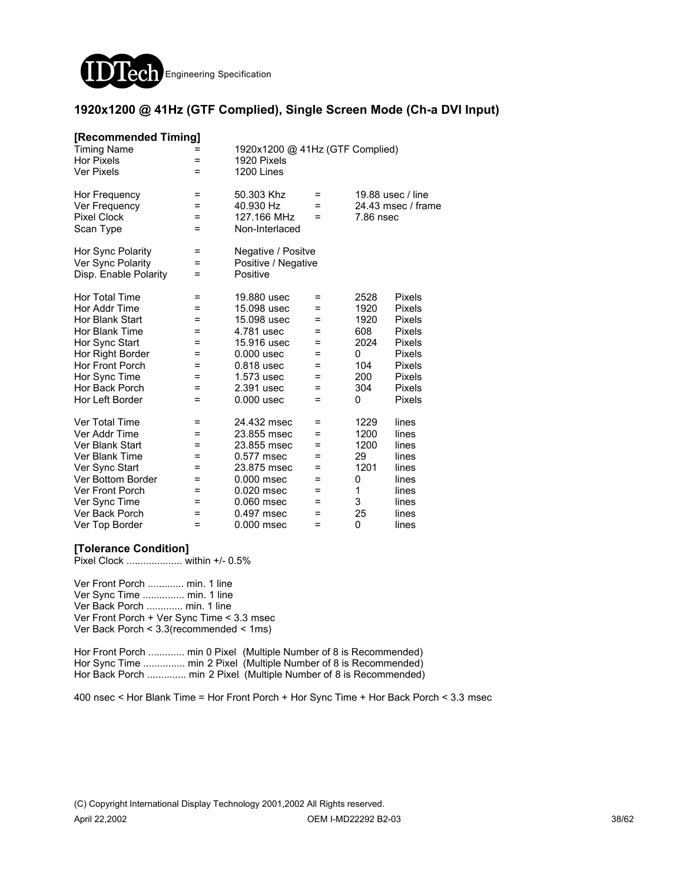## 1920x1200 @ 41Hz (GTF Complied), Single Screen Mode (Ch-a DVI Input)

### [Recommended Timing]

| | | | | | |
|---|---|---|---|---|---|
| Timing Name | = | 1920x1200 @ 41Hz (GTF Complied) | | | |
| Hor Pixels | = | 1920 Pixels | | | |
| Ver Pixels | = | 1200 Lines | | | |
| | | | | | |
| Hor Frequency | = | 50.303 Khz | = | 19.88 usec / line | |
| Ver Frequency | = | 40.930 Hz | = | 24.43 msec / frame | |
| Pixel Clock | = | 127.166 MHz | = | 7.86 nsec | |
| Scan Type | = | Non-Interlaced | | | |
| | | | | | |
| Hor Sync Polarity | = | Negative / Positve | | | |
| Ver Sync Polarity | = | Positive / Negative | | | |
| Disp. Enable Polarity | = | Positive | | | |
| | | | | | |
| Hor Total Time | = | 19.880 usec | = | 2528 | Pixels |
| Hor Addr Time | = | 15.098 usec | = | 1920 | Pixels |
| Hor Blank Start | = | 15.098 usec | = | 1920 | Pixels |
| Hor Blank Time | = | 4.781 usec | = | 608 | Pixels |
| Hor Sync Start | = | 15.916 usec | = | 2024 | Pixels |
| Hor Right Border | = | 0.000 usec | = | 0 | Pixels |
| Hor Front Porch | = | 0.818 usec | = | 104 | Pixels |
| Hor Sync Time | = | 1.573 usec | = | 200 | Pixels |
| Hor Back Porch | = | 2.391 usec | = | 304 | Pixels |
| Hor Left Border | = | 0.000 usec | = | 0 | Pixels |
| | | | | | |
| Ver Total Time | = | 24.432 msec | = | 1229 | lines |
| Ver Addr Time | = | 23.855 msec | = | 1200 | lines |
| Ver Blank Start | = | 23.855 msec | = | 1200 | lines |
| Ver Blank Time | = | 0.577 msec | = | 29 | lines |
| Ver Sync Start | = | 23.875 msec | = | 1201 | lines |
| Ver Bottom Border | = | 0.000 msec | = | 0 | lines |
| Ver Front Porch | = | 0.020 msec | = | 1 | lines |
| Ver Sync Time | = | 0.060 msec | = | 3 | lines |
| Ver Back Porch | = | 0.497 msec | = | 25 | lines |
| Ver Top Border | = | 0.000 msec | = | 0 | lines |

### [Tolerance Condition]

Pixel Clock .................... within +/- 0.5%

Ver Front Porch ............. min. 1 line
Ver Sync Time ............... min. 1 line
Ver Back Porch ............. min. 1 line
Ver Front Porch + Ver Sync Time < 3.3 msec
Ver Back Porch < 3.3(recommended < 1ms)

Hor Front Porch ............. min 0 Pixel (Multiple Number of 8 is Recommended)
Hor Sync Time ............... min 2 Pixel (Multiple Number of 8 is Recommended)
Hor Back Porch .............. min 2 Pixel (Multiple Number of 8 is Recommended)

400 nsec < Hor Blank Time = Hor Front Porch + Hor Sync Time + Hor Back Porch < 3.3 msec

(C) Copyright International Display Technology 2001,2002 All Rights reserved.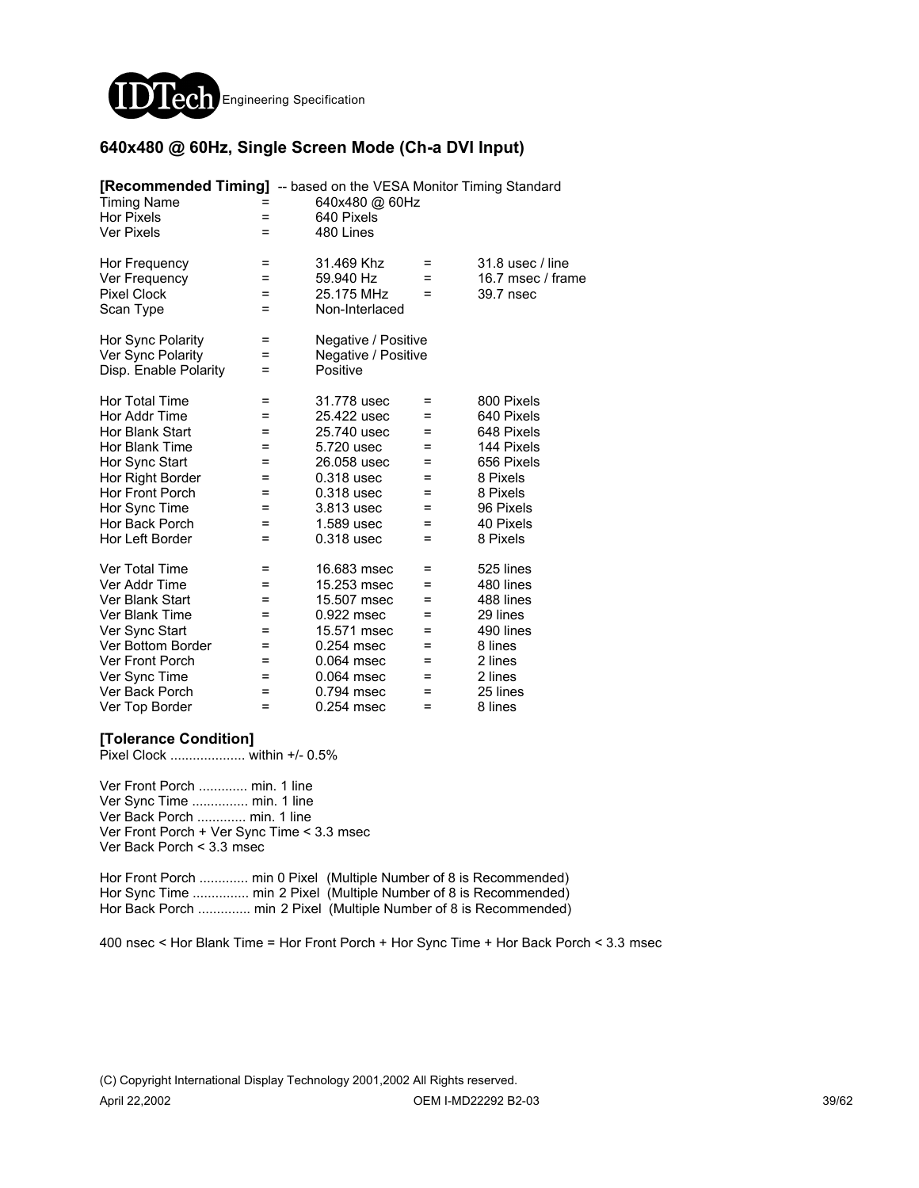## 640x480 @ 60Hz, Single Screen Mode (Ch-a DVI Input)

**[Recommended Timing]** -- based on the VESA Monitor Timing Standard

| | | | | |
|---|---|---|---|---|
| Timing Name | = | 640x480 @ 60Hz | | |
| Hor Pixels | = | 640 Pixels | | |
| Ver Pixels | = | 480 Lines | | |
| | | | | |
| Hor Frequency | = | 31.469 Khz | = | 31.8 usec / line |
| Ver Frequency | = | 59.940 Hz | = | 16.7 msec / frame |
| Pixel Clock | = | 25.175 MHz | = | 39.7 nsec |
| Scan Type | = | Non-Interlaced | | |
| | | | | |
| Hor Sync Polarity | = | Negative / Positive | | |
| Ver Sync Polarity | = | Negative / Positive | | |
| Disp. Enable Polarity | = | Positive | | |
| | | | | |
| Hor Total Time | = | 31.778 usec | = | 800 Pixels |
| Hor Addr Time | = | 25.422 usec | = | 640 Pixels |
| Hor Blank Start | = | 25.740 usec | = | 648 Pixels |
| Hor Blank Time | = | 5.720 usec | = | 144 Pixels |
| Hor Sync Start | = | 26.058 usec | = | 656 Pixels |
| Hor Right Border | = | 0.318 usec | = | 8 Pixels |
| Hor Front Porch | = | 0.318 usec | = | 8 Pixels |
| Hor Sync Time | = | 3.813 usec | = | 96 Pixels |
| Hor Back Porch | = | 1.589 usec | = | 40 Pixels |
| Hor Left Border | = | 0.318 usec | = | 8 Pixels |
| | | | | |
| Ver Total Time | = | 16.683 msec | = | 525 lines |
| Ver Addr Time | = | 15.253 msec | = | 480 lines |
| Ver Blank Start | = | 15.507 msec | = | 488 lines |
| Ver Blank Time | = | 0.922 msec | = | 29 lines |
| Ver Sync Start | = | 15.571 msec | = | 490 lines |
| Ver Bottom Border | = | 0.254 msec | = | 8 lines |
| Ver Front Porch | = | 0.064 msec | = | 2 lines |
| Ver Sync Time | = | 0.064 msec | = | 2 lines |
| Ver Back Porch | = | 0.794 msec | = | 25 lines |
| Ver Top Border | = | 0.254 msec | = | 8 lines |

**[Tolerance Condition]**

Pixel Clock .................... within +/- 0.5%

Ver Front Porch ............. min. 1 line
Ver Sync Time ............... min. 1 line
Ver Back Porch ............. min. 1 line
Ver Front Porch + Ver Sync Time < 3.3 msec
Ver Back Porch < 3.3 msec

Hor Front Porch ............. min 0 Pixel (Multiple Number of 8 is Recommended)
Hor Sync Time ............... min 2 Pixel (Multiple Number of 8 is Recommended)
Hor Back Porch .............. min 2 Pixel (Multiple Number of 8 is Recommended)

400 nsec < Hor Blank Time = Hor Front Porch + Hor Sync Time + Hor Back Porch < 3.3 msec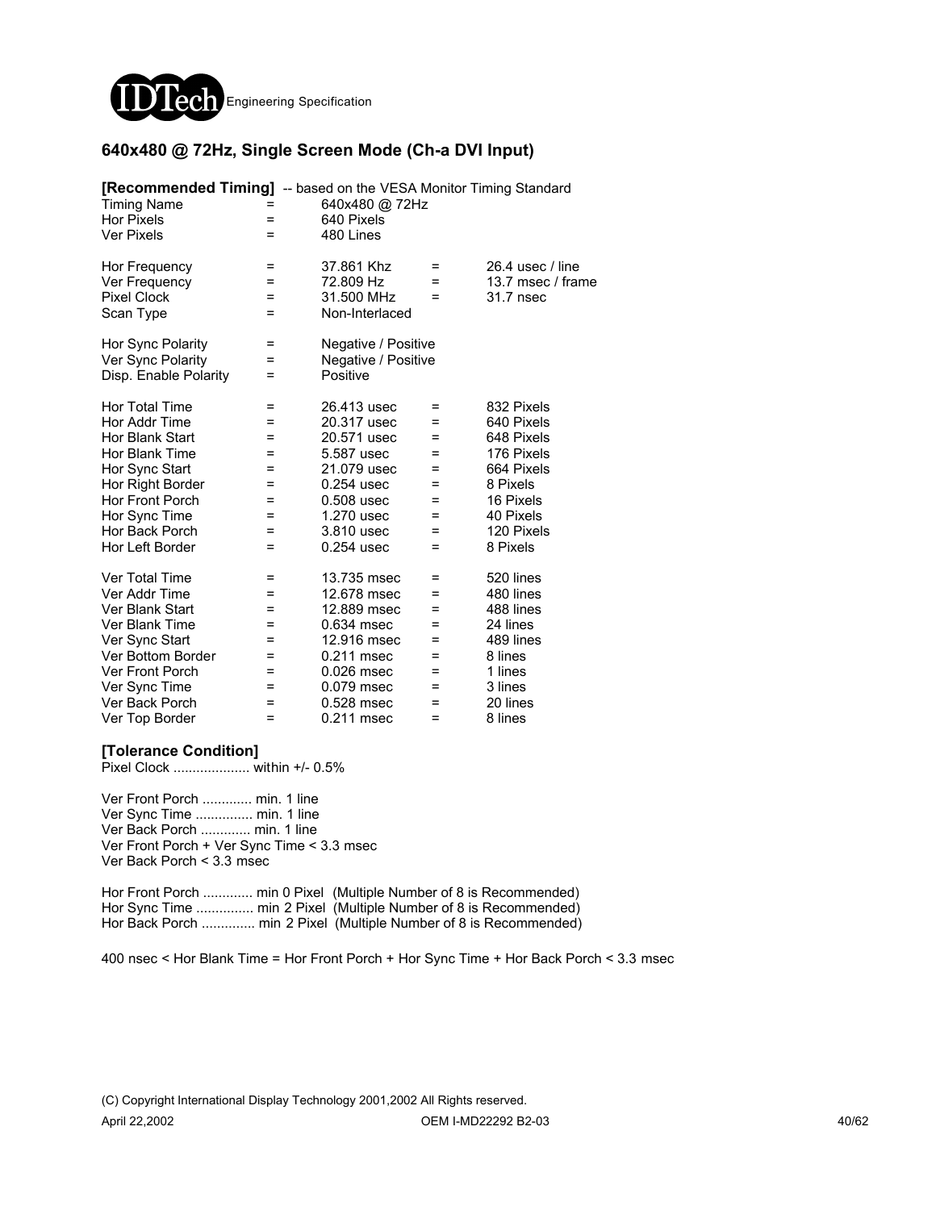## 640x480 @ 72Hz, Single Screen Mode (Ch-a DVI Input)

**[Recommended Timing]** -- based on the VESA Monitor Timing Standard

| | | | | |
|---|---|---|---|---|
| Timing Name | = | 640x480 @ 72Hz | | |
| Hor Pixels | = | 640 Pixels | | |
| Ver Pixels | = | 480 Lines | | |
| Hor Frequency | = | 37.861 Khz | = | 26.4 usec / line |
| Ver Frequency | = | 72.809 Hz | = | 13.7 msec / frame |
| Pixel Clock | = | 31.500 MHz | = | 31.7 nsec |
| Scan Type | = | Non-Interlaced | | |
| Hor Sync Polarity | = | Negative / Positive | | |
| Ver Sync Polarity | = | Negative / Positive | | |
| Disp. Enable Polarity | = | Positive | | |
| Hor Total Time | = | 26.413 usec | = | 832 Pixels |
| Hor Addr Time | = | 20.317 usec | = | 640 Pixels |
| Hor Blank Start | = | 20.571 usec | = | 648 Pixels |
| Hor Blank Time | = | 5.587 usec | = | 176 Pixels |
| Hor Sync Start | = | 21.079 usec | = | 664 Pixels |
| Hor Right Border | = | 0.254 usec | = | 8 Pixels |
| Hor Front Porch | = | 0.508 usec | = | 16 Pixels |
| Hor Sync Time | = | 1.270 usec | = | 40 Pixels |
| Hor Back Porch | = | 3.810 usec | = | 120 Pixels |
| Hor Left Border | = | 0.254 usec | = | 8 Pixels |
| Ver Total Time | = | 13.735 msec | = | 520 lines |
| Ver Addr Time | = | 12.678 msec | = | 480 lines |
| Ver Blank Start | = | 12.889 msec | = | 488 lines |
| Ver Blank Time | = | 0.634 msec | = | 24 lines |
| Ver Sync Start | = | 12.916 msec | = | 489 lines |
| Ver Bottom Border | = | 0.211 msec | = | 8 lines |
| Ver Front Porch | = | 0.026 msec | = | 1 lines |
| Ver Sync Time | = | 0.079 msec | = | 3 lines |
| Ver Back Porch | = | 0.528 msec | = | 20 lines |
| Ver Top Border | = | 0.211 msec | = | 8 lines |

**[Tolerance Condition]**

Pixel Clock .................... within +/- 0.5%

Ver Front Porch ............. min. 1 line
Ver Sync Time ............... min. 1 line
Ver Back Porch ............. min. 1 line
Ver Front Porch + Ver Sync Time < 3.3 msec
Ver Back Porch < 3.3 msec

Hor Front Porch ............. min 0 Pixel (Multiple Number of 8 is Recommended)
Hor Sync Time ............... min 2 Pixel (Multiple Number of 8 is Recommended)
Hor Back Porch .............. min 2 Pixel (Multiple Number of 8 is Recommended)

400 nsec < Hor Blank Time = Hor Front Porch + Hor Sync Time + Hor Back Porch < 3.3 msec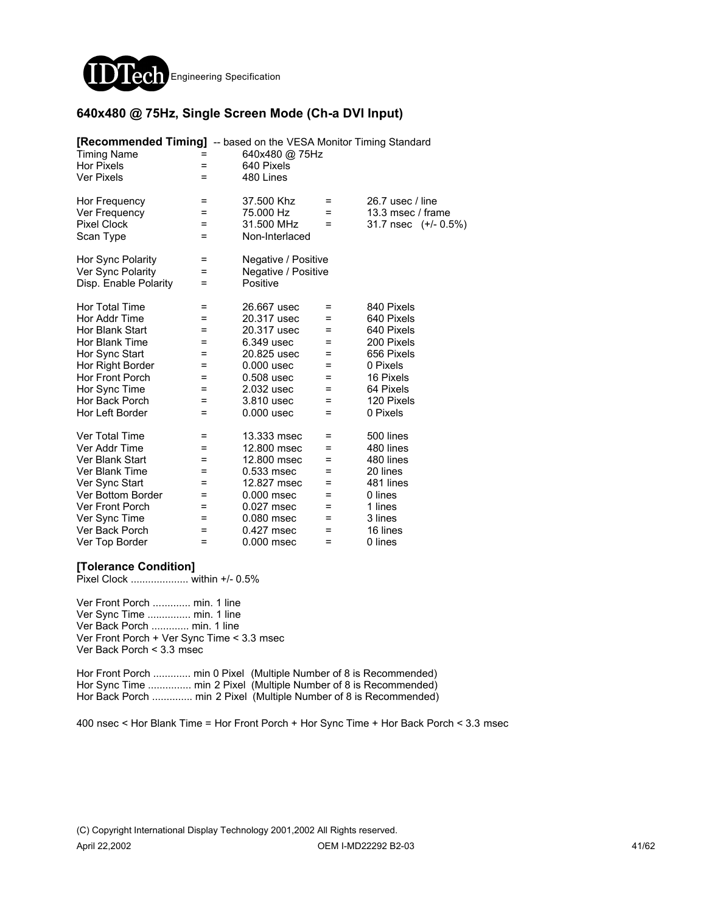## 640x480 @ 75Hz, Single Screen Mode (Ch-a DVI Input)

**[Recommended Timing]** -- based on the VESA Monitor Timing Standard

| | | | | |
|---|---|---|---|---|
| Timing Name | = | 640x480 @ 75Hz | | |
| Hor Pixels | = | 640 Pixels | | |
| Ver Pixels | = | 480 Lines | | |
| | | | | |
| Hor Frequency | = | 37.500 Khz | = | 26.7 usec / line |
| Ver Frequency | = | 75.000 Hz | = | 13.3 msec / frame |
| Pixel Clock | = | 31.500 MHz | = | 31.7 nsec (+/- 0.5%) |
| Scan Type | = | Non-Interlaced | | |
| | | | | |
| Hor Sync Polarity | = | Negative / Positive | | |
| Ver Sync Polarity | = | Negative / Positive | | |
| Disp. Enable Polarity | = | Positive | | |
| | | | | |
| Hor Total Time | = | 26.667 usec | = | 840 Pixels |
| Hor Addr Time | = | 20.317 usec | = | 640 Pixels |
| Hor Blank Start | = | 20.317 usec | = | 640 Pixels |
| Hor Blank Time | = | 6.349 usec | = | 200 Pixels |
| Hor Sync Start | = | 20.825 usec | = | 656 Pixels |
| Hor Right Border | = | 0.000 usec | = | 0 Pixels |
| Hor Front Porch | = | 0.508 usec | = | 16 Pixels |
| Hor Sync Time | = | 2.032 usec | = | 64 Pixels |
| Hor Back Porch | = | 3.810 usec | = | 120 Pixels |
| Hor Left Border | = | 0.000 usec | = | 0 Pixels |
| | | | | |
| Ver Total Time | = | 13.333 msec | = | 500 lines |
| Ver Addr Time | = | 12.800 msec | = | 480 lines |
| Ver Blank Start | = | 12.800 msec | = | 480 lines |
| Ver Blank Time | = | 0.533 msec | = | 20 lines |
| Ver Sync Start | = | 12.827 msec | = | 481 lines |
| Ver Bottom Border | = | 0.000 msec | = | 0 lines |
| Ver Front Porch | = | 0.027 msec | = | 1 lines |
| Ver Sync Time | = | 0.080 msec | = | 3 lines |
| Ver Back Porch | = | 0.427 msec | = | 16 lines |
| Ver Top Border | = | 0.000 msec | = | 0 lines |

**[Tolerance Condition]**

Pixel Clock .................... within +/- 0.5%

Ver Front Porch ............. min. 1 line
Ver Sync Time ............... min. 1 line
Ver Back Porch ............. min. 1 line
Ver Front Porch + Ver Sync Time < 3.3 msec
Ver Back Porch < 3.3 msec

Hor Front Porch ............. min 0 Pixel (Multiple Number of 8 is Recommended)
Hor Sync Time ............... min 2 Pixel (Multiple Number of 8 is Recommended)
Hor Back Porch .............. min 2 Pixel (Multiple Number of 8 is Recommended)

400 nsec < Hor Blank Time = Hor Front Porch + Hor Sync Time + Hor Back Porch < 3.3 msec

(C) Copyright International Display Technology 2001,2002 All Rights reserved.

April 22,2002 OEM I-MD22292 B2-03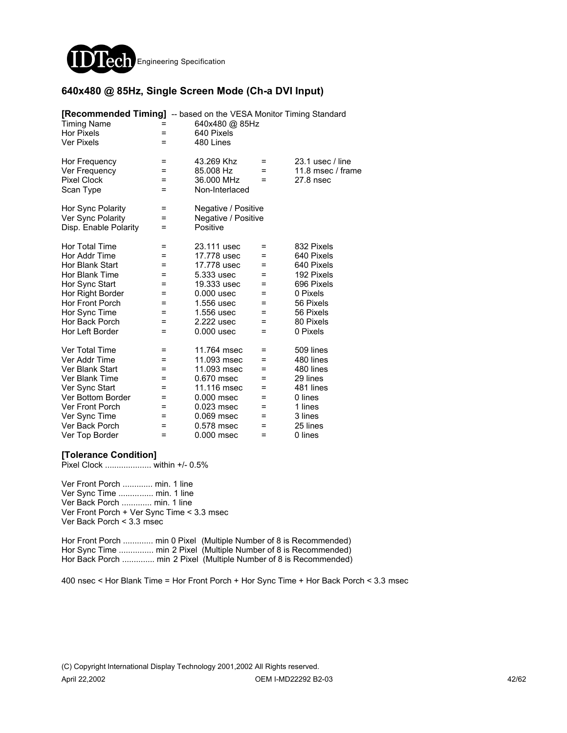## 640x480 @ 85Hz, Single Screen Mode (Ch-a DVI Input)

**[Recommended Timing]** -- based on the VESA Monitor Timing Standard

| | | | | |
|---|---|---|---|---|
| Timing Name | = | 640x480 @ 85Hz | | |
| Hor Pixels | = | 640 Pixels | | |
| Ver Pixels | = | 480 Lines | | |
| | | | | |
| Hor Frequency | = | 43.269 Khz | = | 23.1 usec / line |
| Ver Frequency | = | 85.008 Hz | = | 11.8 msec / frame |
| Pixel Clock | = | 36.000 MHz | = | 27.8 nsec |
| Scan Type | = | Non-Interlaced | | |
| | | | | |
| Hor Sync Polarity | = | Negative / Positive | | |
| Ver Sync Polarity | = | Negative / Positive | | |
| Disp. Enable Polarity | = | Positive | | |
| | | | | |
| Hor Total Time | = | 23.111 usec | = | 832 Pixels |
| Hor Addr Time | = | 17.778 usec | = | 640 Pixels |
| Hor Blank Start | = | 17.778 usec | = | 640 Pixels |
| Hor Blank Time | = | 5.333 usec | = | 192 Pixels |
| Hor Sync Start | = | 19.333 usec | = | 696 Pixels |
| Hor Right Border | = | 0.000 usec | = | 0 Pixels |
| Hor Front Porch | = | 1.556 usec | = | 56 Pixels |
| Hor Sync Time | = | 1.556 usec | = | 56 Pixels |
| Hor Back Porch | = | 2.222 usec | = | 80 Pixels |
| Hor Left Border | = | 0.000 usec | = | 0 Pixels |
| | | | | |
| Ver Total Time | = | 11.764 msec | = | 509 lines |
| Ver Addr Time | = | 11.093 msec | = | 480 lines |
| Ver Blank Start | = | 11.093 msec | = | 480 lines |
| Ver Blank Time | = | 0.670 msec | = | 29 lines |
| Ver Sync Start | = | 11.116 msec | = | 481 lines |
| Ver Bottom Border | = | 0.000 msec | = | 0 lines |
| Ver Front Porch | = | 0.023 msec | = | 1 lines |
| Ver Sync Time | = | 0.069 msec | = | 3 lines |
| Ver Back Porch | = | 0.578 msec | = | 25 lines |
| Ver Top Border | = | 0.000 msec | = | 0 lines |

**[Tolerance Condition]**

Pixel Clock .................... within +/- 0.5%

Ver Front Porch ............. min. 1 line
Ver Sync Time ............... min. 1 line
Ver Back Porch ............. min. 1 line
Ver Front Porch + Ver Sync Time < 3.3 msec
Ver Back Porch < 3.3 msec

Hor Front Porch ............. min 0 Pixel (Multiple Number of 8 is Recommended)
Hor Sync Time ............... min 2 Pixel (Multiple Number of 8 is Recommended)
Hor Back Porch .............. min 2 Pixel (Multiple Number of 8 is Recommended)

400 nsec < Hor Blank Time = Hor Front Porch + Hor Sync Time + Hor Back Porch < 3.3 msec

(C) Copyright International Display Technology 2001,2002 All Rights reserved.

April 22,2002 OEM I-MD22292 B2-03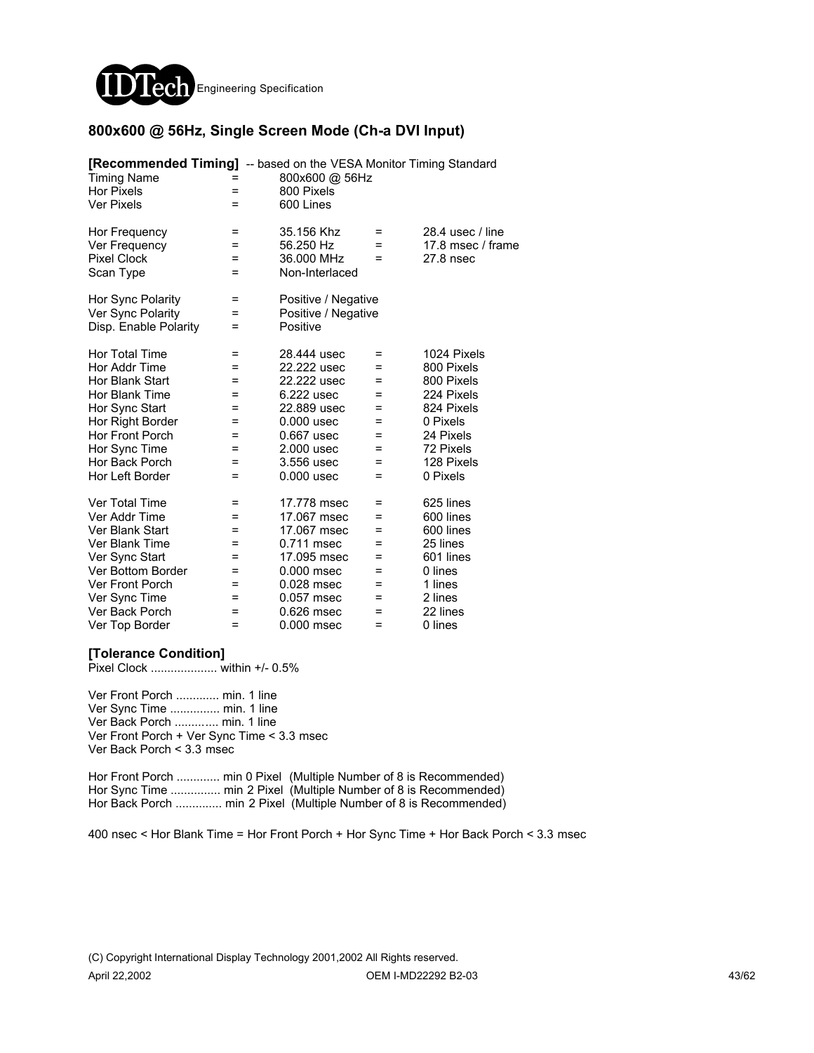## 800x600 @ 56Hz, Single Screen Mode (Ch-a DVI Input)

**[Recommended Timing]** -- based on the VESA Monitor Timing Standard

| | | | | |
|---|---|---|---|---|
| Timing Name | = | 800x600 @ 56Hz | | |
| Hor Pixels | = | 800 Pixels | | |
| Ver Pixels | = | 600 Lines | | |
| Hor Frequency | = | 35.156 Khz | = | 28.4 usec / line |
| Ver Frequency | = | 56.250 Hz | = | 17.8 msec / frame |
| Pixel Clock | = | 36.000 MHz | = | 27.8 nsec |
| Scan Type | = | Non-Interlaced | | |
| Hor Sync Polarity | = | Positive / Negative | | |
| Ver Sync Polarity | = | Positive / Negative | | |
| Disp. Enable Polarity | = | Positive | | |
| Hor Total Time | = | 28.444 usec | = | 1024 Pixels |
| Hor Addr Time | = | 22.222 usec | = | 800 Pixels |
| Hor Blank Start | = | 22.222 usec | = | 800 Pixels |
| Hor Blank Time | = | 6.222 usec | = | 224 Pixels |
| Hor Sync Start | = | 22.889 usec | = | 824 Pixels |
| Hor Right Border | = | 0.000 usec | = | 0 Pixels |
| Hor Front Porch | = | 0.667 usec | = | 24 Pixels |
| Hor Sync Time | = | 2.000 usec | = | 72 Pixels |
| Hor Back Porch | = | 3.556 usec | = | 128 Pixels |
| Hor Left Border | = | 0.000 usec | = | 0 Pixels |
| Ver Total Time | = | 17.778 msec | = | 625 lines |
| Ver Addr Time | = | 17.067 msec | = | 600 lines |
| Ver Blank Start | = | 17.067 msec | = | 600 lines |
| Ver Blank Time | = | 0.711 msec | = | 25 lines |
| Ver Sync Start | = | 17.095 msec | = | 601 lines |
| Ver Bottom Border | = | 0.000 msec | = | 0 lines |
| Ver Front Porch | = | 0.028 msec | = | 1 lines |
| Ver Sync Time | = | 0.057 msec | = | 2 lines |
| Ver Back Porch | = | 0.626 msec | = | 22 lines |
| Ver Top Border | = | 0.000 msec | = | 0 lines |

**[Tolerance Condition]**

Pixel Clock .................... within +/- 0.5%

Ver Front Porch ............. min. 1 line
Ver Sync Time ............... min. 1 line
Ver Back Porch ............. min. 1 line
Ver Front Porch + Ver Sync Time < 3.3 msec
Ver Back Porch < 3.3 msec

Hor Front Porch ............. min 0 Pixel (Multiple Number of 8 is Recommended)
Hor Sync Time ............... min 2 Pixel (Multiple Number of 8 is Recommended)
Hor Back Porch .............. min 2 Pixel (Multiple Number of 8 is Recommended)

400 nsec < Hor Blank Time = Hor Front Porch + Hor Sync Time + Hor Back Porch < 3.3 msec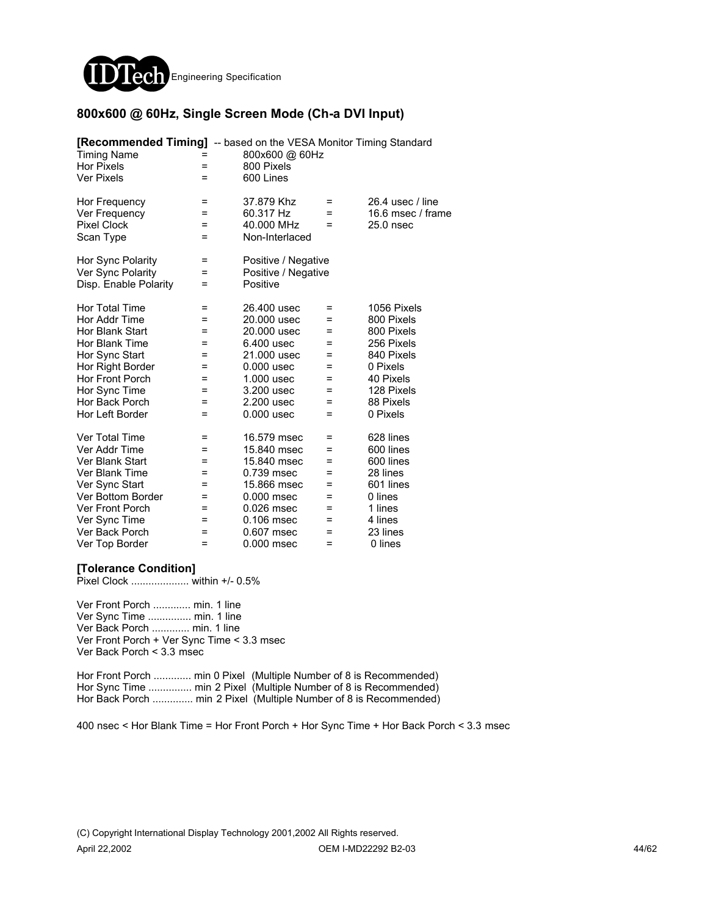## 800x600 @ 60Hz, Single Screen Mode (Ch-a DVI Input)

**[Recommended Timing]** -- based on the VESA Monitor Timing Standard

| | | | | |
|---|---|---|---|---|
| Timing Name | = | 800x600 @ 60Hz | | |
| Hor Pixels | = | 800 Pixels | | |
| Ver Pixels | = | 600 Lines | | |
| | | | | |
| Hor Frequency | = | 37.879 Khz | = | 26.4 usec / line |
| Ver Frequency | = | 60.317 Hz | = | 16.6 msec / frame |
| Pixel Clock | = | 40.000 MHz | = | 25.0 nsec |
| Scan Type | = | Non-Interlaced | | |
| | | | | |
| Hor Sync Polarity | = | Positive / Negative | | |
| Ver Sync Polarity | = | Positive / Negative | | |
| Disp. Enable Polarity | = | Positive | | |
| | | | | |
| Hor Total Time | = | 26.400 usec | = | 1056 Pixels |
| Hor Addr Time | = | 20.000 usec | = | 800 Pixels |
| Hor Blank Start | = | 20.000 usec | = | 800 Pixels |
| Hor Blank Time | = | 6.400 usec | = | 256 Pixels |
| Hor Sync Start | = | 21.000 usec | = | 840 Pixels |
| Hor Right Border | = | 0.000 usec | = | 0 Pixels |
| Hor Front Porch | = | 1.000 usec | = | 40 Pixels |
| Hor Sync Time | = | 3.200 usec | = | 128 Pixels |
| Hor Back Porch | = | 2.200 usec | = | 88 Pixels |
| Hor Left Border | = | 0.000 usec | = | 0 Pixels |
| | | | | |
| Ver Total Time | = | 16.579 msec | = | 628 lines |
| Ver Addr Time | = | 15.840 msec | = | 600 lines |
| Ver Blank Start | = | 15.840 msec | = | 600 lines |
| Ver Blank Time | = | 0.739 msec | = | 28 lines |
| Ver Sync Start | = | 15.866 msec | = | 601 lines |
| Ver Bottom Border | = | 0.000 msec | = | 0 lines |
| Ver Front Porch | = | 0.026 msec | = | 1 lines |
| Ver Sync Time | = | 0.106 msec | = | 4 lines |
| Ver Back Porch | = | 0.607 msec | = | 23 lines |
| Ver Top Border | = | 0.000 msec | = | 0 lines |

**[Tolerance Condition]**

Pixel Clock .................... within +/- 0.5%

Ver Front Porch ............. min. 1 line
Ver Sync Time ............... min. 1 line
Ver Back Porch ............. min. 1 line
Ver Front Porch + Ver Sync Time < 3.3 msec
Ver Back Porch < 3.3 msec

Hor Front Porch ............. min 0 Pixel (Multiple Number of 8 is Recommended)
Hor Sync Time ............... min 2 Pixel (Multiple Number of 8 is Recommended)
Hor Back Porch .............. min 2 Pixel (Multiple Number of 8 is Recommended)

400 nsec < Hor Blank Time = Hor Front Porch + Hor Sync Time + Hor Back Porch < 3.3 msec

(C) Copyright International Display Technology 2001,2002 All Rights reserved.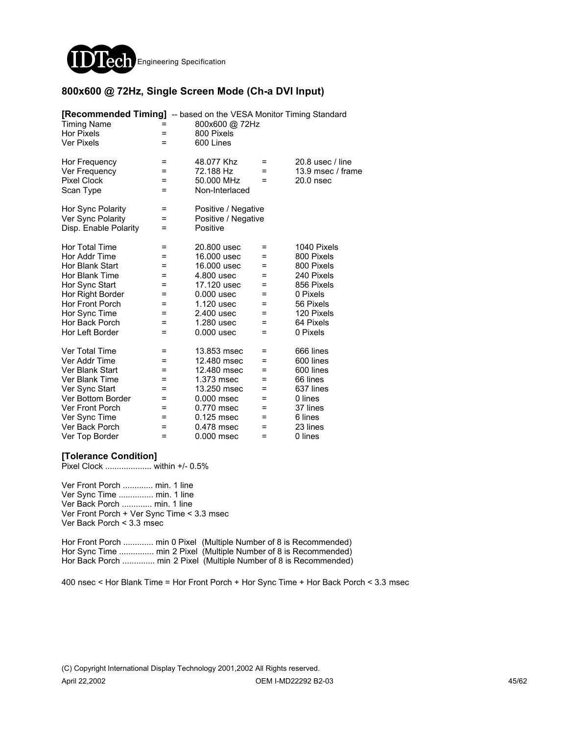## 800x600 @ 72Hz, Single Screen Mode (Ch-a DVI Input)

**[Recommended Timing]** -- based on the VESA Monitor Timing Standard

| | | | | |
|---|---|---|---|---|
| Timing Name | = | 800x600 @ 72Hz | | |
| Hor Pixels | = | 800 Pixels | | |
| Ver Pixels | = | 600 Lines | | |
| Hor Frequency | = | 48.077 Khz | = | 20.8 usec / line |
| Ver Frequency | = | 72.188 Hz | = | 13.9 msec / frame |
| Pixel Clock | = | 50.000 MHz | = | 20.0 nsec |
| Scan Type | = | Non-Interlaced | | |
| Hor Sync Polarity | = | Positive / Negative | | |
| Ver Sync Polarity | = | Positive / Negative | | |
| Disp. Enable Polarity | = | Positive | | |
| Hor Total Time | = | 20.800 usec | = | 1040 Pixels |
| Hor Addr Time | = | 16.000 usec | = | 800 Pixels |
| Hor Blank Start | = | 16.000 usec | = | 800 Pixels |
| Hor Blank Time | = | 4.800 usec | = | 240 Pixels |
| Hor Sync Start | = | 17.120 usec | = | 856 Pixels |
| Hor Right Border | = | 0.000 usec | = | 0 Pixels |
| Hor Front Porch | = | 1.120 usec | = | 56 Pixels |
| Hor Sync Time | = | 2.400 usec | = | 120 Pixels |
| Hor Back Porch | = | 1.280 usec | = | 64 Pixels |
| Hor Left Border | = | 0.000 usec | = | 0 Pixels |
| Ver Total Time | = | 13.853 msec | = | 666 lines |
| Ver Addr Time | = | 12.480 msec | = | 600 lines |
| Ver Blank Start | = | 12.480 msec | = | 600 lines |
| Ver Blank Time | = | 1.373 msec | = | 66 lines |
| Ver Sync Start | = | 13.250 msec | = | 637 lines |
| Ver Bottom Border | = | 0.000 msec | = | 0 lines |
| Ver Front Porch | = | 0.770 msec | = | 37 lines |
| Ver Sync Time | = | 0.125 msec | = | 6 lines |
| Ver Back Porch | = | 0.478 msec | = | 23 lines |
| Ver Top Border | = | 0.000 msec | = | 0 lines |

**[Tolerance Condition]**

Pixel Clock .................... within +/- 0.5%

Ver Front Porch ............. min. 1 line
Ver Sync Time ............... min. 1 line
Ver Back Porch ............. min. 1 line
Ver Front Porch + Ver Sync Time < 3.3 msec
Ver Back Porch < 3.3 msec

Hor Front Porch ............. min 0 Pixel (Multiple Number of 8 is Recommended)
Hor Sync Time ............... min 2 Pixel (Multiple Number of 8 is Recommended)
Hor Back Porch .............. min 2 Pixel (Multiple Number of 8 is Recommended)

400 nsec < Hor Blank Time = Hor Front Porch + Hor Sync Time + Hor Back Porch < 3.3 msec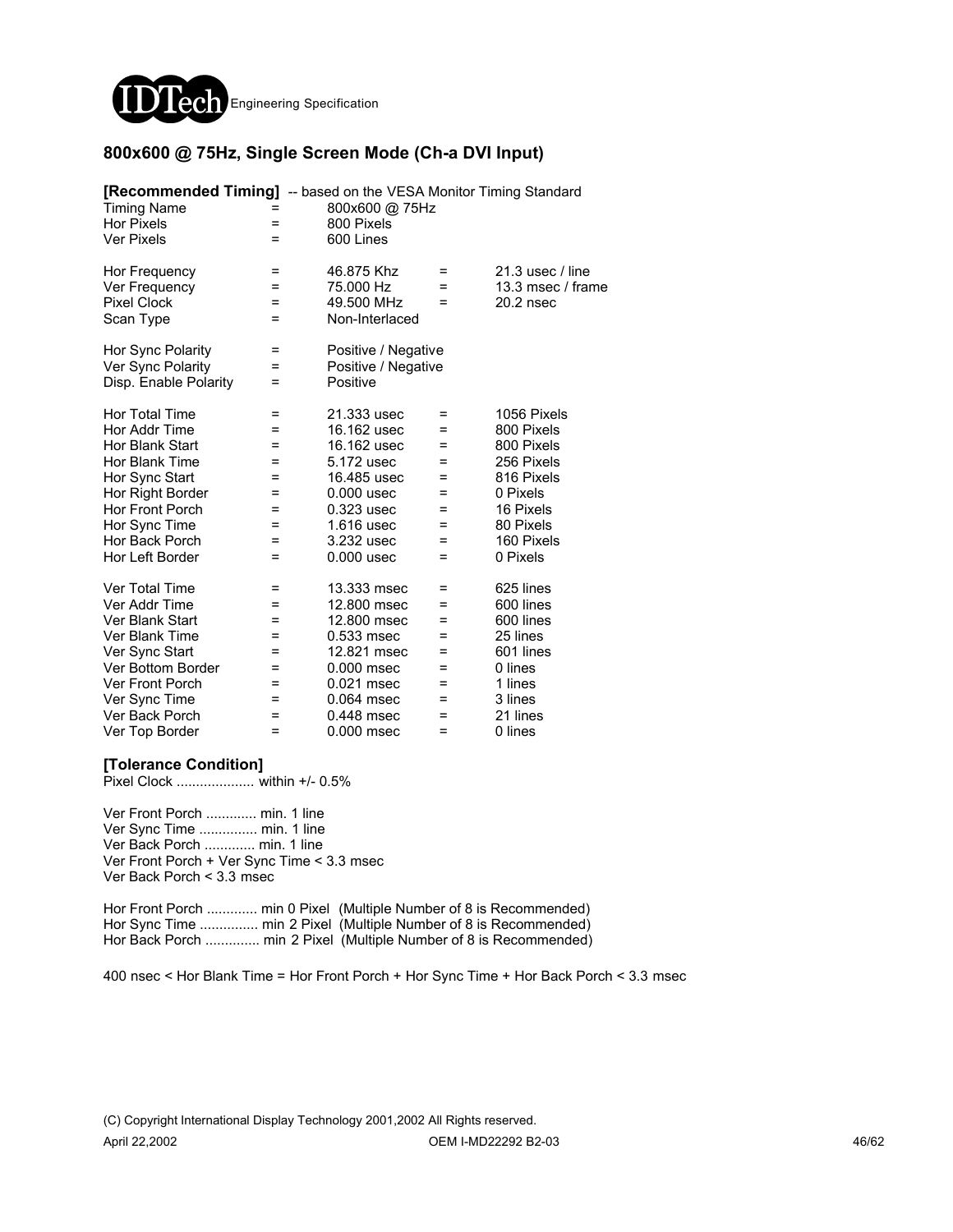## 800x600 @ 75Hz, Single Screen Mode (Ch-a DVI Input)

**[Recommended Timing]** -- based on the VESA Monitor Timing Standard

| | | | | |
|---|---|---|---|---|
| Timing Name | = | 800x600 @ 75Hz | | |
| Hor Pixels | = | 800 Pixels | | |
| Ver Pixels | = | 600 Lines | | |
| | | | | |
| Hor Frequency | = | 46.875 Khz | = | 21.3 usec / line |
| Ver Frequency | = | 75.000 Hz | = | 13.3 msec / frame |
| Pixel Clock | = | 49.500 MHz | = | 20.2 nsec |
| Scan Type | = | Non-Interlaced | | |
| | | | | |
| Hor Sync Polarity | = | Positive / Negative | | |
| Ver Sync Polarity | = | Positive / Negative | | |
| Disp. Enable Polarity | = | Positive | | |
| | | | | |
| Hor Total Time | = | 21.333 usec | = | 1056 Pixels |
| Hor Addr Time | = | 16.162 usec | = | 800 Pixels |
| Hor Blank Start | = | 16.162 usec | = | 800 Pixels |
| Hor Blank Time | = | 5.172 usec | = | 256 Pixels |
| Hor Sync Start | = | 16.485 usec | = | 816 Pixels |
| Hor Right Border | = | 0.000 usec | = | 0 Pixels |
| Hor Front Porch | = | 0.323 usec | = | 16 Pixels |
| Hor Sync Time | = | 1.616 usec | = | 80 Pixels |
| Hor Back Porch | = | 3.232 usec | = | 160 Pixels |
| Hor Left Border | = | 0.000 usec | = | 0 Pixels |
| | | | | |
| Ver Total Time | = | 13.333 msec | = | 625 lines |
| Ver Addr Time | = | 12.800 msec | = | 600 lines |
| Ver Blank Start | = | 12.800 msec | = | 600 lines |
| Ver Blank Time | = | 0.533 msec | = | 25 lines |
| Ver Sync Start | = | 12.821 msec | = | 601 lines |
| Ver Bottom Border | = | 0.000 msec | = | 0 lines |
| Ver Front Porch | = | 0.021 msec | = | 1 lines |
| Ver Sync Time | = | 0.064 msec | = | 3 lines |
| Ver Back Porch | = | 0.448 msec | = | 21 lines |
| Ver Top Border | = | 0.000 msec | = | 0 lines |

**[Tolerance Condition]**

Pixel Clock .................... within +/- 0.5%

Ver Front Porch ............. min. 1 line
Ver Sync Time ............... min. 1 line
Ver Back Porch ............. min. 1 line
Ver Front Porch + Ver Sync Time < 3.3 msec
Ver Back Porch < 3.3 msec

Hor Front Porch ............. min 0 Pixel (Multiple Number of 8 is Recommended)
Hor Sync Time ............... min 2 Pixel (Multiple Number of 8 is Recommended)
Hor Back Porch .............. min 2 Pixel (Multiple Number of 8 is Recommended)

400 nsec < Hor Blank Time = Hor Front Porch + Hor Sync Time + Hor Back Porch < 3.3 msec

(C) Copyright International Display Technology 2001,2002 All Rights reserved.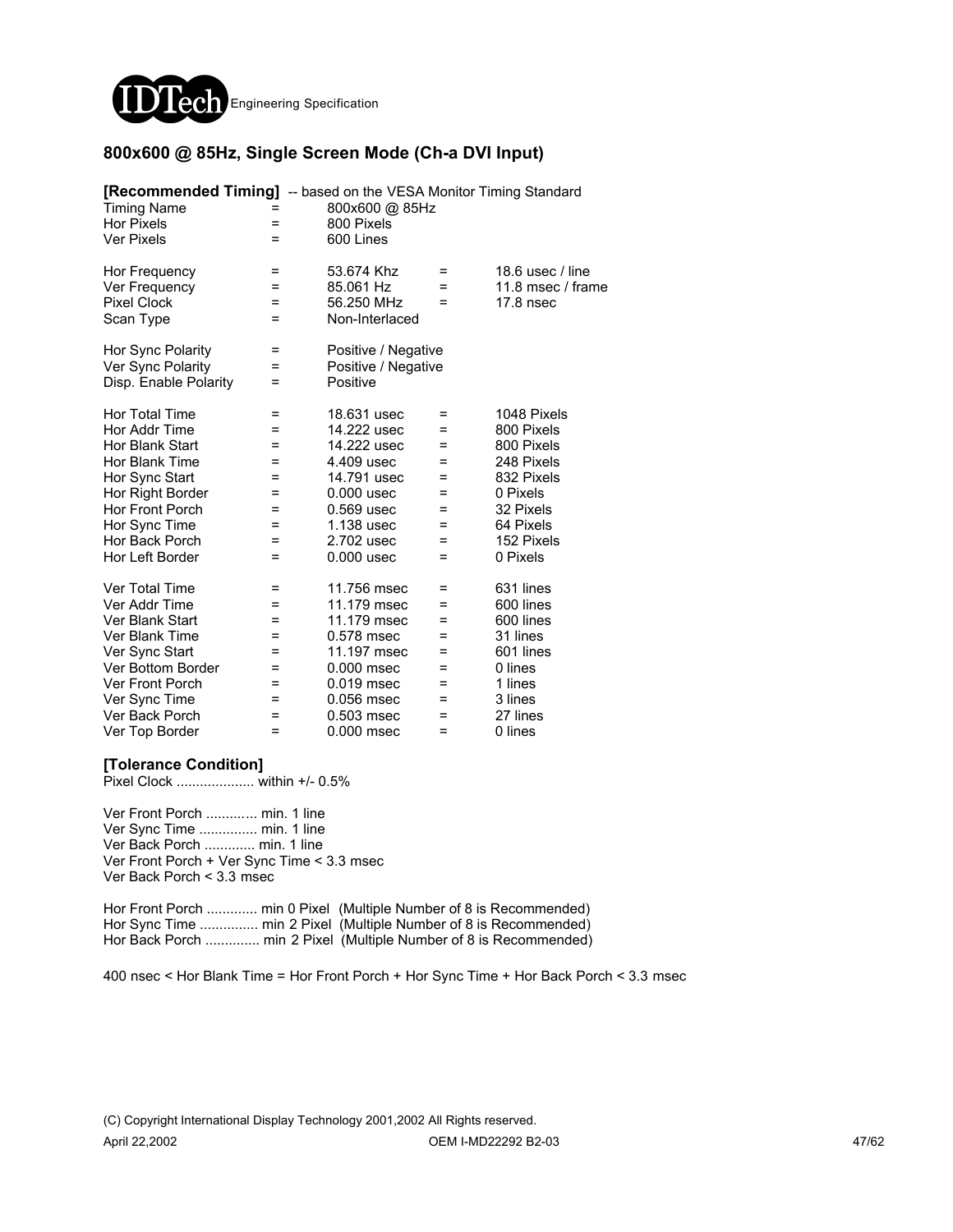## 800x600 @ 85Hz, Single Screen Mode (Ch-a DVI Input)

**[Recommended Timing]** -- based on the VESA Monitor Timing Standard

| | | | | |
|---|---|---|---|---|
| Timing Name | = | 800x600 @ 85Hz | | |
| Hor Pixels | = | 800 Pixels | | |
| Ver Pixels | = | 600 Lines | | |
| Hor Frequency | = | 53.674 Khz | = | 18.6 usec / line |
| Ver Frequency | = | 85.061 Hz | = | 11.8 msec / frame |
| Pixel Clock | = | 56.250 MHz | = | 17.8 nsec |
| Scan Type | = | Non-Interlaced | | |
| Hor Sync Polarity | = | Positive / Negative | | |
| Ver Sync Polarity | = | Positive / Negative | | |
| Disp. Enable Polarity | = | Positive | | |
| Hor Total Time | = | 18.631 usec | = | 1048 Pixels |
| Hor Addr Time | = | 14.222 usec | = | 800 Pixels |
| Hor Blank Start | = | 14.222 usec | = | 800 Pixels |
| Hor Blank Time | = | 4.409 usec | = | 248 Pixels |
| Hor Sync Start | = | 14.791 usec | = | 832 Pixels |
| Hor Right Border | = | 0.000 usec | = | 0 Pixels |
| Hor Front Porch | = | 0.569 usec | = | 32 Pixels |
| Hor Sync Time | = | 1.138 usec | = | 64 Pixels |
| Hor Back Porch | = | 2.702 usec | = | 152 Pixels |
| Hor Left Border | = | 0.000 usec | = | 0 Pixels |
| Ver Total Time | = | 11.756 msec | = | 631 lines |
| Ver Addr Time | = | 11.179 msec | = | 600 lines |
| Ver Blank Start | = | 11.179 msec | = | 600 lines |
| Ver Blank Time | = | 0.578 msec | = | 31 lines |
| Ver Sync Start | = | 11.197 msec | = | 601 lines |
| Ver Bottom Border | = | 0.000 msec | = | 0 lines |
| Ver Front Porch | = | 0.019 msec | = | 1 lines |
| Ver Sync Time | = | 0.056 msec | = | 3 lines |
| Ver Back Porch | = | 0.503 msec | = | 27 lines |
| Ver Top Border | = | 0.000 msec | = | 0 lines |

**[Tolerance Condition]**

Pixel Clock .................... within +/- 0.5%

Ver Front Porch ............. min. 1 line
Ver Sync Time ............... min. 1 line
Ver Back Porch ............. min. 1 line
Ver Front Porch + Ver Sync Time < 3.3 msec
Ver Back Porch < 3.3 msec

Hor Front Porch ............. min 0 Pixel (Multiple Number of 8 is Recommended)
Hor Sync Time ............... min 2 Pixel (Multiple Number of 8 is Recommended)
Hor Back Porch .............. min 2 Pixel (Multiple Number of 8 is Recommended)

400 nsec < Hor Blank Time = Hor Front Porch + Hor Sync Time + Hor Back Porch < 3.3 msec

(C) Copyright International Display Technology 2001,2002 All Rights reserved.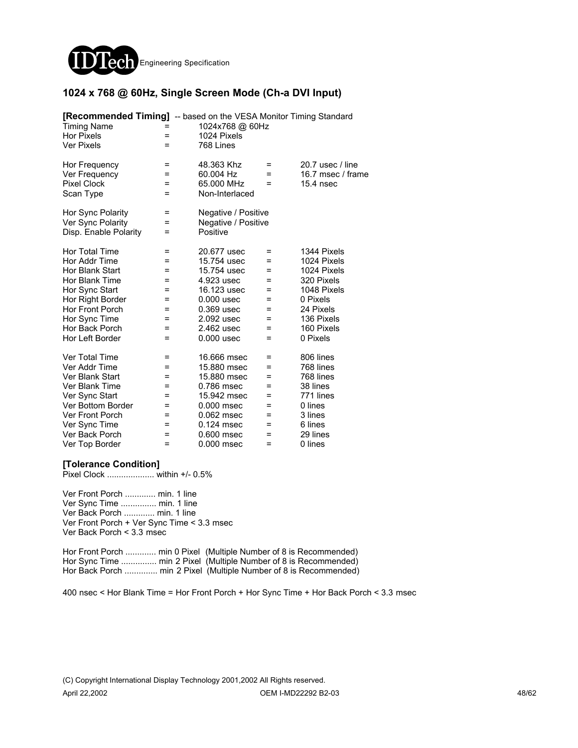## 1024 x 768 @ 60Hz, Single Screen Mode (Ch-a DVI Input)

**[Recommended Timing]** -- based on the VESA Monitor Timing Standard

| | | | | |
|---|---|---|---|---|
| Timing Name | = | 1024x768 @ 60Hz | | |
| Hor Pixels | = | 1024 Pixels | | |
| Ver Pixels | = | 768 Lines | | |
| | | | | |
| Hor Frequency | = | 48.363 Khz | = | 20.7 usec / line |
| Ver Frequency | = | 60.004 Hz | = | 16.7 msec / frame |
| Pixel Clock | = | 65.000 MHz | = | 15.4 nsec |
| Scan Type | = | Non-Interlaced | | |
| | | | | |
| Hor Sync Polarity | = | Negative / Positive | | |
| Ver Sync Polarity | = | Negative / Positive | | |
| Disp. Enable Polarity | = | Positive | | |
| | | | | |
| Hor Total Time | = | 20.677 usec | = | 1344 Pixels |
| Hor Addr Time | = | 15.754 usec | = | 1024 Pixels |
| Hor Blank Start | = | 15.754 usec | = | 1024 Pixels |
| Hor Blank Time | = | 4.923 usec | = | 320 Pixels |
| Hor Sync Start | = | 16.123 usec | = | 1048 Pixels |
| Hor Right Border | = | 0.000 usec | = | 0 Pixels |
| Hor Front Porch | = | 0.369 usec | = | 24 Pixels |
| Hor Sync Time | = | 2.092 usec | = | 136 Pixels |
| Hor Back Porch | = | 2.462 usec | = | 160 Pixels |
| Hor Left Border | = | 0.000 usec | = | 0 Pixels |
| | | | | |
| Ver Total Time | = | 16.666 msec | = | 806 lines |
| Ver Addr Time | = | 15.880 msec | = | 768 lines |
| Ver Blank Start | = | 15.880 msec | = | 768 lines |
| Ver Blank Time | = | 0.786 msec | = | 38 lines |
| Ver Sync Start | = | 15.942 msec | = | 771 lines |
| Ver Bottom Border | = | 0.000 msec | = | 0 lines |
| Ver Front Porch | = | 0.062 msec | = | 3 lines |
| Ver Sync Time | = | 0.124 msec | = | 6 lines |
| Ver Back Porch | = | 0.600 msec | = | 29 lines |
| Ver Top Border | = | 0.000 msec | = | 0 lines |

**[Tolerance Condition]**

Pixel Clock .................... within +/- 0.5%

Ver Front Porch ............. min. 1 line
Ver Sync Time ............... min. 1 line
Ver Back Porch ............. min. 1 line
Ver Front Porch + Ver Sync Time < 3.3 msec
Ver Back Porch < 3.3 msec

Hor Front Porch ............. min 0 Pixel (Multiple Number of 8 is Recommended)
Hor Sync Time ............... min 2 Pixel (Multiple Number of 8 is Recommended)
Hor Back Porch .............. min 2 Pixel (Multiple Number of 8 is Recommended)

400 nsec < Hor Blank Time = Hor Front Porch + Hor Sync Time + Hor Back Porch < 3.3 msec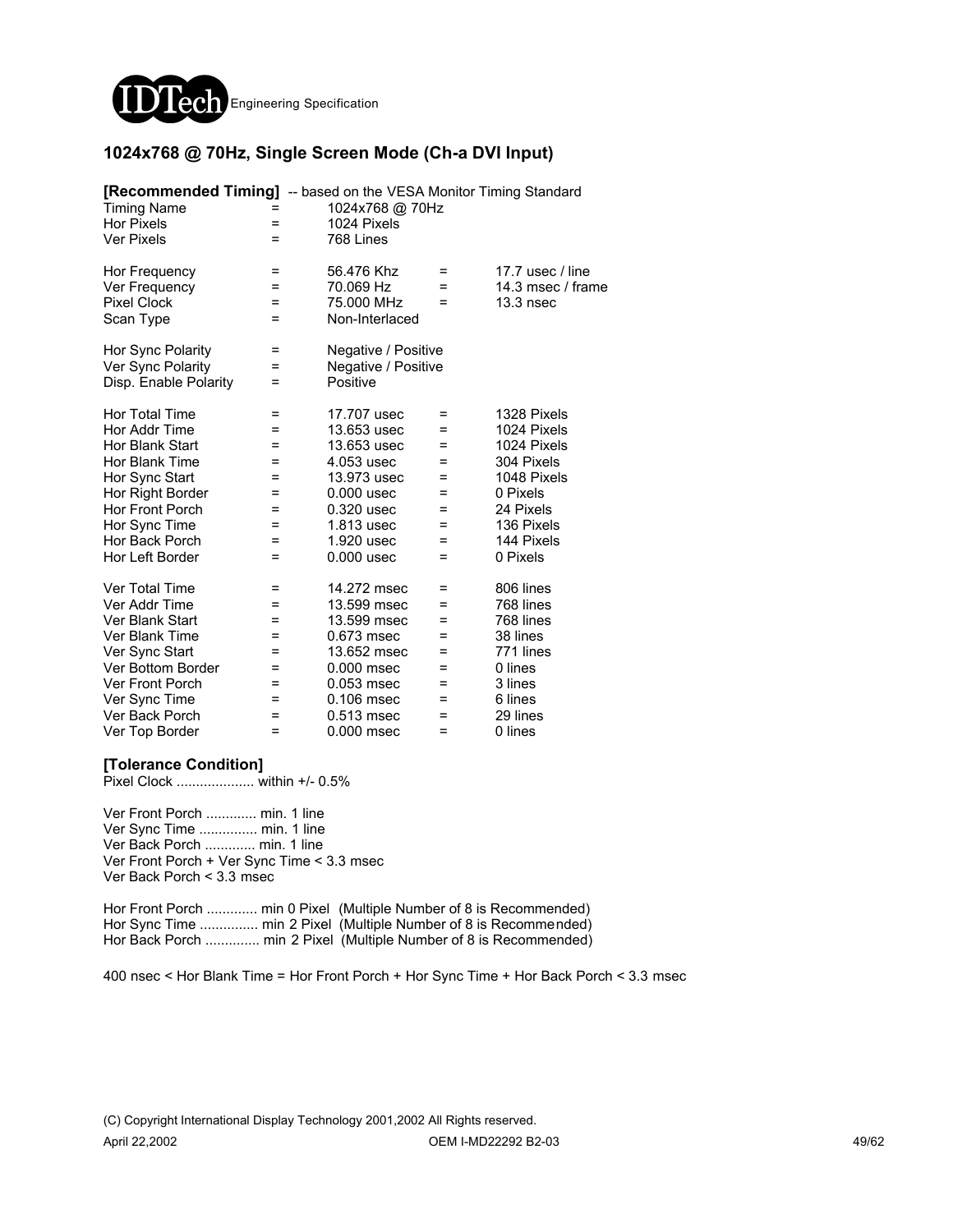## 1024x768 @ 70Hz, Single Screen Mode (Ch-a DVI Input)

**[Recommended Timing]** -- based on the VESA Monitor Timing Standard

| | | | | |
|---|---|---|---|---|
| Timing Name | = | 1024x768 @ 70Hz | | |
| Hor Pixels | = | 1024 Pixels | | |
| Ver Pixels | = | 768 Lines | | |
| | | | | |
| Hor Frequency | = | 56.476 Khz | = | 17.7 usec / line |
| Ver Frequency | = | 70.069 Hz | = | 14.3 msec / frame |
| Pixel Clock | = | 75.000 MHz | = | 13.3 nsec |
| Scan Type | = | Non-Interlaced | | |
| | | | | |
| Hor Sync Polarity | = | Negative / Positive | | |
| Ver Sync Polarity | = | Negative / Positive | | |
| Disp. Enable Polarity | = | Positive | | |
| | | | | |
| Hor Total Time | = | 17.707 usec | = | 1328 Pixels |
| Hor Addr Time | = | 13.653 usec | = | 1024 Pixels |
| Hor Blank Start | = | 13.653 usec | = | 1024 Pixels |
| Hor Blank Time | = | 4.053 usec | = | 304 Pixels |
| Hor Sync Start | = | 13.973 usec | = | 1048 Pixels |
| Hor Right Border | = | 0.000 usec | = | 0 Pixels |
| Hor Front Porch | = | 0.320 usec | = | 24 Pixels |
| Hor Sync Time | = | 1.813 usec | = | 136 Pixels |
| Hor Back Porch | = | 1.920 usec | = | 144 Pixels |
| Hor Left Border | = | 0.000 usec | = | 0 Pixels |
| | | | | |
| Ver Total Time | = | 14.272 msec | = | 806 lines |
| Ver Addr Time | = | 13.599 msec | = | 768 lines |
| Ver Blank Start | = | 13.599 msec | = | 768 lines |
| Ver Blank Time | = | 0.673 msec | = | 38 lines |
| Ver Sync Start | = | 13.652 msec | = | 771 lines |
| Ver Bottom Border | = | 0.000 msec | = | 0 lines |
| Ver Front Porch | = | 0.053 msec | = | 3 lines |
| Ver Sync Time | = | 0.106 msec | = | 6 lines |
| Ver Back Porch | = | 0.513 msec | = | 29 lines |
| Ver Top Border | = | 0.000 msec | = | 0 lines |

**[Tolerance Condition]**

Pixel Clock .................... within +/- 0.5%

Ver Front Porch ............. min. 1 line
Ver Sync Time ............... min. 1 line
Ver Back Porch ............. min. 1 line
Ver Front Porch + Ver Sync Time < 3.3 msec
Ver Back Porch < 3.3 msec

Hor Front Porch ............. min 0 Pixel (Multiple Number of 8 is Recommended)
Hor Sync Time ............... min 2 Pixel (Multiple Number of 8 is Recommended)
Hor Back Porch .............. min 2 Pixel (Multiple Number of 8 is Recommended)

400 nsec < Hor Blank Time = Hor Front Porch + Hor Sync Time + Hor Back Porch < 3.3 msec

(C) Copyright International Display Technology 2001,2002 All Rights reserved.

April 22,2002 OEM I-MD22292 B2-03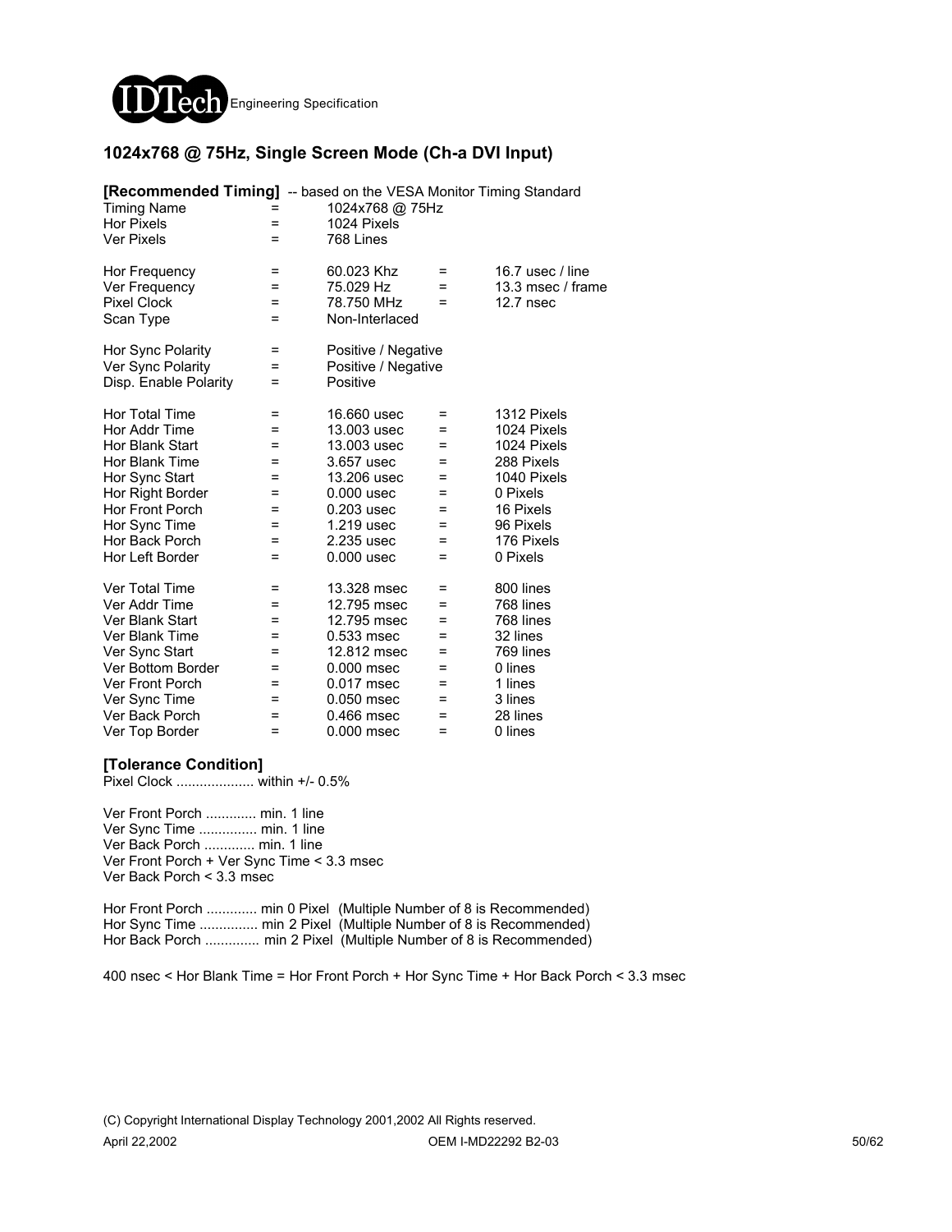## 1024x768 @ 75Hz, Single Screen Mode (Ch-a DVI Input)

**[Recommended Timing]** -- based on the VESA Monitor Timing Standard

| | | | | |
|---|---|---|---|---|
| Timing Name | = | 1024x768 @ 75Hz | | |
| Hor Pixels | = | 1024 Pixels | | |
| Ver Pixels | = | 768 Lines | | |
| Hor Frequency | = | 60.023 Khz | = | 16.7 usec / line |
| Ver Frequency | = | 75.029 Hz | = | 13.3 msec / frame |
| Pixel Clock | = | 78.750 MHz | = | 12.7 nsec |
| Scan Type | = | Non-Interlaced | | |
| Hor Sync Polarity | = | Positive / Negative | | |
| Ver Sync Polarity | = | Positive / Negative | | |
| Disp. Enable Polarity | = | Positive | | |
| Hor Total Time | = | 16.660 usec | = | 1312 Pixels |
| Hor Addr Time | = | 13.003 usec | = | 1024 Pixels |
| Hor Blank Start | = | 13.003 usec | = | 1024 Pixels |
| Hor Blank Time | = | 3.657 usec | = | 288 Pixels |
| Hor Sync Start | = | 13.206 usec | = | 1040 Pixels |
| Hor Right Border | = | 0.000 usec | = | 0 Pixels |
| Hor Front Porch | = | 0.203 usec | = | 16 Pixels |
| Hor Sync Time | = | 1.219 usec | = | 96 Pixels |
| Hor Back Porch | = | 2.235 usec | = | 176 Pixels |
| Hor Left Border | = | 0.000 usec | = | 0 Pixels |
| Ver Total Time | = | 13.328 msec | = | 800 lines |
| Ver Addr Time | = | 12.795 msec | = | 768 lines |
| Ver Blank Start | = | 12.795 msec | = | 768 lines |
| Ver Blank Time | = | 0.533 msec | = | 32 lines |
| Ver Sync Start | = | 12.812 msec | = | 769 lines |
| Ver Bottom Border | = | 0.000 msec | = | 0 lines |
| Ver Front Porch | = | 0.017 msec | = | 1 lines |
| Ver Sync Time | = | 0.050 msec | = | 3 lines |
| Ver Back Porch | = | 0.466 msec | = | 28 lines |
| Ver Top Border | = | 0.000 msec | = | 0 lines |

**[Tolerance Condition]**

Pixel Clock .................... within +/- 0.5%

Ver Front Porch ............. min. 1 line
Ver Sync Time ............... min. 1 line
Ver Back Porch ............. min. 1 line
Ver Front Porch + Ver Sync Time < 3.3 msec
Ver Back Porch < 3.3 msec

Hor Front Porch ............. min 0 Pixel (Multiple Number of 8 is Recommended)
Hor Sync Time ............... min 2 Pixel (Multiple Number of 8 is Recommended)
Hor Back Porch .............. min 2 Pixel (Multiple Number of 8 is Recommended)

400 nsec < Hor Blank Time = Hor Front Porch + Hor Sync Time + Hor Back Porch < 3.3 msec

(C) Copyright International Display Technology 2001,2002 All Rights reserved.

April 22,2002 OEM I-MD22292 B2-03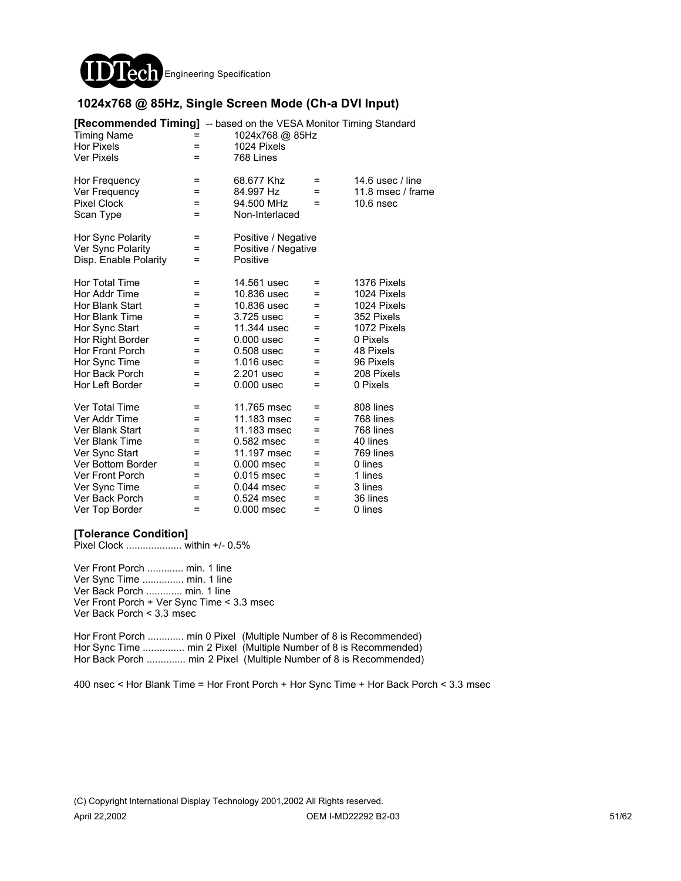## 1024x768 @ 85Hz, Single Screen Mode (Ch-a DVI Input)

**[Recommended Timing]** -- based on the VESA Monitor Timing Standard

| | | | | |
|---|---|---|---|---|
| Timing Name | = | 1024x768 @ 85Hz | | |
| Hor Pixels | = | 1024 Pixels | | |
| Ver Pixels | = | 768 Lines | | |
| | | | | |
| Hor Frequency | = | 68.677 Khz | = | 14.6 usec / line |
| Ver Frequency | = | 84.997 Hz | = | 11.8 msec / frame |
| Pixel Clock | = | 94.500 MHz | = | 10.6 nsec |
| Scan Type | = | Non-Interlaced | | |
| | | | | |
| Hor Sync Polarity | = | Positive / Negative | | |
| Ver Sync Polarity | = | Positive / Negative | | |
| Disp. Enable Polarity | = | Positive | | |
| | | | | |
| Hor Total Time | = | 14.561 usec | = | 1376 Pixels |
| Hor Addr Time | = | 10.836 usec | = | 1024 Pixels |
| Hor Blank Start | = | 10.836 usec | = | 1024 Pixels |
| Hor Blank Time | = | 3.725 usec | = | 352 Pixels |
| Hor Sync Start | = | 11.344 usec | = | 1072 Pixels |
| Hor Right Border | = | 0.000 usec | = | 0 Pixels |
| Hor Front Porch | = | 0.508 usec | = | 48 Pixels |
| Hor Sync Time | = | 1.016 usec | = | 96 Pixels |
| Hor Back Porch | = | 2.201 usec | = | 208 Pixels |
| Hor Left Border | = | 0.000 usec | = | 0 Pixels |
| | | | | |
| Ver Total Time | = | 11.765 msec | = | 808 lines |
| Ver Addr Time | = | 11.183 msec | = | 768 lines |
| Ver Blank Start | = | 11.183 msec | = | 768 lines |
| Ver Blank Time | = | 0.582 msec | = | 40 lines |
| Ver Sync Start | = | 11.197 msec | = | 769 lines |
| Ver Bottom Border | = | 0.000 msec | = | 0 lines |
| Ver Front Porch | = | 0.015 msec | = | 1 lines |
| Ver Sync Time | = | 0.044 msec | = | 3 lines |
| Ver Back Porch | = | 0.524 msec | = | 36 lines |
| Ver Top Border | = | 0.000 msec | = | 0 lines |

**[Tolerance Condition]**

Pixel Clock .................... within +/- 0.5%

Ver Front Porch ............. min. 1 line
Ver Sync Time ............... min. 1 line
Ver Back Porch ............. min. 1 line
Ver Front Porch + Ver Sync Time < 3.3 msec
Ver Back Porch < 3.3 msec

Hor Front Porch ............. min 0 Pixel (Multiple Number of 8 is Recommended)
Hor Sync Time ............... min 2 Pixel (Multiple Number of 8 is Recommended)
Hor Back Porch .............. min 2 Pixel (Multiple Number of 8 is Recommended)

400 nsec < Hor Blank Time = Hor Front Porch + Hor Sync Time + Hor Back Porch < 3.3 msec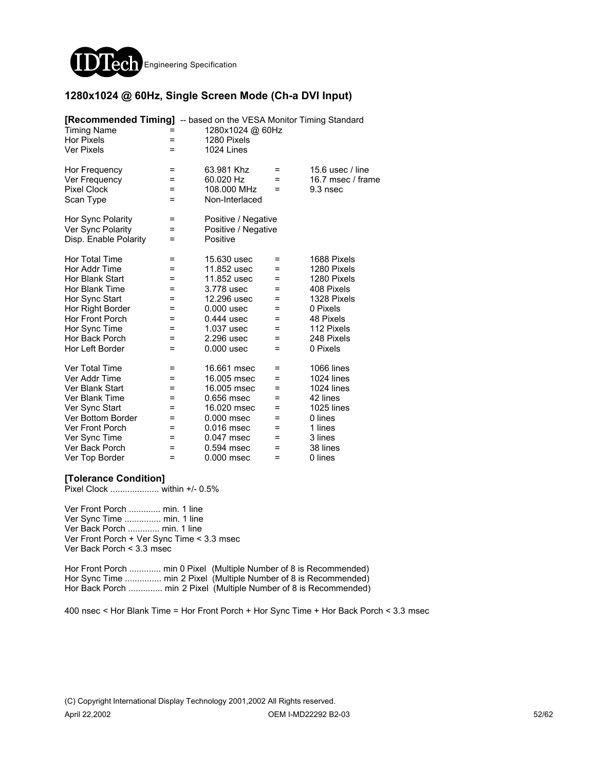## 1280x1024 @ 60Hz, Single Screen Mode (Ch-a DVI Input)

**[Recommended Timing]** -- based on the VESA Monitor Timing Standard

| | | | | |
|---|---|---|---|---|
| Timing Name | = | 1280x1024 @ 60Hz | | |
| Hor Pixels | = | 1280 Pixels | | |
| Ver Pixels | = | 1024 Lines | | |
| | | | | |
| Hor Frequency | = | 63.981 Khz | = | 15.6 usec / line |
| Ver Frequency | = | 60.020 Hz | = | 16.7 msec / frame |
| Pixel Clock | = | 108.000 MHz | = | 9.3 nsec |
| Scan Type | = | Non-Interlaced | | |
| | | | | |
| Hor Sync Polarity | = | Positive / Negative | | |
| Ver Sync Polarity | = | Positive / Negative | | |
| Disp. Enable Polarity | = | Positive | | |
| | | | | |
| Hor Total Time | = | 15.630 usec | = | 1688 Pixels |
| Hor Addr Time | = | 11.852 usec | = | 1280 Pixels |
| Hor Blank Start | = | 11.852 usec | = | 1280 Pixels |
| Hor Blank Time | = | 3.778 usec | = | 408 Pixels |
| Hor Sync Start | = | 12.296 usec | = | 1328 Pixels |
| Hor Right Border | = | 0.000 usec | = | 0 Pixels |
| Hor Front Porch | = | 0.444 usec | = | 48 Pixels |
| Hor Sync Time | = | 1.037 usec | = | 112 Pixels |
| Hor Back Porch | = | 2.296 usec | = | 248 Pixels |
| Hor Left Border | = | 0.000 usec | = | 0 Pixels |
| | | | | |
| Ver Total Time | = | 16.661 msec | = | 1066 lines |
| Ver Addr Time | = | 16.005 msec | = | 1024 lines |
| Ver Blank Start | = | 16.005 msec | = | 1024 lines |
| Ver Blank Time | = | 0.656 msec | = | 42 lines |
| Ver Sync Start | = | 16.020 msec | = | 1025 lines |
| Ver Bottom Border | = | 0.000 msec | = | 0 lines |
| Ver Front Porch | = | 0.016 msec | = | 1 lines |
| Ver Sync Time | = | 0.047 msec | = | 3 lines |
| Ver Back Porch | = | 0.594 msec | = | 38 lines |
| Ver Top Border | = | 0.000 msec | = | 0 lines |

**[Tolerance Condition]**

Pixel Clock .................... within +/- 0.5%

Ver Front Porch ............. min. 1 line
Ver Sync Time ............... min. 1 line
Ver Back Porch ............. min. 1 line
Ver Front Porch + Ver Sync Time < 3.3 msec
Ver Back Porch < 3.3 msec

Hor Front Porch ............. min 0 Pixel (Multiple Number of 8 is Recommended)
Hor Sync Time ............... min 2 Pixel (Multiple Number of 8 is Recommended)
Hor Back Porch .............. min 2 Pixel (Multiple Number of 8 is Recommended)

400 nsec < Hor Blank Time = Hor Front Porch + Hor Sync Time + Hor Back Porch < 3.3 msec

(C) Copyright International Display Technology 2001,2002 All Rights reserved.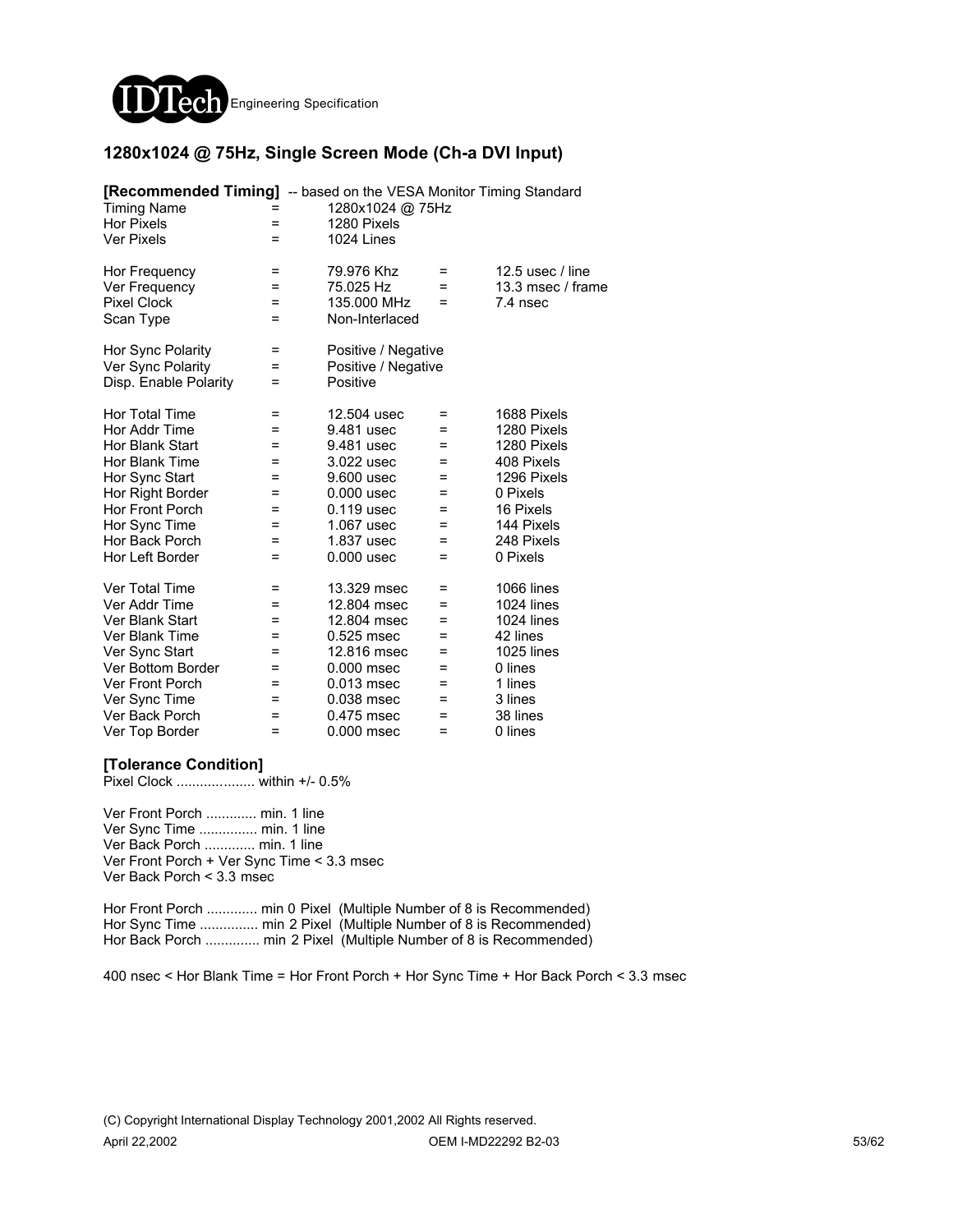## 1280x1024 @ 75Hz, Single Screen Mode (Ch-a DVI Input)

**[Recommended Timing]** -- based on the VESA Monitor Timing Standard

| | | | | |
|---|---|---|---|---|
| Timing Name | = | 1280x1024 @ 75Hz | | |
| Hor Pixels | = | 1280 Pixels | | |
| Ver Pixels | = | 1024 Lines | | |
| | | | | |
| Hor Frequency | = | 79.976 Khz | = | 12.5 usec / line |
| Ver Frequency | = | 75.025 Hz | = | 13.3 msec / frame |
| Pixel Clock | = | 135.000 MHz | = | 7.4 nsec |
| Scan Type | = | Non-Interlaced | | |
| | | | | |
| Hor Sync Polarity | = | Positive / Negative | | |
| Ver Sync Polarity | = | Positive / Negative | | |
| Disp. Enable Polarity | = | Positive | | |
| | | | | |
| Hor Total Time | = | 12.504 usec | = | 1688 Pixels |
| Hor Addr Time | = | 9.481 usec | = | 1280 Pixels |
| Hor Blank Start | = | 9.481 usec | = | 1280 Pixels |
| Hor Blank Time | = | 3.022 usec | = | 408 Pixels |
| Hor Sync Start | = | 9.600 usec | = | 1296 Pixels |
| Hor Right Border | = | 0.000 usec | = | 0 Pixels |
| Hor Front Porch | = | 0.119 usec | = | 16 Pixels |
| Hor Sync Time | = | 1.067 usec | = | 144 Pixels |
| Hor Back Porch | = | 1.837 usec | = | 248 Pixels |
| Hor Left Border | = | 0.000 usec | = | 0 Pixels |
| | | | | |
| Ver Total Time | = | 13.329 msec | = | 1066 lines |
| Ver Addr Time | = | 12.804 msec | = | 1024 lines |
| Ver Blank Start | = | 12.804 msec | = | 1024 lines |
| Ver Blank Time | = | 0.525 msec | = | 42 lines |
| Ver Sync Start | = | 12.816 msec | = | 1025 lines |
| Ver Bottom Border | = | 0.000 msec | = | 0 lines |
| Ver Front Porch | = | 0.013 msec | = | 1 lines |
| Ver Sync Time | = | 0.038 msec | = | 3 lines |
| Ver Back Porch | = | 0.475 msec | = | 38 lines |
| Ver Top Border | = | 0.000 msec | = | 0 lines |

**[Tolerance Condition]**

Pixel Clock .................... within +/- 0.5%

Ver Front Porch ............. min. 1 line
Ver Sync Time ............... min. 1 line
Ver Back Porch ............. min. 1 line
Ver Front Porch + Ver Sync Time < 3.3 msec
Ver Back Porch < 3.3 msec

Hor Front Porch ............. min 0 Pixel (Multiple Number of 8 is Recommended)
Hor Sync Time ............... min 2 Pixel (Multiple Number of 8 is Recommended)
Hor Back Porch .............. min 2 Pixel (Multiple Number of 8 is Recommended)

400 nsec < Hor Blank Time = Hor Front Porch + Hor Sync Time + Hor Back Porch < 3.3 msec

(C) Copyright International Display Technology 2001,2002 All Rights reserved.

April 22,2002 OEM I-MD22292 B2-03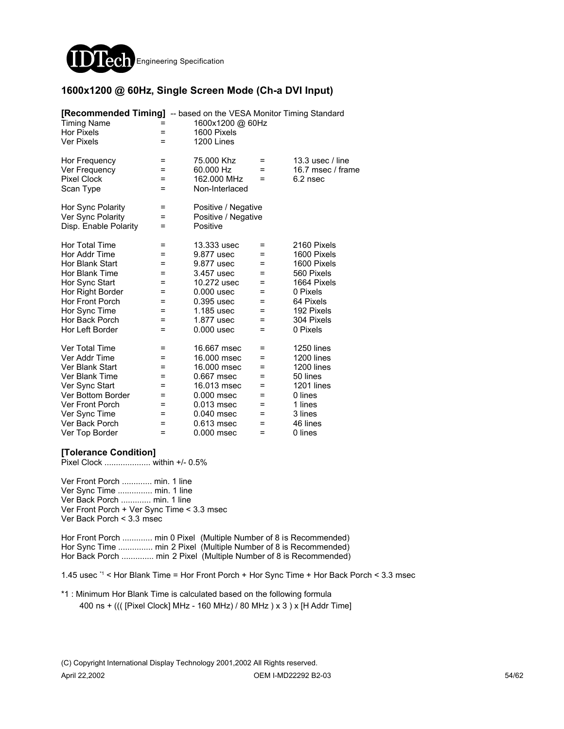## 1600x1200 @ 60Hz, Single Screen Mode (Ch-a DVI Input)

**[Recommended Timing]** -- based on the VESA Monitor Timing Standard

| | | | | |
|---|---|---|---|---|
| Timing Name | = | 1600x1200 @ 60Hz | | |
| Hor Pixels | = | 1600 Pixels | | |
| Ver Pixels | = | 1200 Lines | | |
| Hor Frequency | = | 75.000 Khz | = | 13.3 usec / line |
| Ver Frequency | = | 60.000 Hz | = | 16.7 msec / frame |
| Pixel Clock | = | 162.000 MHz | = | 6.2 nsec |
| Scan Type | = | Non-Interlaced | | |
| Hor Sync Polarity | = | Positive / Negative | | |
| Ver Sync Polarity | = | Positive / Negative | | |
| Disp. Enable Polarity | = | Positive | | |
| Hor Total Time | = | 13.333 usec | = | 2160 Pixels |
| Hor Addr Time | = | 9.877 usec | = | 1600 Pixels |
| Hor Blank Start | = | 9.877 usec | = | 1600 Pixels |
| Hor Blank Time | = | 3.457 usec | = | 560 Pixels |
| Hor Sync Start | = | 10.272 usec | = | 1664 Pixels |
| Hor Right Border | = | 0.000 usec | = | 0 Pixels |
| Hor Front Porch | = | 0.395 usec | = | 64 Pixels |
| Hor Sync Time | = | 1.185 usec | = | 192 Pixels |
| Hor Back Porch | = | 1.877 usec | = | 304 Pixels |
| Hor Left Border | = | 0.000 usec | = | 0 Pixels |
| Ver Total Time | = | 16.667 msec | = | 1250 lines |
| Ver Addr Time | = | 16.000 msec | = | 1200 lines |
| Ver Blank Start | = | 16.000 msec | = | 1200 lines |
| Ver Blank Time | = | 0.667 msec | = | 50 lines |
| Ver Sync Start | = | 16.013 msec | = | 1201 lines |
| Ver Bottom Border | = | 0.000 msec | = | 0 lines |
| Ver Front Porch | = | 0.013 msec | = | 1 lines |
| Ver Sync Time | = | 0.040 msec | = | 3 lines |
| Ver Back Porch | = | 0.613 msec | = | 46 lines |
| Ver Top Border | = | 0.000 msec | = | 0 lines |

**[Tolerance Condition]**

Pixel Clock .................... within +/- 0.5%

Ver Front Porch ............. min. 1 line
Ver Sync Time ............... min. 1 line
Ver Back Porch ............. min. 1 line
Ver Front Porch + Ver Sync Time < 3.3 msec
Ver Back Porch < 3.3 msec

Hor Front Porch ............. min 0 Pixel (Multiple Number of 8 is Recommended)
Hor Sync Time ............... min 2 Pixel (Multiple Number of 8 is Recommended)
Hor Back Porch .............. min 2 Pixel (Multiple Number of 8 is Recommended)

1.45 usec [*1] < Hor Blank Time = Hor Front Porch + Hor Sync Time + Hor Back Porch < 3.3 msec

*1 : Minimum Hor Blank Time is calculated based on the following formula
400 ns + ((( [Pixel Clock] MHz - 160 MHz) / 80 MHz ) x 3 ) x [H Addr Time]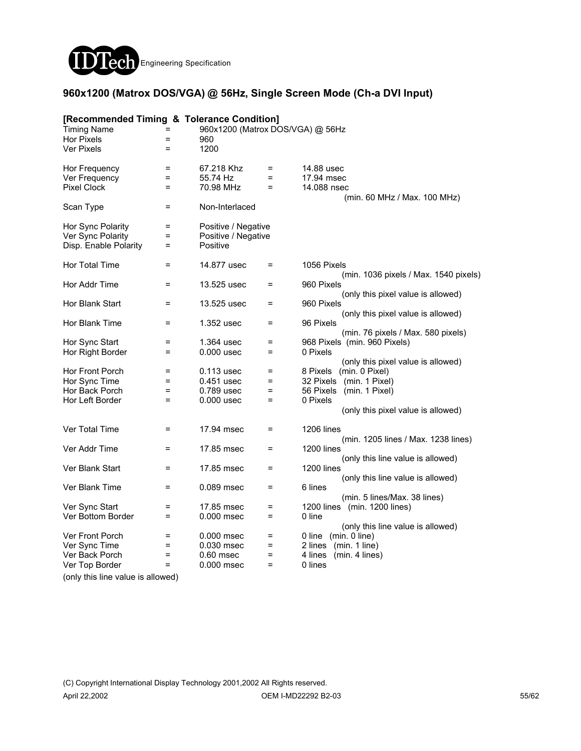## 960x1200 (Matrox DOS/VGA) @ 56Hz, Single Screen Mode (Ch-a DVI Input)

**[Recommended Timing & Tolerance Condition]**

| | | | | |
|---|---|---|---|---|
| Timing Name | = | 960x1200 (Matrox DOS/VGA) @ 56Hz | | |
| Hor Pixels | = | 960 | | |
| Ver Pixels | = | 1200 | | |
| | | | | |
| Hor Frequency | = | 67.218 Khz | = | 14.88 usec |
| Ver Frequency | = | 55.74 Hz | = | 17.94 msec |
| Pixel Clock | = | 70.98 MHz | = | 14.088 nsec (min. 60 MHz / Max. 100 MHz) |
| Scan Type | = | Non-Interlaced | | |
| | | | | |
| Hor Sync Polarity | = | Positive / Negative | | |
| Ver Sync Polarity | = | Positive / Negative | | |
| Disp. Enable Polarity | = | Positive | | |
| | | | | |
| Hor Total Time | = | 14.877 usec | = | 1056 Pixels (min. 1036 pixels / Max. 1540 pixels) |
| Hor Addr Time | = | 13.525 usec | = | 960 Pixels (only this pixel value is allowed) |
| Hor Blank Start | = | 13.525 usec | = | 960 Pixels (only this pixel value is allowed) |
| Hor Blank Time | = | 1.352 usec | = | 96 Pixels (min. 76 pixels / Max. 580 pixels) |
| Hor Sync Start | = | 1.364 usec | = | 968 Pixels (min. 960 Pixels) |
| Hor Right Border | = | 0.000 usec | = | 0 Pixels (only this pixel value is allowed) |
| Hor Front Porch | = | 0.113 usec | = | 8 Pixels (min. 0 Pixel) |
| Hor Sync Time | = | 0.451 usec | = | 32 Pixels (min. 1 Pixel) |
| Hor Back Porch | = | 0.789 usec | = | 56 Pixels (min. 1 Pixel) |
| Hor Left Border | = | 0.000 usec | = | 0 Pixels (only this pixel value is allowed) |
| | | | | |
| Ver Total Time | = | 17.94 msec | = | 1206 lines (min. 1205 lines / Max. 1238 lines) |
| Ver Addr Time | = | 17.85 msec | = | 1200 lines (only this line value is allowed) |
| Ver Blank Start | = | 17.85 msec | = | 1200 lines (only this line value is allowed) |
| Ver Blank Time | = | 0.089 msec | = | 6 lines (min. 5 lines/Max. 38 lines) |
| Ver Sync Start | = | 17.85 msec | = | 1200 lines (min. 1200 lines) |
| Ver Bottom Border | = | 0.000 msec | = | 0 line (only this line value is allowed) |
| Ver Front Porch | = | 0.000 msec | = | 0 line (min. 0 line) |
| Ver Sync Time | = | 0.030 msec | = | 2 lines (min. 1 line) |
| Ver Back Porch | = | 0.60 msec | = | 4 lines (min. 4 lines) |
| Ver Top Border | = | 0.000 msec | = | 0 lines |

(only this line value is allowed)

(C) Copyright International Display Technology 2001,2002 All Rights reserved.

April 22,2002 OEM I-MD22292 B2-03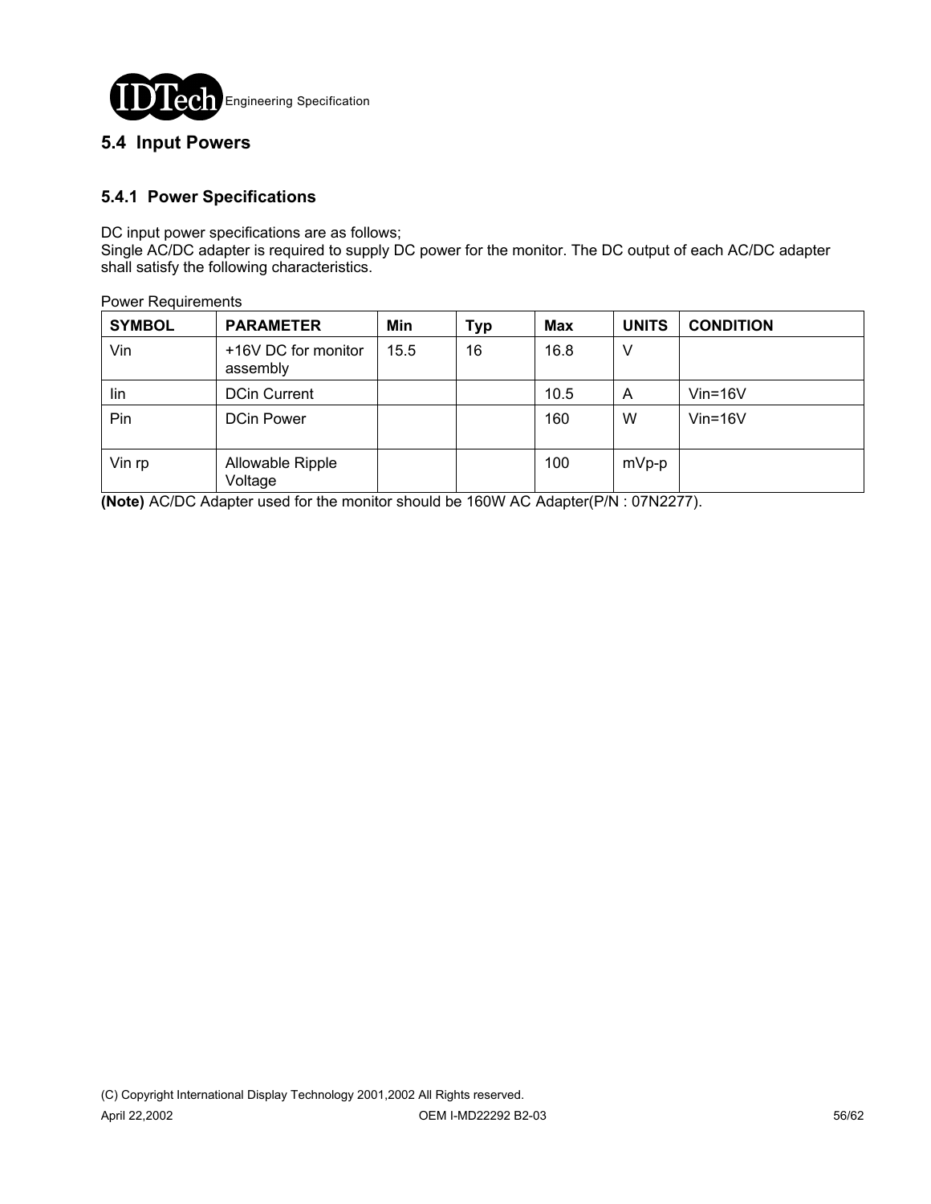## 5.4 Input Powers

### 5.4.1 Power Specifications

DC input power specifications are as follows;
Single AC/DC adapter is required to supply DC power for the monitor. The DC output of each AC/DC adapter shall satisfy the following characteristics.

Power Requirements

| SYMBOL | PARAMETER | Min | Typ | Max | UNITS | CONDITION |
|---|---|---|---|---|---|---|
| Vin | +16V DC for monitor assembly | 15.5 | 16 | 16.8 | V | |
| Iin | DCin Current | | | 10.5 | A | Vin=16V |
| Pin | DCin Power | | | 160 | W | Vin=16V |
| Vin rp | Allowable Ripple Voltage | | | 100 | mVp-p | |

**(Note)** AC/DC Adapter used for the monitor should be 160W AC Adapter(P/N : 07N2277).

(C) Copyright International Display Technology 2001,2002 All Rights reserved.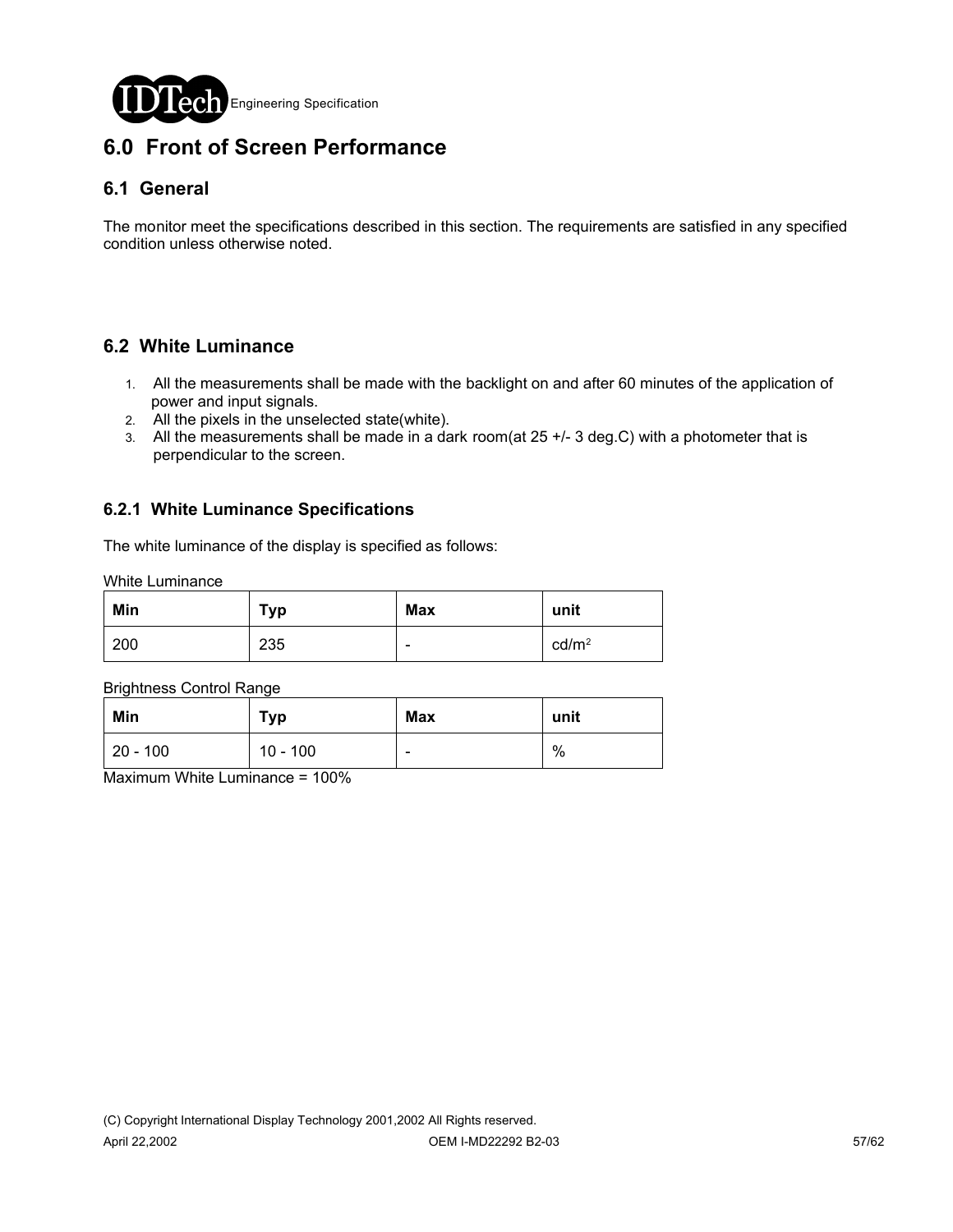# 6.0 Front of Screen Performance

## 6.1 General

The monitor meet the specifications described in this section. The requirements are satisfied in any specified condition unless otherwise noted.

## 6.2 White Luminance

1. All the measurements shall be made with the backlight on and after 60 minutes of the application of power and input signals.
2. All the pixels in the unselected state(white).
3. All the measurements shall be made in a dark room(at 25 +/- 3 deg.C) with a photometer that is perpendicular to the screen.

### 6.2.1 White Luminance Specifications

The white luminance of the display is specified as follows:

White Luminance

| Min | Typ | Max | unit |
|---|---|---|---|
| 200 | 235 | - | $cd/m^2$ |

Brightness Control Range

| Min | Typ | Max | unit |
|---|---|---|---|
| 20 - 100 | 10 - 100 | - | % |

Maximum White Luminance = 100%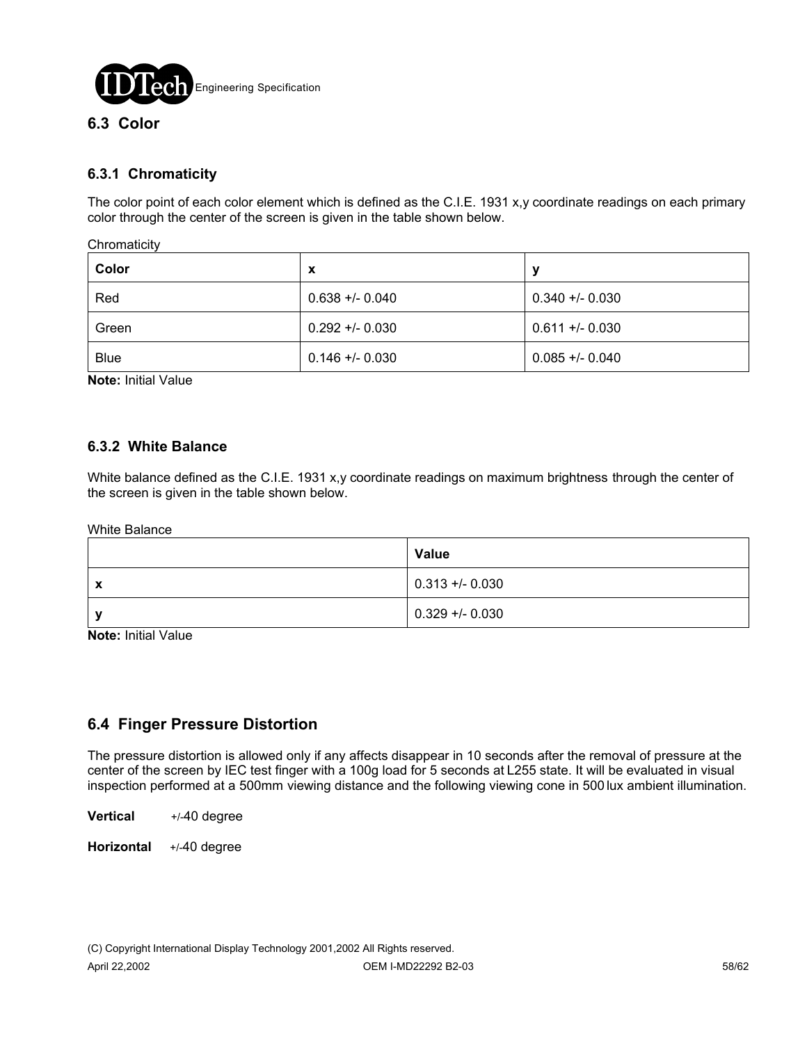## 6.3 Color

### 6.3.1 Chromaticity

The color point of each color element which is defined as the C.I.E. 1931 x,y coordinate readings on each primary color through the center of the screen is given in the table shown below.

Chromaticity

| Color | x | y |
|---|---|---|
| Red | 0.638 +/- 0.040 | 0.340 +/- 0.030 |
| Green | 0.292 +/- 0.030 | 0.611 +/- 0.030 |
| Blue | 0.146 +/- 0.030 | 0.085 +/- 0.040 |

**Note:** Initial Value

### 6.3.2 White Balance

White balance defined as the C.I.E. 1931 x,y coordinate readings on maximum brightness through the center of the screen is given in the table shown below.

White Balance

| | Value |
|---|---|
| **x** | 0.313 +/- 0.030 |
| **y** | 0.329 +/- 0.030 |

**Note:** Initial Value

## 6.4 Finger Pressure Distortion

The pressure distortion is allowed only if any affects disappear in 10 seconds after the removal of pressure at the center of the screen by IEC test finger with a 100g load for 5 seconds at L255 state. It will be evaluated in visual inspection performed at a 500mm viewing distance and the following viewing cone in 500 lux ambient illumination.

**Vertical** +/-40 degree

**Horizontal** +/-40 degree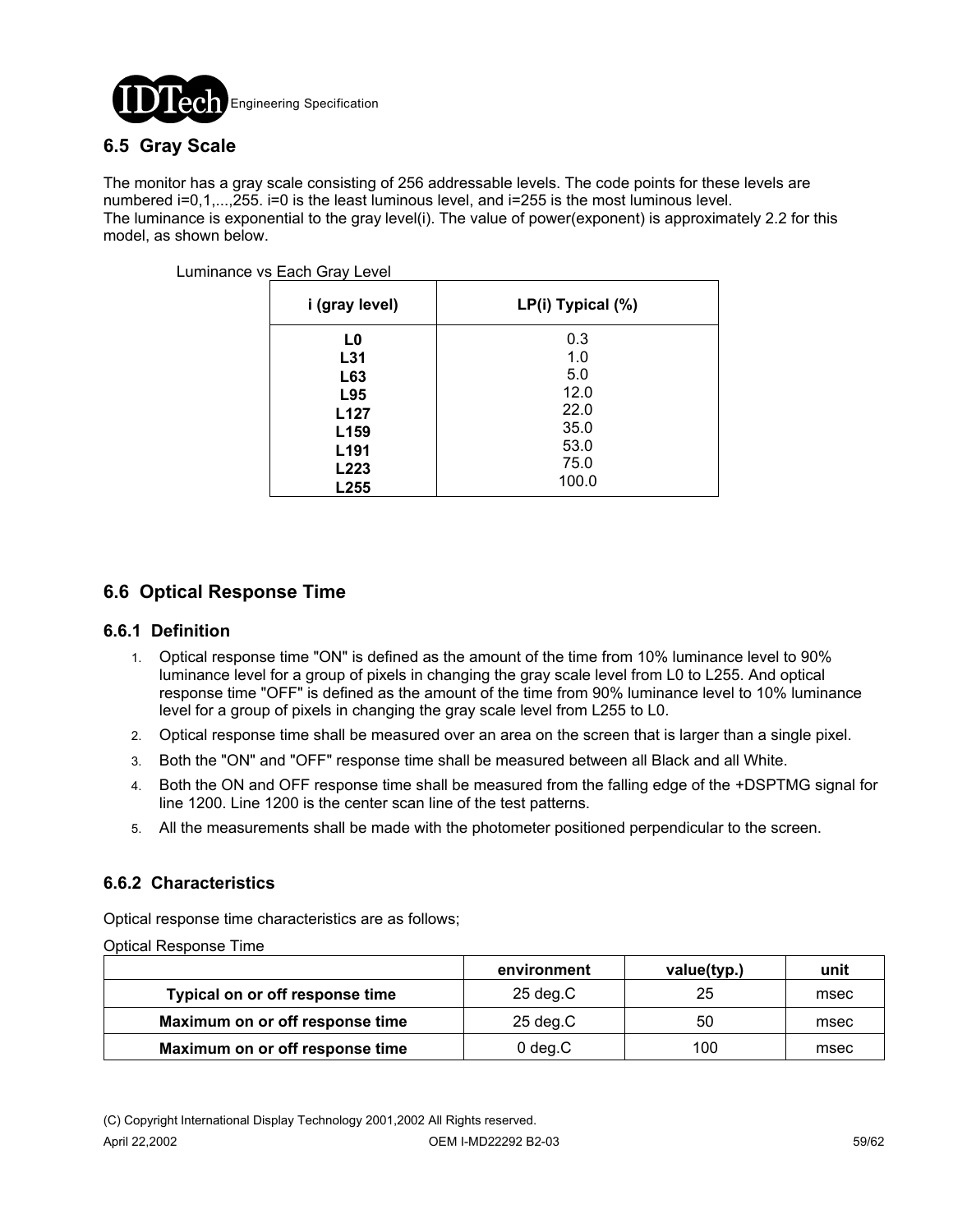## 6.5 Gray Scale

The monitor has a gray scale consisting of 256 addressable levels. The code points for these levels are numbered i=0,1,...,255. i=0 is the least luminous level, and i=255 is the most luminous level.
The luminance is exponential to the gray level(i). The value of power(exponent) is approximately 2.2 for this model, as shown below.

Luminance vs Each Gray Level

| i (gray level) | LP(i) Typical (%) |
|---|---|
| **L0** | 0.3 |
| **L31** | 1.0 |
| **L63** | 5.0 |
| **L95** | 12.0 |
| **L127** | 22.0 |
| **L159** | 35.0 |
| **L191** | 53.0 |
| **L223** | 75.0 |
| **L255** | 100.0 |

## 6.6 Optical Response Time

### 6.6.1 Definition

1. Optical response time "ON" is defined as the amount of the time from 10% luminance level to 90% luminance level for a group of pixels in changing the gray scale level from L0 to L255. And optical response time "OFF" is defined as the amount of the time from 90% luminance level to 10% luminance level for a group of pixels in changing the gray scale level from L255 to L0.
2. Optical response time shall be measured over an area on the screen that is larger than a single pixel.
3. Both the "ON" and "OFF" response time shall be measured between all Black and all White.
4. Both the ON and OFF response time shall be measured from the falling edge of the +DSPTMG signal for line 1200. Line 1200 is the center scan line of the test patterns.
5. All the measurements shall be made with the photometer positioned perpendicular to the screen.

### 6.6.2 Characteristics

Optical response time characteristics are as follows;

Optical Response Time

| | environment | value(typ.) | unit |
|---|---|---|---|
| **Typical on or off response time** | 25 deg.C | 25 | msec |
| **Maximum on or off response time** | 25 deg.C | 50 | msec |
| **Maximum on or off response time** | 0 deg.C | 100 | msec |

(C) Copyright International Display Technology 2001,2002 All Rights reserved.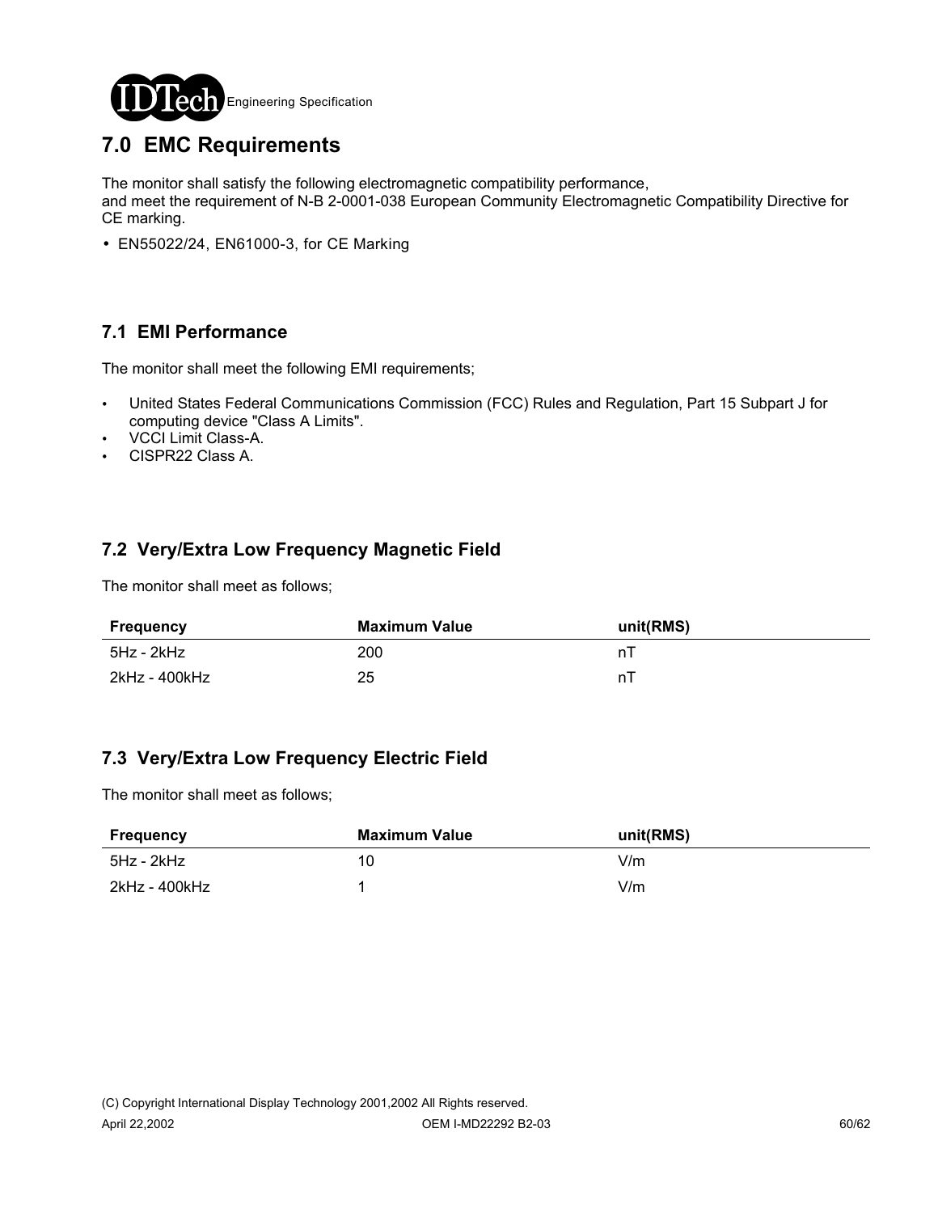## 7.0 EMC Requirements

The monitor shall satisfy the following electromagnetic compatibility performance,
and meet the requirement of N-B 2-0001-038 European Community Electromagnetic Compatibility Directive for CE marking.

- EN55022/24, EN61000-3, for CE Marking

### 7.1 EMI Performance

The monitor shall meet the following EMI requirements;

- United States Federal Communications Commission (FCC) Rules and Regulation, Part 15 Subpart J for computing device "Class A Limits".
- VCCI Limit Class-A.
- CISPR22 Class A.

### 7.2 Very/Extra Low Frequency Magnetic Field

The monitor shall meet as follows;

| Frequency | Maximum Value | unit(RMS) |
|---|---|---|
| 5Hz - 2kHz | 200 | nT |
| 2kHz - 400kHz | 25 | nT |

### 7.3 Very/Extra Low Frequency Electric Field

The monitor shall meet as follows;

| Frequency | Maximum Value | unit(RMS) |
|---|---|---|
| 5Hz - 2kHz | 10 | V/m |
| 2kHz - 400kHz | 1 | V/m |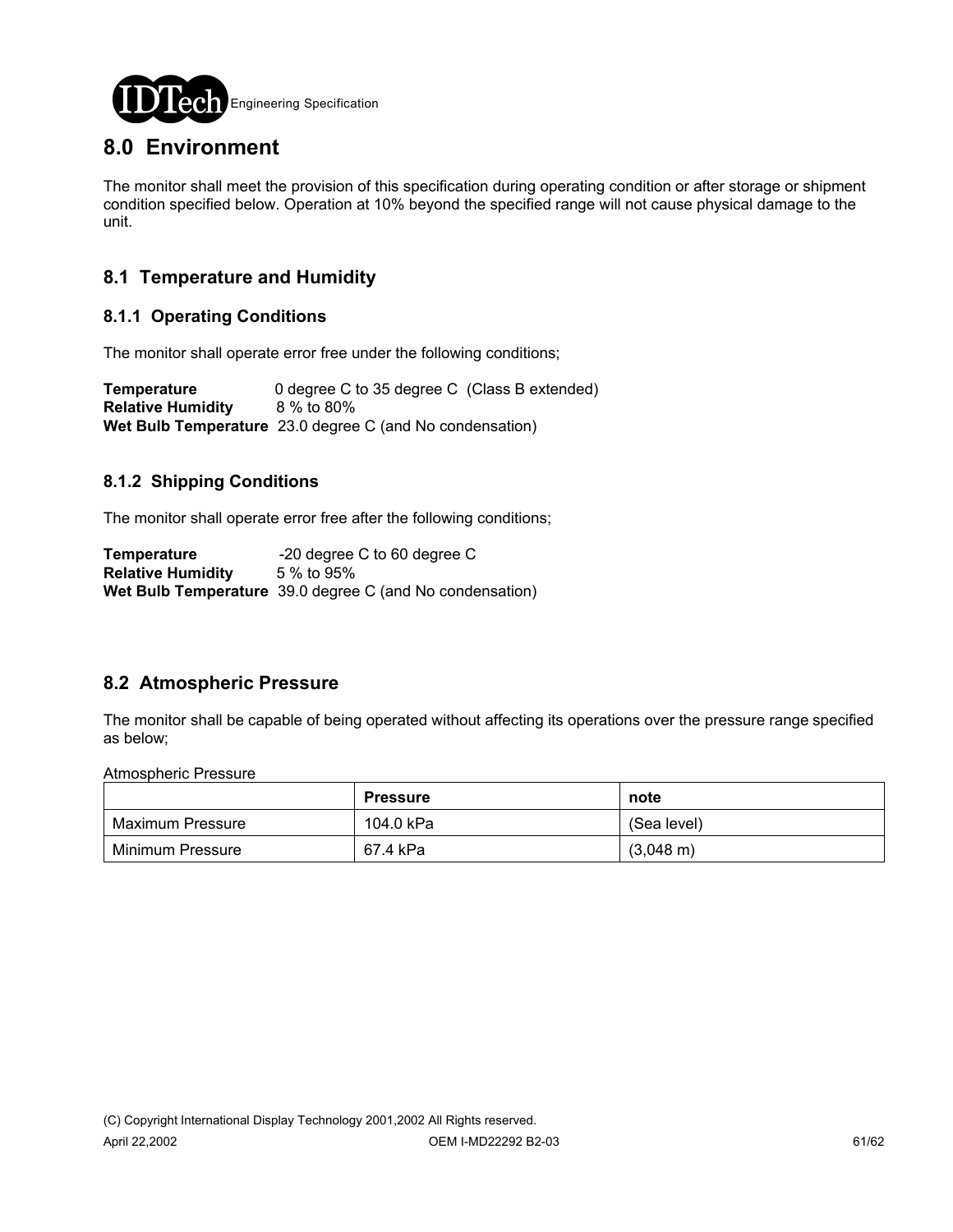# 8.0 Environment

The monitor shall meet the provision of this specification during operating condition or after storage or shipment condition specified below. Operation at 10% beyond the specified range will not cause physical damage to the unit.

## 8.1 Temperature and Humidity

### 8.1.1 Operating Conditions

The monitor shall operate error free under the following conditions;

**Temperature** 0 degree C to 35 degree C (Class B extended)
**Relative Humidity** 8 % to 80%
**Wet Bulb Temperature** 23.0 degree C (and No condensation)

### 8.1.2 Shipping Conditions

The monitor shall operate error free after the following conditions;

**Temperature** -20 degree C to 60 degree C
**Relative Humidity** 5 % to 95%
**Wet Bulb Temperature** 39.0 degree C (and No condensation)

## 8.2 Atmospheric Pressure

The monitor shall be capable of being operated without affecting its operations over the pressure range specified as below;

Atmospheric Pressure

| | **Pressure** | **note** |
|---|---|---|
| Maximum Pressure | 104.0 kPa | (Sea level) |
| Minimum Pressure | 67.4 kPa | (3,048 m) |

(C) Copyright International Display Technology 2001,2002 All Rights reserved.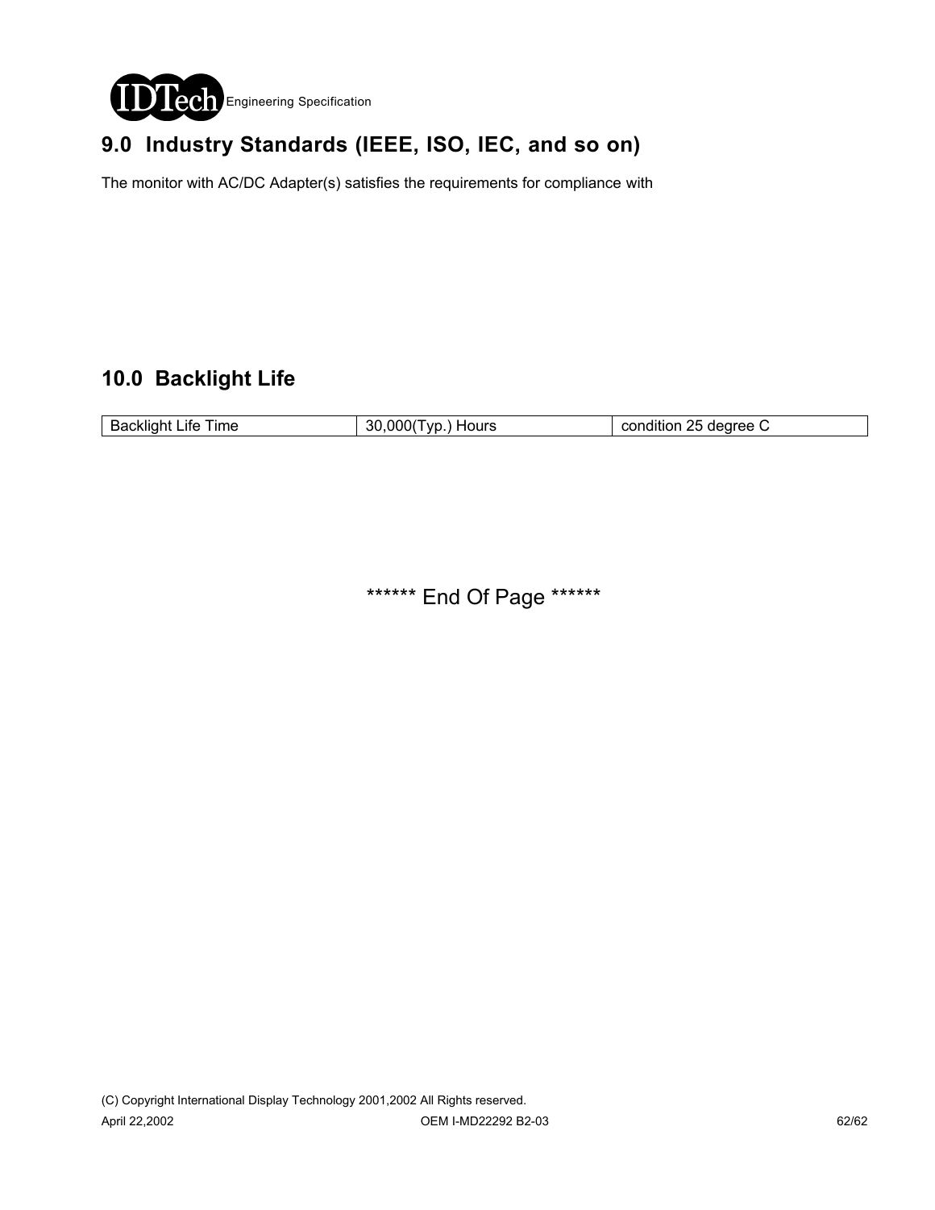## 9.0 Industry Standards (IEEE, ISO, IEC, and so on)

The monitor with AC/DC Adapter(s) satisfies the requirements for compliance with

## 10.0 Backlight Life

| | | |
|---|---|---|
| Backlight Life Time | 30,000(Typ.) Hours | condition 25 degree C |

****** End Of Page ******

(C) Copyright International Display Technology 2001,2002 All Rights reserved.

April 22,2002 OEM I-MD22292 B2-03